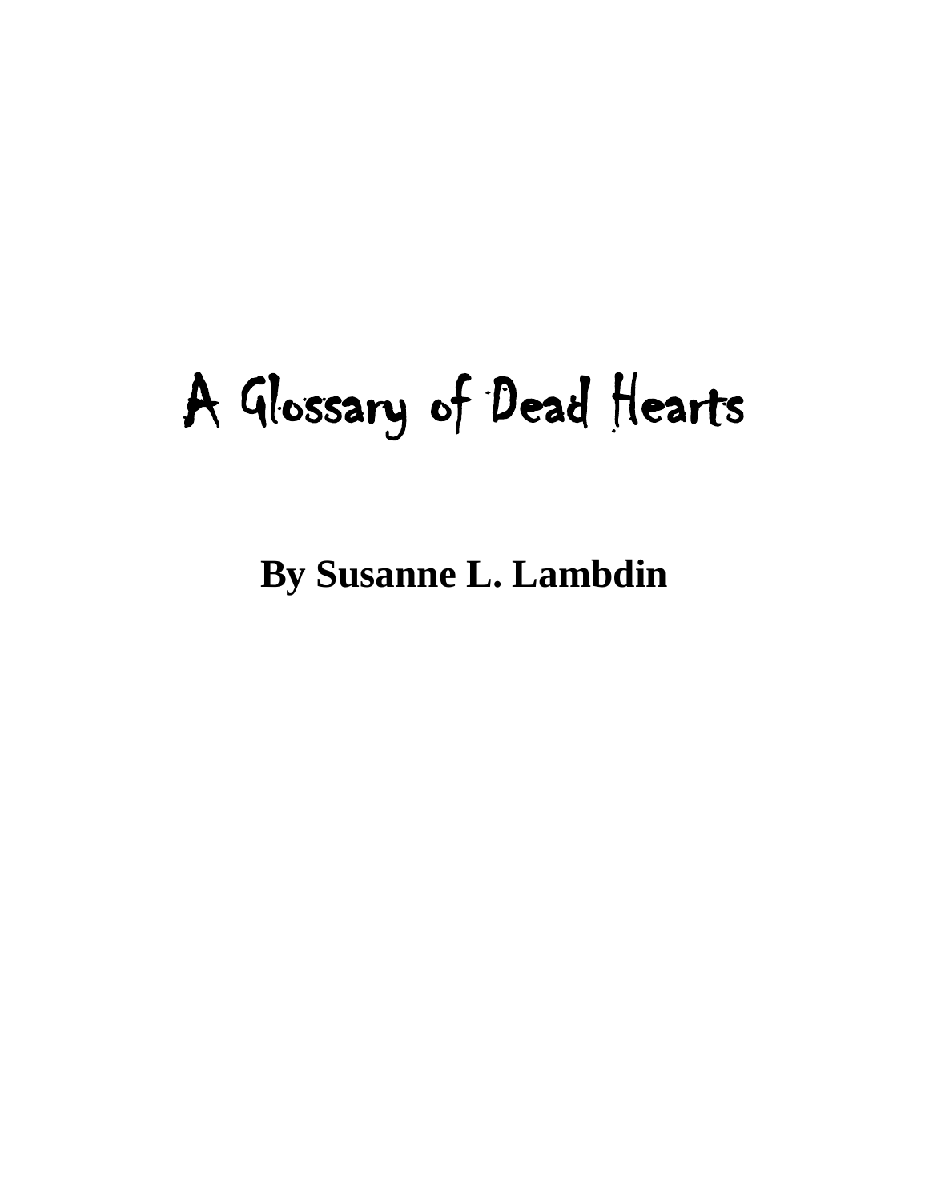# A Glossary of Dead Hearts

**By Susanne L. Lambdin**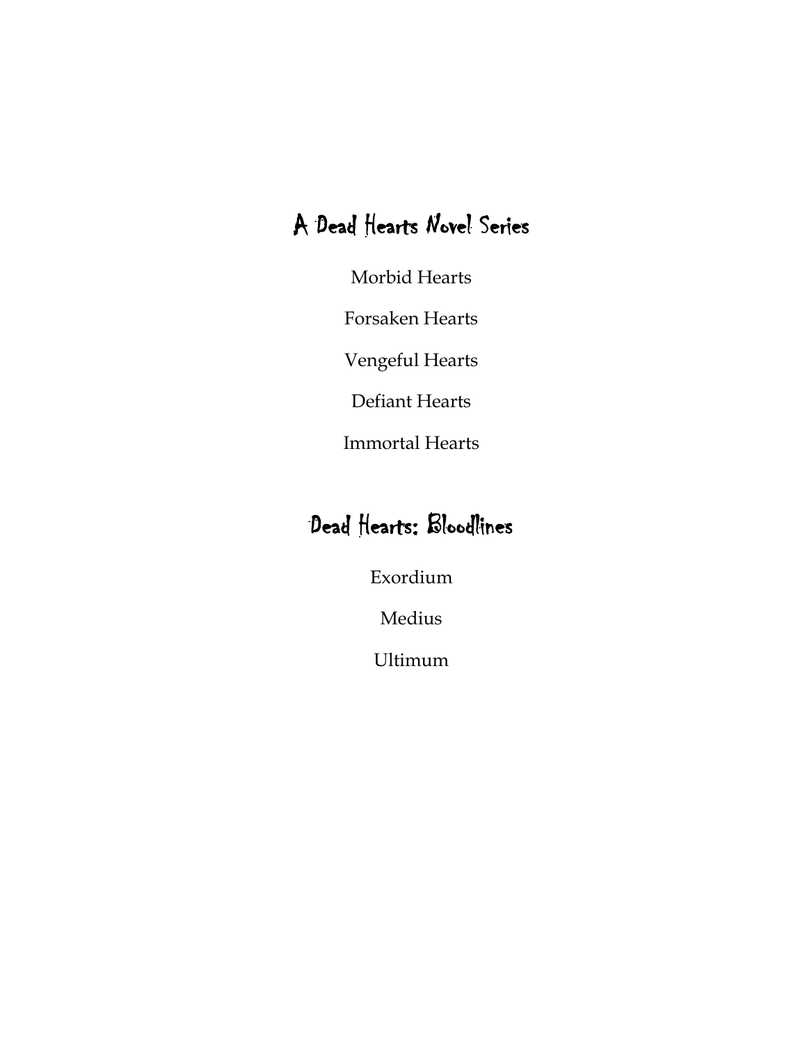## A Dead Hearts Novel Series

Morbid Hearts

Forsaken Hearts

Vengeful Hearts

Defiant Hearts

Immortal Hearts

## Dead Hearts: Bloodlines

Exordium

Medius

Ultimum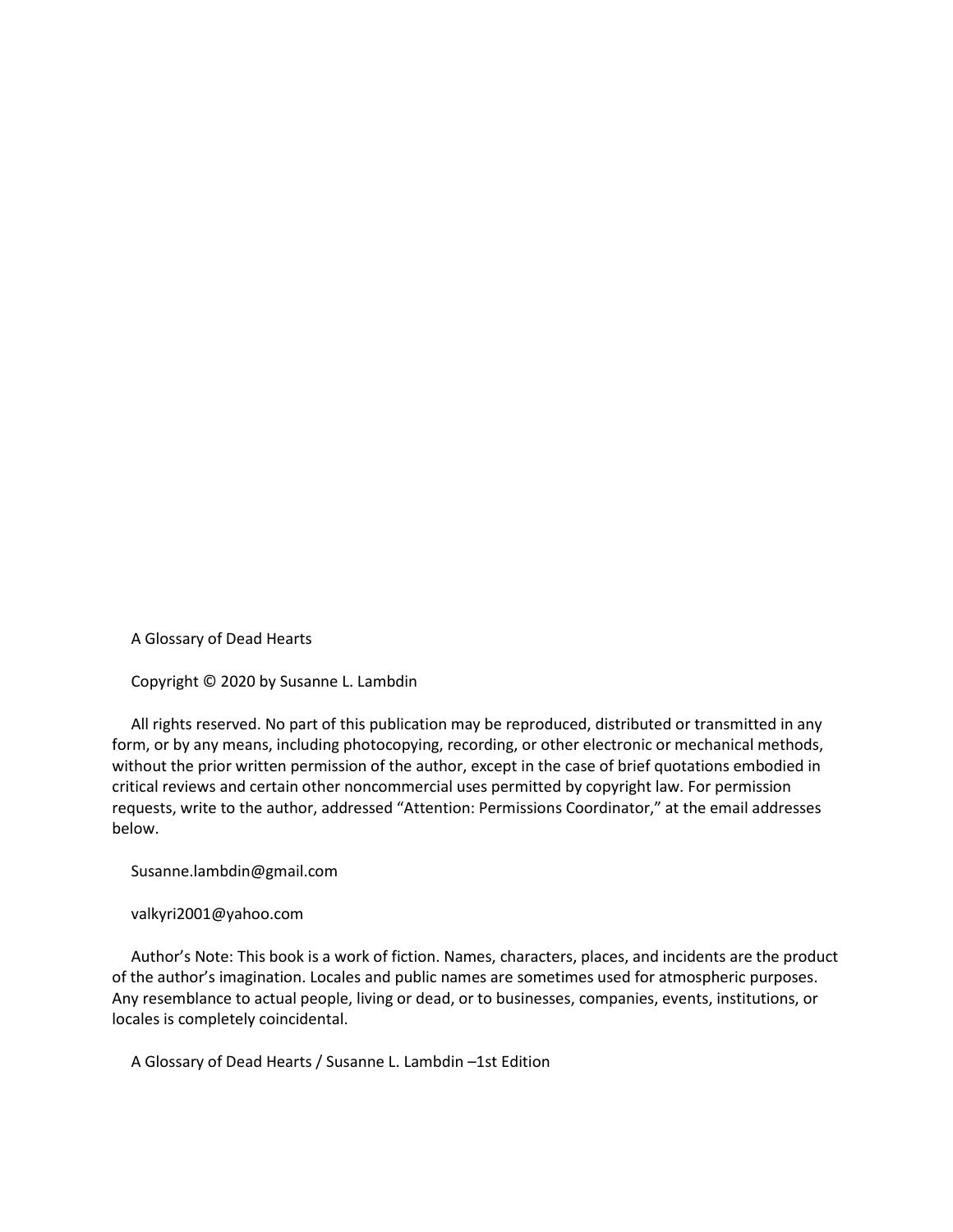A Glossary of Dead Hearts

Copyright © 2020 by Susanne L. Lambdin

All rights reserved. No part of this publication may be reproduced, distributed or transmitted in any form, or by any means, including photocopying, recording, or other electronic or mechanical methods, without the prior written permission of the author, except in the case of brief quotations embodied in critical reviews and certain other noncommercial uses permitted by copyright law. For permission requests, write to the author, addressed "Attention: Permissions Coordinator," at the email addresses below.

Susanne.lambdin@gmail.com

valkyri2001@yahoo.com

Author's Note: This book is a work of fiction. Names, characters, places, and incidents are the product of the author's imagination. Locales and public names are sometimes used for atmospheric purposes. Any resemblance to actual people, living or dead, or to businesses, companies, events, institutions, or locales is completely coincidental.

A Glossary of Dead Hearts / Susanne L. Lambdin –1st Edition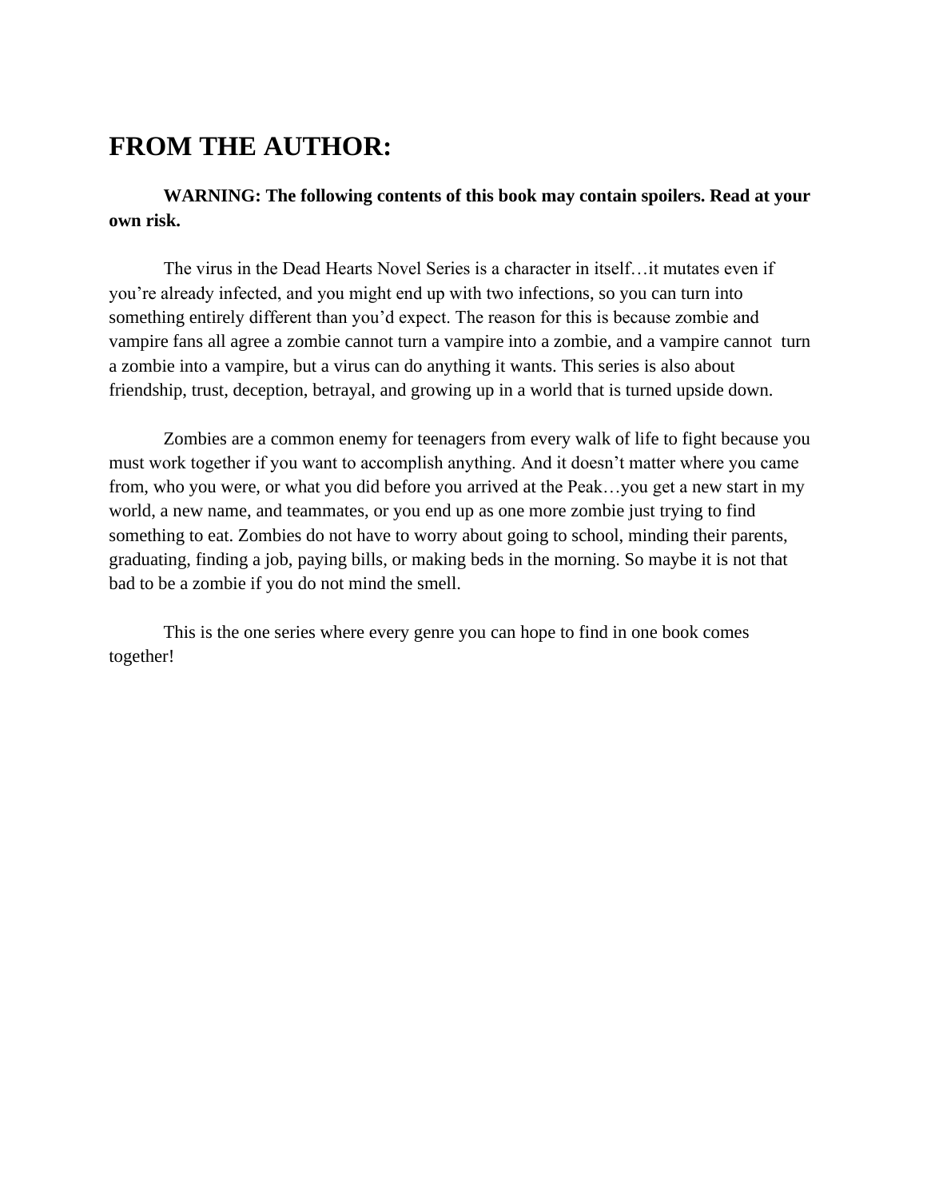# FROM THE AUTHOR:

**WARNING: The following contents of this book may contain spoilers. Read at your own risk.**

The virus in the Dead Hearts Novel Series is a character in itself…it mutates even if you're already infected, and you might end up with two infections, so you can turn into something entirely different than you'd expect. The reason for this is because zombie and vampire fans all agree a zombie cannot turn a vampire into a zombie, and a vampire cannot turn a zombie into a vampire, but a virus can do anything it wants. This series is also about friendship, trust, deception, betrayal, and growing up in a world that is turned upside down.

Zombies are a common enemy for teenagers from every walk of life to fight because you must work together if you want to accomplish anything. And it doesn't matter where you came from, who you were, or what you did before you arrived at the Peak…you get a new start in my world, a new name, and teammates, or you end up as one more zombie just trying to find something to eat. Zombies do not have to worry about going to school, minding their parents, graduating, finding a job, paying bills, or making beds in the morning. So maybe it is not that bad to be a zombie if you do not mind the smell.

This is the one series where every genre you can hope to find in one book comes together!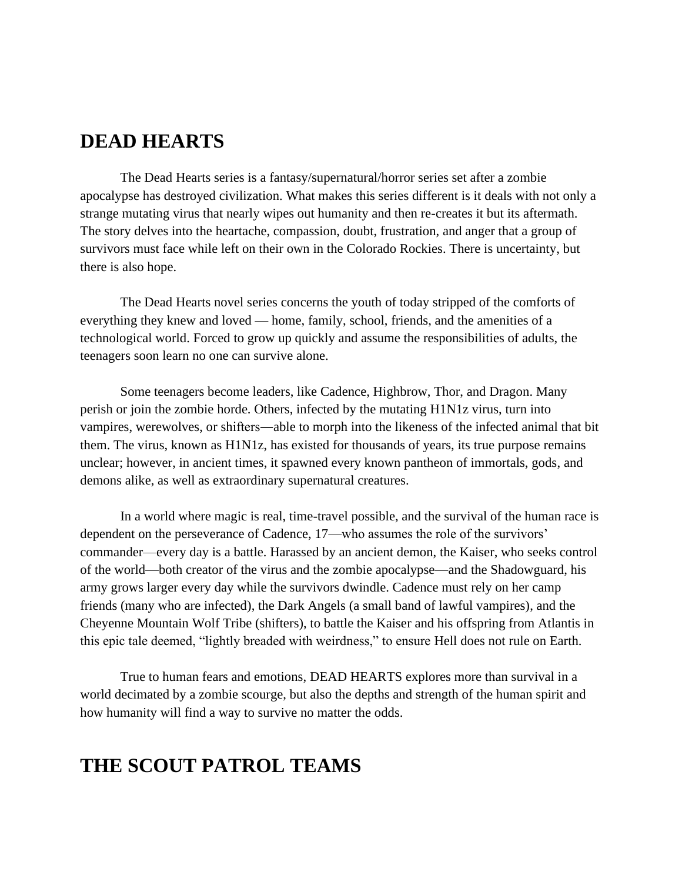## DEAD HEARTS

The Dead Hearts series is a fantasy/supernatural/horror series set after a zombie apocalypse has destroyed civilization. What makes this series different is it deals with not only a strange mutating virus that nearly wipes out humanity and then re-creates it but its aftermath. The story delves into the heartache, compassion, doubt, frustration, and anger that a group of survivors must face while left on their own in the Colorado Rockies. There is uncertainty, but there is also hope.

The Dead Hearts novel series concerns the youth of today stripped of the comforts of everything they knew and loved — home, family, school, friends, and the amenities of a technological world. Forced to grow up quickly and assume the responsibilities of adults, the teenagers soon learn no one can survive alone.

Some teenagers become leaders, like Cadence, Highbrow, Thor, and Dragon. Many perish or join the zombie horde. Others, infected by the mutating H1N1z virus, turn into vampires, werewolves, or shifters―able to morph into the likeness of the infected animal that bit them. The virus, known as H1N1z, has existed for thousands of years, its true purpose remains unclear; however, in ancient times, it spawned every known pantheon of immortals, gods, and demons alike, as well as extraordinary supernatural creatures.

In a world where magic is real, time-travel possible, and the survival of the human race is dependent on the perseverance of Cadence, 17—who assumes the role of the survivors' commander—every day is a battle. Harassed by an ancient demon, the Kaiser, who seeks control of the world—both creator of the virus and the zombie apocalypse—and the Shadowguard, his army grows larger every day while the survivors dwindle. Cadence must rely on her camp friends (many who are infected), the Dark Angels (a small band of lawful vampires), and the Cheyenne Mountain Wolf Tribe (shifters), to battle the Kaiser and his offspring from Atlantis in this epic tale deemed, "lightly breaded with weirdness," to ensure Hell does not rule on Earth.

True to human fears and emotions, DEAD HEARTS explores more than survival in a world decimated by a zombie scourge, but also the depths and strength of the human spirit and how humanity will find a way to survive no matter the odds.

## THE SCOUT PATROL TEAMS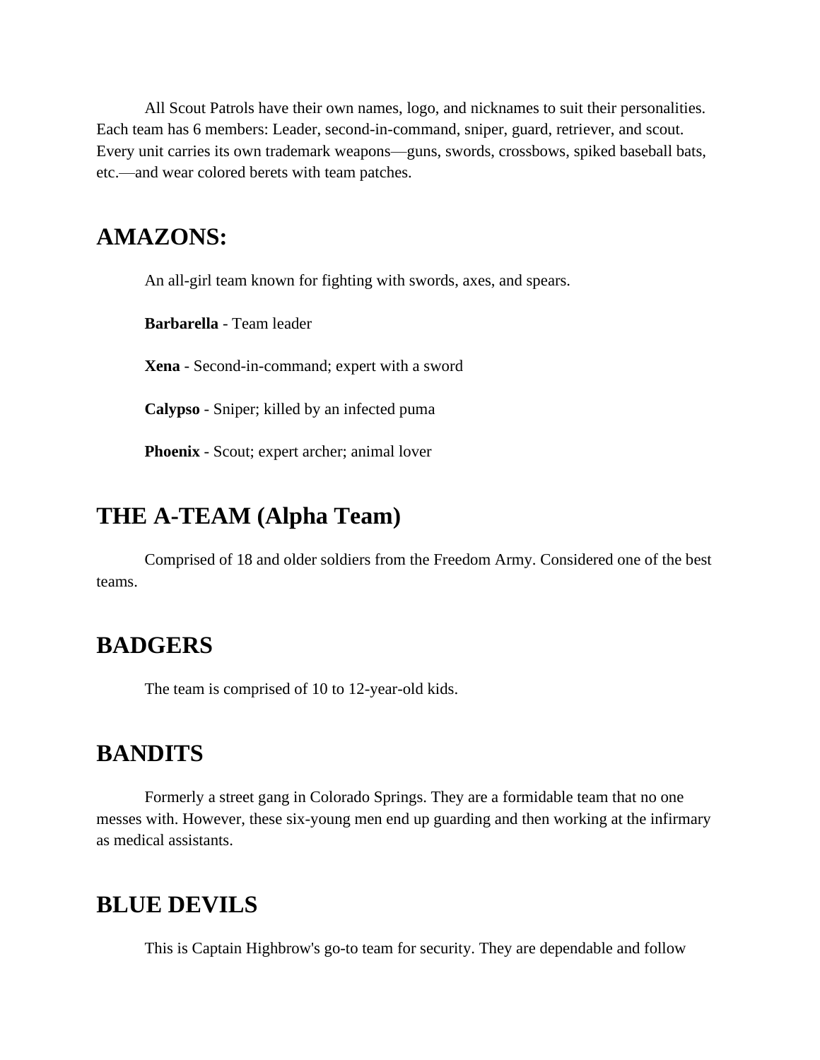All Scout Patrols have their own names, logo, and nicknames to suit their personalities. Each team has 6 members: Leader, second-in-command, sniper, guard, retriever, and scout. Every unit carries its own trademark weapons—guns, swords, crossbows, spiked baseball bats, etc.—and wear colored berets with team patches.

## AMAZONS:

An all-girl team known for fighting with swords, axes, and spears.

**Barbarella** - Team leader

**Xena** - Second-in-command; expert with a sword

**Calypso** - Sniper; killed by an infected puma

**Phoenix** - Scout; expert archer; animal lover

## THE A-TEAM (Alpha Team)

Comprised of 18 and older soldiers from the Freedom Army. Considered one of the best teams.

## BADGERS

The team is comprised of 10 to 12-year-old kids.

## BANDITS

Formerly a street gang in Colorado Springs. They are a formidable team that no one messes with. However, these six-young men end up guarding and then working at the infirmary as medical assistants.

## BLUE DEVILS

This is Captain Highbrow's go-to team for security. They are dependable and follow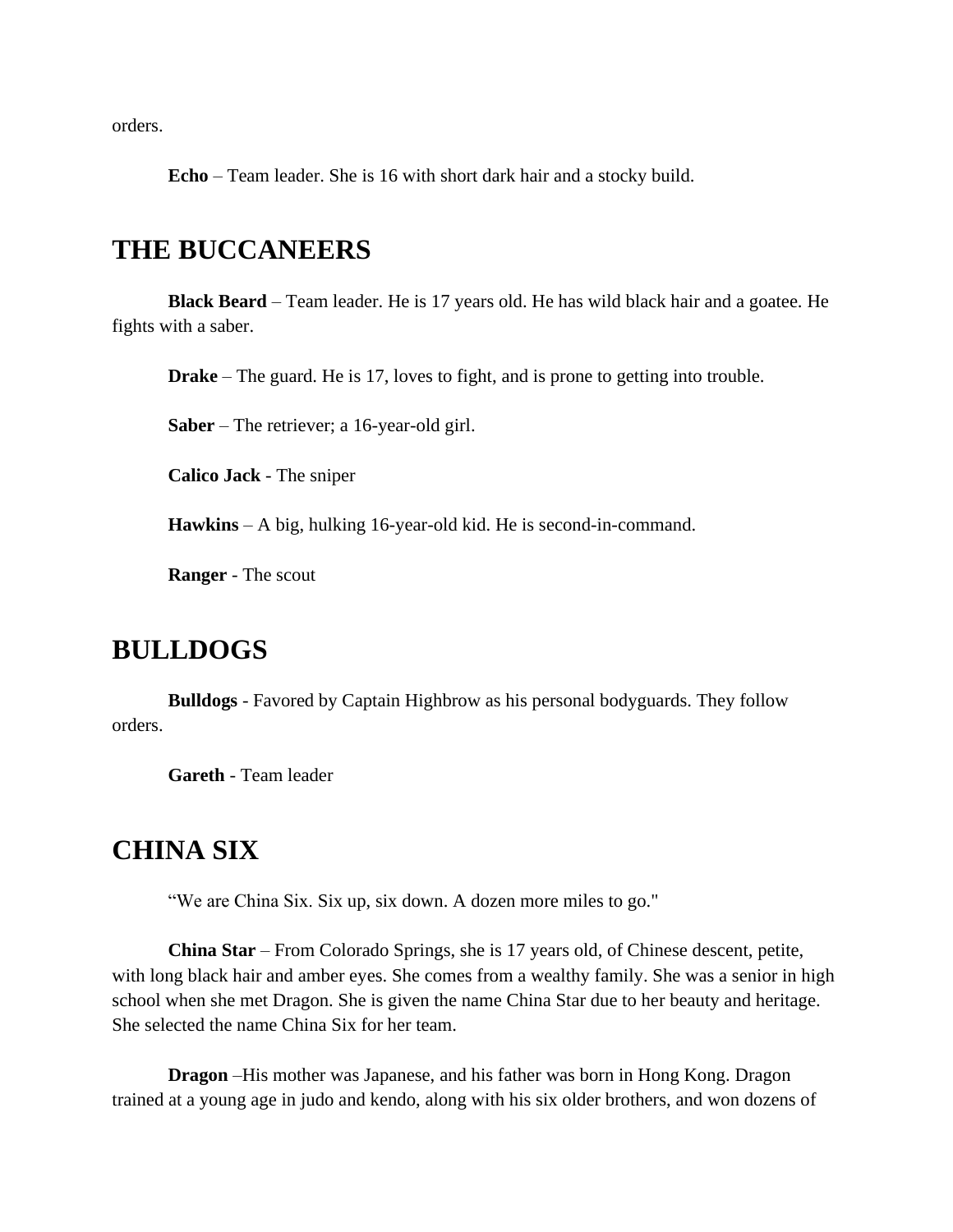orders.

**Echo** – Team leader. She is 16 with short dark hair and a stocky build.

## THE BUCCANEERS

**Black Beard** – Team leader. He is 17 years old. He has wild black hair and a goatee. He fights with a saber.

**Drake** – The guard. He is 17, loves to fight, and is prone to getting into trouble.

**Saber** – The retriever; a 16-year-old girl.

**Calico Jack** - The sniper

**Hawkins** – A big, hulking 16-year-old kid. He is second-in-command.

**Ranger** - The scout

## BULLDOGS

**Bulldogs** - Favored by Captain Highbrow as his personal bodyguards. They follow orders.

**Gareth** - Team leader

## CHINA SIX

“We are China Six. Six up, six down. A dozen more miles to go."

**China Star** – From Colorado Springs, she is 17 years old, of Chinese descent, petite, with long black hair and amber eyes. She comes from a wealthy family. She was a senior in high school when she met Dragon. She is given the name China Star due to her beauty and heritage. She selected the name China Six for her team.

**Dragon** –His mother was Japanese, and his father was born in Hong Kong. Dragon trained at a young age in judo and kendo, along with his six older brothers, and won dozens of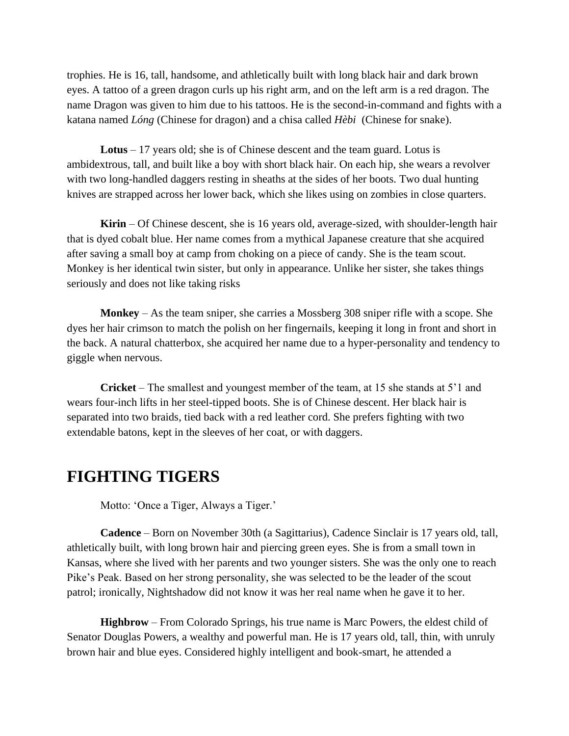trophies. He is 16, tall, handsome, and athletically built with long black hair and dark brown eyes. A tattoo of a green dragon curls up his right arm, and on the left arm is a red dragon. The name Dragon was given to him due to his tattoos. He is the second-in-command and fights with a katana named *Lóng* (Chinese for dragon) and a chisa called *Hèbi*  (Chinese for snake).

**Lotus** – 17 years old; she is of Chinese descent and the team guard. Lotus is ambidextrous, tall, and built like a boy with short black hair. On each hip, she wears a revolver with two long-handled daggers resting in sheaths at the sides of her boots. Two dual hunting knives are strapped across her lower back, which she likes using on zombies in close quarters.

**Kirin** – Of Chinese descent, she is 16 years old, average-sized, with shoulder-length hair that is dyed cobalt blue. Her name comes from a mythical Japanese creature that she acquired after saving a small boy at camp from choking on a piece of candy. She is the team scout. Monkey is her identical twin sister, but only in appearance. Unlike her sister, she takes things seriously and does not like taking risks

**Monkey** – As the team sniper, she carries a Mossberg 308 sniper rifle with a scope. She dyes her hair crimson to match the polish on her fingernails, keeping it long in front and short in the back. A natural chatterbox, she acquired her name due to a hyper-personality and tendency to giggle when nervous.

**Cricket** – The smallest and youngest member of the team, at 15 she stands at 5'1 and wears four-inch lifts in her steel-tipped boots. She is of Chinese descent. Her black hair is separated into two braids, tied back with a red leather cord. She prefers fighting with two extendable batons, kept in the sleeves of her coat, or with daggers.

# FIGHTING TIGERS

Motto: 'Once a Tiger, Always a Tiger.'

**Cadence** – Born on November 30th (a Sagittarius), Cadence Sinclair is 17 years old, tall, athletically built, with long brown hair and piercing green eyes. She is from a small town in Kansas, where she lived with her parents and two younger sisters. She was the only one to reach Pike's Peak. Based on her strong personality, she was selected to be the leader of the scout patrol; ironically, Nightshadow did not know it was her real name when he gave it to her.

**Highbrow** – From Colorado Springs, his true name is Marc Powers, the eldest child of Senator Douglas Powers, a wealthy and powerful man. He is 17 years old, tall, thin, with unruly brown hair and blue eyes. Considered highly intelligent and book-smart, he attended a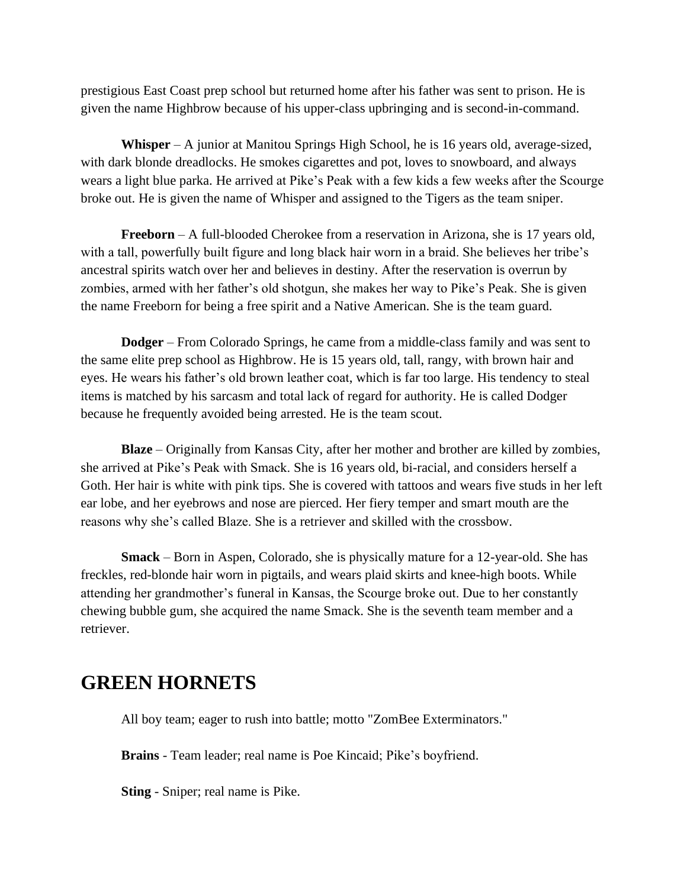prestigious East Coast prep school but returned home after his father was sent to prison. He is given the name Highbrow because of his upper-class upbringing and is second-in-command.

**Whisper** – A junior at Manitou Springs High School, he is 16 years old, average-sized, with dark blonde dreadlocks. He smokes cigarettes and pot, loves to snowboard, and always wears a light blue parka. He arrived at Pike's Peak with a few kids a few weeks after the Scourge broke out. He is given the name of Whisper and assigned to the Tigers as the team sniper.

**Freeborn** – A full-blooded Cherokee from a reservation in Arizona, she is 17 years old, with a tall, powerfully built figure and long black hair worn in a braid. She believes her tribe's ancestral spirits watch over her and believes in destiny. After the reservation is overrun by zombies, armed with her father's old shotgun, she makes her way to Pike's Peak. She is given the name Freeborn for being a free spirit and a Native American. She is the team guard.

**Dodger** – From Colorado Springs, he came from a middle-class family and was sent to the same elite prep school as Highbrow. He is 15 years old, tall, rangy, with brown hair and eyes. He wears his father's old brown leather coat, which is far too large. His tendency to steal items is matched by his sarcasm and total lack of regard for authority. He is called Dodger because he frequently avoided being arrested. He is the team scout.

**Blaze** – Originally from Kansas City, after her mother and brother are killed by zombies, she arrived at Pike's Peak with Smack. She is 16 years old, bi-racial, and considers herself a Goth. Her hair is white with pink tips. She is covered with tattoos and wears five studs in her left ear lobe, and her eyebrows and nose are pierced. Her fiery temper and smart mouth are the reasons why she's called Blaze. She is a retriever and skilled with the crossbow.

**Smack** – Born in Aspen, Colorado, she is physically mature for a 12-year-old. She has freckles, red-blonde hair worn in pigtails, and wears plaid skirts and knee-high boots. While attending her grandmother's funeral in Kansas, the Scourge broke out. Due to her constantly chewing bubble gum, she acquired the name Smack. She is the seventh team member and a retriever.

## GREEN HORNETS

All boy team; eager to rush into battle; motto "ZomBee Exterminators."

**Brains** - Team leader; real name is Poe Kincaid; Pike's boyfriend.

**Sting** - Sniper; real name is Pike.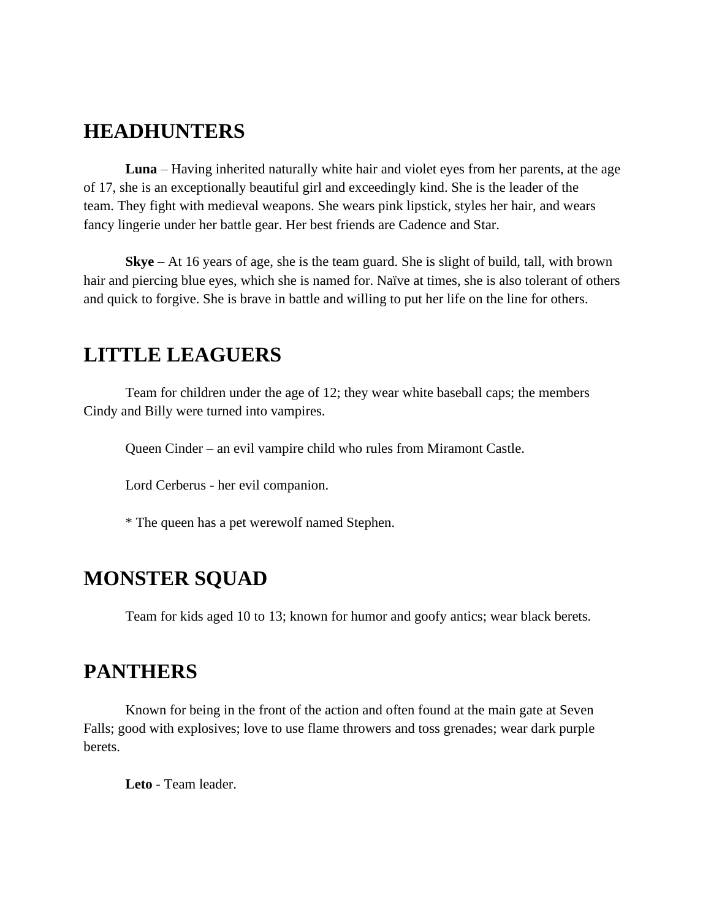## HEADHUNTERS

**Luna** – Having inherited naturally white hair and violet eyes from her parents, at the age of 17, she is an exceptionally beautiful girl and exceedingly kind. She is the leader of the team. They fight with medieval weapons. She wears pink lipstick, styles her hair, and wears fancy lingerie under her battle gear. Her best friends are Cadence and Star.

**Skye** – At 16 years of age, she is the team guard. She is slight of build, tall, with brown hair and piercing blue eyes, which she is named for. Naïve at times, she is also tolerant of others and quick to forgive. She is brave in battle and willing to put her life on the line for others.

## LITTLE LEAGUERS

Team for children under the age of 12; they wear white baseball caps; the members Cindy and Billy were turned into vampires.

Queen Cinder – an evil vampire child who rules from Miramont Castle.

Lord Cerberus - her evil companion.

* The queen has a pet werewolf named Stephen.

## MONSTER SQUAD

Team for kids aged 10 to 13; known for humor and goofy antics; wear black berets.

## PANTHERS

Known for being in the front of the action and often found at the main gate at Seven Falls; good with explosives; love to use flame throwers and toss grenades; wear dark purple berets.

**Leto** - Team leader.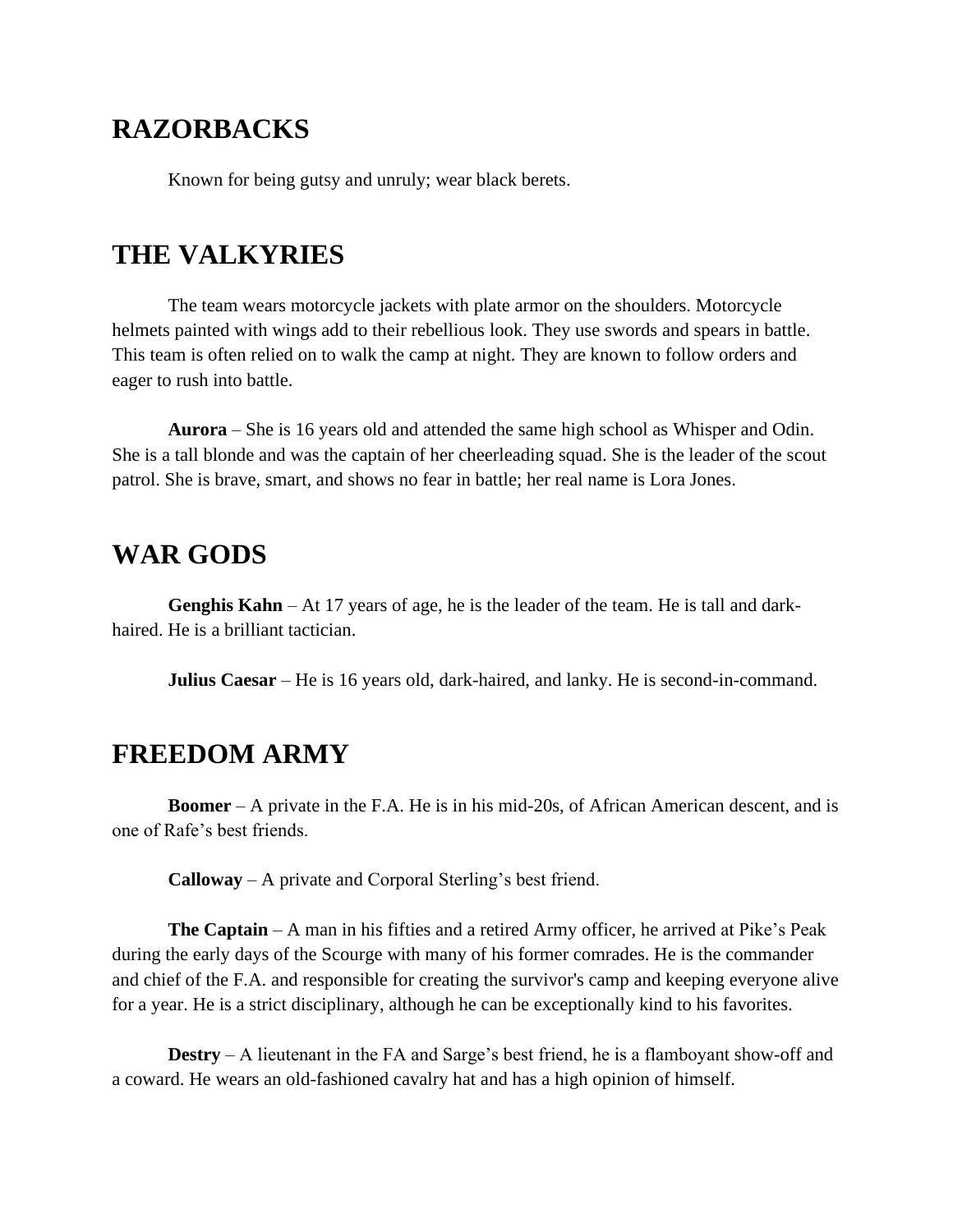## RAZORBACKS

Known for being gutsy and unruly; wear black berets.

## THE VALKYRIES

The team wears motorcycle jackets with plate armor on the shoulders. Motorcycle helmets painted with wings add to their rebellious look. They use swords and spears in battle. This team is often relied on to walk the camp at night. They are known to follow orders and eager to rush into battle.

**Aurora** – She is 16 years old and attended the same high school as Whisper and Odin. She is a tall blonde and was the captain of her cheerleading squad. She is the leader of the scout patrol. She is brave, smart, and shows no fear in battle; her real name is Lora Jones.

## WAR GODS

**Genghis Kahn** – At 17 years of age, he is the leader of the team. He is tall and dark-haired. He is a brilliant tactician.

**Julius Caesar** – He is 16 years old, dark-haired, and lanky. He is second-in-command.

## FREEDOM ARMY

**Boomer** – A private in the F.A. He is in his mid-20s, of African American descent, and is one of Rafe's best friends.

**Calloway** – A private and Corporal Sterling's best friend.

**The Captain** – A man in his fifties and a retired Army officer, he arrived at Pike's Peak during the early days of the Scourge with many of his former comrades. He is the commander and chief of the F.A. and responsible for creating the survivor's camp and keeping everyone alive for a year. He is a strict disciplinary, although he can be exceptionally kind to his favorites.

**Destry** – A lieutenant in the FA and Sarge's best friend, he is a flamboyant show-off and a coward. He wears an old-fashioned cavalry hat and has a high opinion of himself.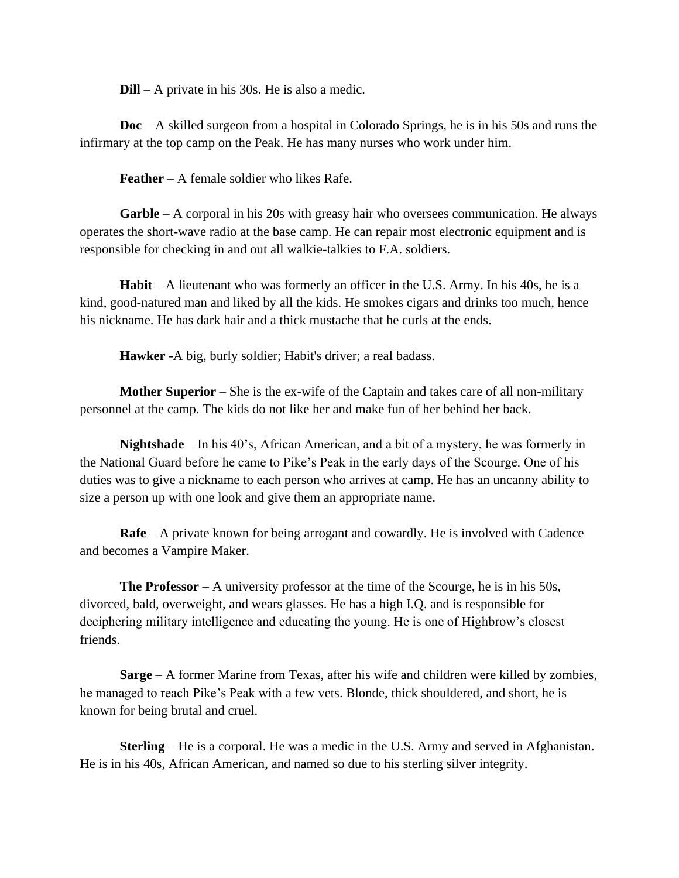**Dill** – A private in his 30s. He is also a medic.

**Doc** – A skilled surgeon from a hospital in Colorado Springs, he is in his 50s and runs the infirmary at the top camp on the Peak. He has many nurses who work under him.

**Feather** – A female soldier who likes Rafe.

**Garble** – A corporal in his 20s with greasy hair who oversees communication. He always operates the short-wave radio at the base camp. He can repair most electronic equipment and is responsible for checking in and out all walkie-talkies to F.A. soldiers.

**Habit** – A lieutenant who was formerly an officer in the U.S. Army. In his 40s, he is a kind, good-natured man and liked by all the kids. He smokes cigars and drinks too much, hence his nickname. He has dark hair and a thick mustache that he curls at the ends.

**Hawker** -A big, burly soldier; Habit's driver; a real badass.

**Mother Superior** – She is the ex-wife of the Captain and takes care of all non-military personnel at the camp. The kids do not like her and make fun of her behind her back.

**Nightshade** – In his 40's, African American, and a bit of a mystery, he was formerly in the National Guard before he came to Pike's Peak in the early days of the Scourge. One of his duties was to give a nickname to each person who arrives at camp. He has an uncanny ability to size a person up with one look and give them an appropriate name.

**Rafe** – A private known for being arrogant and cowardly. He is involved with Cadence and becomes a Vampire Maker.

**The Professor** – A university professor at the time of the Scourge, he is in his 50s, divorced, bald, overweight, and wears glasses. He has a high I.Q. and is responsible for deciphering military intelligence and educating the young. He is one of Highbrow's closest friends.

**Sarge** – A former Marine from Texas, after his wife and children were killed by zombies, he managed to reach Pike's Peak with a few vets. Blonde, thick shouldered, and short, he is known for being brutal and cruel.

**Sterling** – He is a corporal. He was a medic in the U.S. Army and served in Afghanistan. He is in his 40s, African American, and named so due to his sterling silver integrity.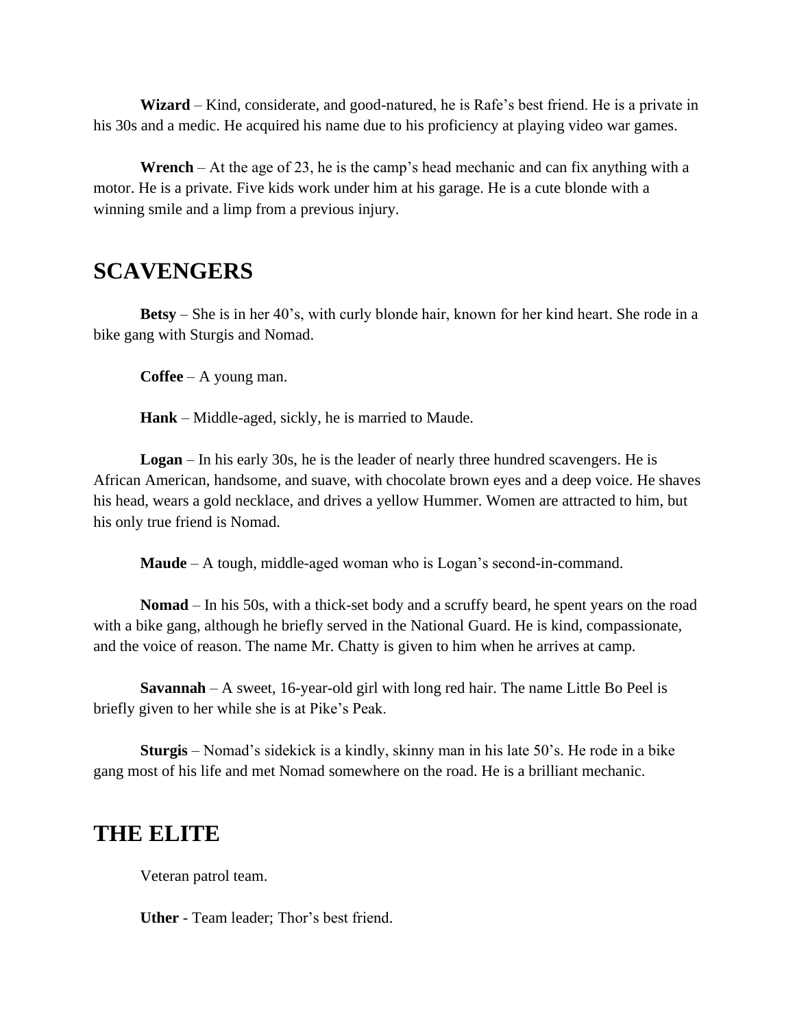**Wizard** – Kind, considerate, and good-natured, he is Rafe's best friend. He is a private in his 30s and a medic. He acquired his name due to his proficiency at playing video war games.

**Wrench** – At the age of 23, he is the camp's head mechanic and can fix anything with a motor. He is a private. Five kids work under him at his garage. He is a cute blonde with a winning smile and a limp from a previous injury.

## SCAVENGERS

**Betsy** – She is in her 40's, with curly blonde hair, known for her kind heart. She rode in a bike gang with Sturgis and Nomad.

**Coffee** – A young man.

**Hank** – Middle-aged, sickly, he is married to Maude.

**Logan** – In his early 30s, he is the leader of nearly three hundred scavengers. He is African American, handsome, and suave, with chocolate brown eyes and a deep voice. He shaves his head, wears a gold necklace, and drives a yellow Hummer. Women are attracted to him, but his only true friend is Nomad.

**Maude** – A tough, middle-aged woman who is Logan's second-in-command.

**Nomad** – In his 50s, with a thick-set body and a scruffy beard, he spent years on the road with a bike gang, although he briefly served in the National Guard. He is kind, compassionate, and the voice of reason. The name Mr. Chatty is given to him when he arrives at camp.

**Savannah** – A sweet, 16-year-old girl with long red hair. The name Little Bo Peel is briefly given to her while she is at Pike's Peak.

**Sturgis** – Nomad's sidekick is a kindly, skinny man in his late 50's. He rode in a bike gang most of his life and met Nomad somewhere on the road. He is a brilliant mechanic.

## THE ELITE

Veteran patrol team.

**Uther** - Team leader; Thor's best friend.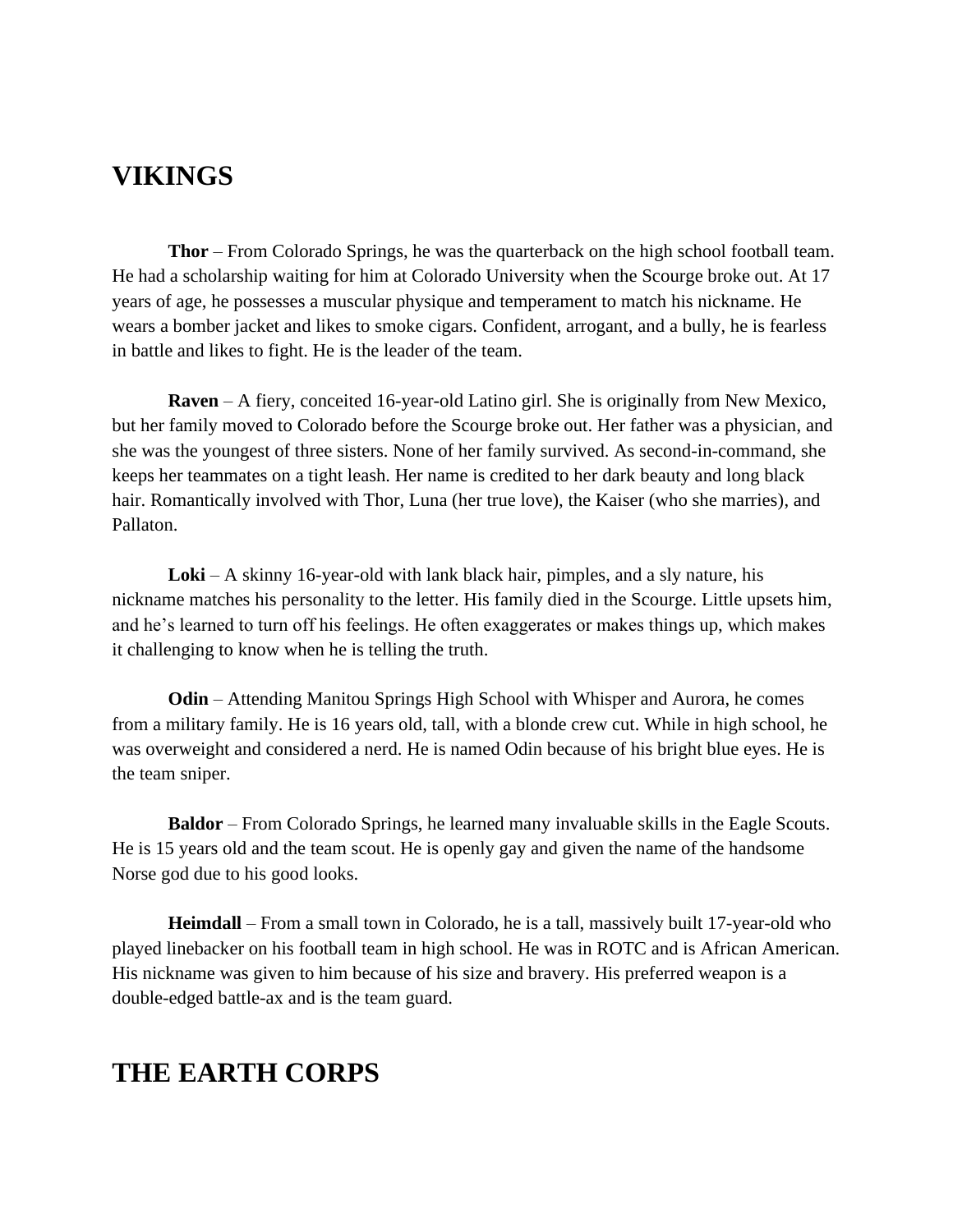## VIKINGS

**Thor** – From Colorado Springs, he was the quarterback on the high school football team. He had a scholarship waiting for him at Colorado University when the Scourge broke out. At 17 years of age, he possesses a muscular physique and temperament to match his nickname. He wears a bomber jacket and likes to smoke cigars. Confident, arrogant, and a bully, he is fearless in battle and likes to fight. He is the leader of the team.

**Raven** – A fiery, conceited 16-year-old Latino girl. She is originally from New Mexico, but her family moved to Colorado before the Scourge broke out. Her father was a physician, and she was the youngest of three sisters. None of her family survived. As second-in-command, she keeps her teammates on a tight leash. Her name is credited to her dark beauty and long black hair. Romantically involved with Thor, Luna (her true love), the Kaiser (who she marries), and Pallaton.

**Loki** – A skinny 16-year-old with lank black hair, pimples, and a sly nature, his nickname matches his personality to the letter. His family died in the Scourge. Little upsets him, and he's learned to turn off his feelings. He often exaggerates or makes things up, which makes it challenging to know when he is telling the truth.

**Odin** – Attending Manitou Springs High School with Whisper and Aurora, he comes from a military family. He is 16 years old, tall, with a blonde crew cut. While in high school, he was overweight and considered a nerd. He is named Odin because of his bright blue eyes. He is the team sniper.

**Baldor** – From Colorado Springs, he learned many invaluable skills in the Eagle Scouts. He is 15 years old and the team scout. He is openly gay and given the name of the handsome Norse god due to his good looks.

**Heimdall** – From a small town in Colorado, he is a tall, massively built 17-year-old who played linebacker on his football team in high school. He was in ROTC and is African American. His nickname was given to him because of his size and bravery. His preferred weapon is a double-edged battle-ax and is the team guard.

## THE EARTH CORPS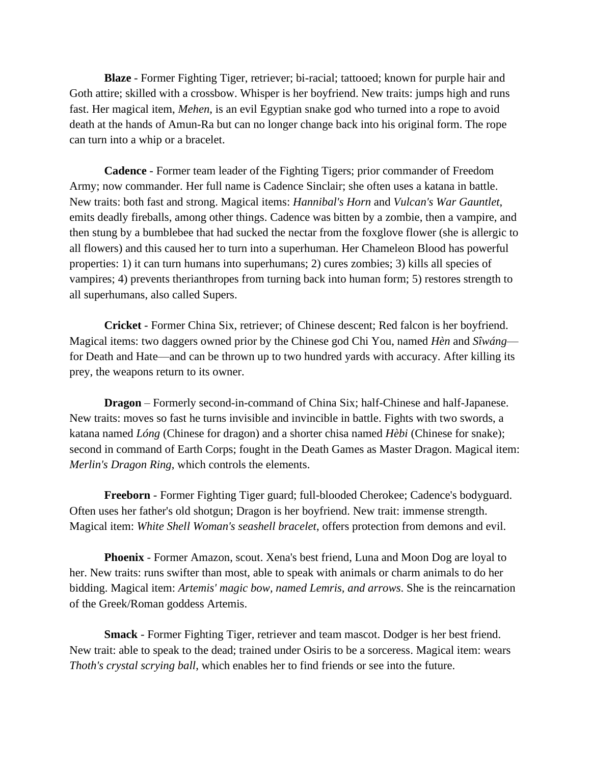**Blaze** - Former Fighting Tiger, retriever; bi-racial; tattooed; known for purple hair and Goth attire; skilled with a crossbow. Whisper is her boyfriend. New traits: jumps high and runs fast. Her magical item, *Mehen*, is an evil Egyptian snake god who turned into a rope to avoid death at the hands of Amun-Ra but can no longer change back into his original form. The rope can turn into a whip or a bracelet.

**Cadence** - Former team leader of the Fighting Tigers; prior commander of Freedom Army; now commander. Her full name is Cadence Sinclair; she often uses a katana in battle. New traits: both fast and strong. Magical items: *Hannibal's Horn* and *Vulcan's War Gauntlet*, emits deadly fireballs, among other things. Cadence was bitten by a zombie, then a vampire, and then stung by a bumblebee that had sucked the nectar from the foxglove flower (she is allergic to all flowers) and this caused her to turn into a superhuman. Her Chameleon Blood has powerful properties: 1) it can turn humans into superhumans; 2) cures zombies; 3) kills all species of vampires; 4) prevents therianthropes from turning back into human form; 5) restores strength to all superhumans, also called Supers.

**Cricket** - Former China Six, retriever; of Chinese descent; Red falcon is her boyfriend. Magical items: two daggers owned prior by the Chinese god Chi You, named *Hèn* and *Sîwáng*—for Death and Hate—and can be thrown up to two hundred yards with accuracy. After killing its prey, the weapons return to its owner.

**Dragon** – Formerly second-in-command of China Six; half-Chinese and half-Japanese. New traits: moves so fast he turns invisible and invincible in battle. Fights with two swords, a katana named *Lóng* (Chinese for dragon) and a shorter chisa named *Hèbi* (Chinese for snake); second in command of Earth Corps; fought in the Death Games as Master Dragon. Magical item: *Merlin's Dragon Ring*, which controls the elements.

**Freeborn** - Former Fighting Tiger guard; full-blooded Cherokee; Cadence's bodyguard. Often uses her father's old shotgun; Dragon is her boyfriend. New trait: immense strength. Magical item: *White Shell Woman's seashell bracelet*, offers protection from demons and evil.

**Phoenix** - Former Amazon, scout. Xena's best friend, Luna and Moon Dog are loyal to her. New traits: runs swifter than most, able to speak with animals or charm animals to do her bidding. Magical item: *Artemis' magic bow, named Lemris, and arrows*. She is the reincarnation of the Greek/Roman goddess Artemis.

**Smack** - Former Fighting Tiger, retriever and team mascot. Dodger is her best friend. New trait: able to speak to the dead; trained under Osiris to be a sorceress. Magical item: wears *Thoth's crystal scrying ball*, which enables her to find friends or see into the future.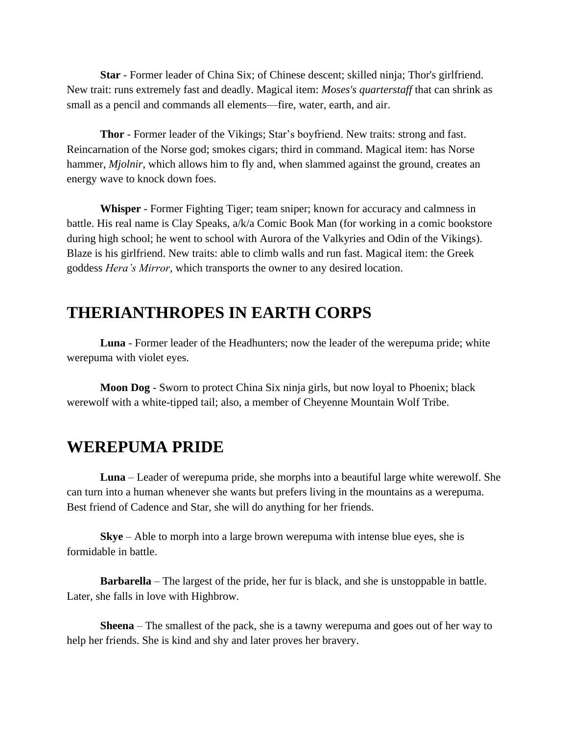**Star** - Former leader of China Six; of Chinese descent; skilled ninja; Thor's girlfriend. New trait: runs extremely fast and deadly. Magical item: *Moses's quarterstaff* that can shrink as small as a pencil and commands all elements—fire, water, earth, and air.

**Thor** - Former leader of the Vikings; Star's boyfriend. New traits: strong and fast. Reincarnation of the Norse god; smokes cigars; third in command. Magical item: has Norse hammer, *Mjolnir*, which allows him to fly and, when slammed against the ground, creates an energy wave to knock down foes.

**Whisper** - Former Fighting Tiger; team sniper; known for accuracy and calmness in battle. His real name is Clay Speaks, a/k/a Comic Book Man (for working in a comic bookstore during high school; he went to school with Aurora of the Valkyries and Odin of the Vikings). Blaze is his girlfriend. New traits: able to climb walls and run fast. Magical item: the Greek goddess *Hera's Mirror*, which transports the owner to any desired location.

## THERIANTHROPES IN EARTH CORPS

**Luna** - Former leader of the Headhunters; now the leader of the werepuma pride; white werepuma with violet eyes.

**Moon Dog** - Sworn to protect China Six ninja girls, but now loyal to Phoenix; black werewolf with a white-tipped tail; also, a member of Cheyenne Mountain Wolf Tribe.

## WEREPUMA PRIDE

**Luna** – Leader of werepuma pride, she morphs into a beautiful large white werewolf. She can turn into a human whenever she wants but prefers living in the mountains as a werepuma. Best friend of Cadence and Star, she will do anything for her friends.

**Skye** – Able to morph into a large brown werepuma with intense blue eyes, she is formidable in battle.

**Barbarella** – The largest of the pride, her fur is black, and she is unstoppable in battle. Later, she falls in love with Highbrow.

**Sheena** – The smallest of the pack, she is a tawny werepuma and goes out of her way to help her friends. She is kind and shy and later proves her bravery.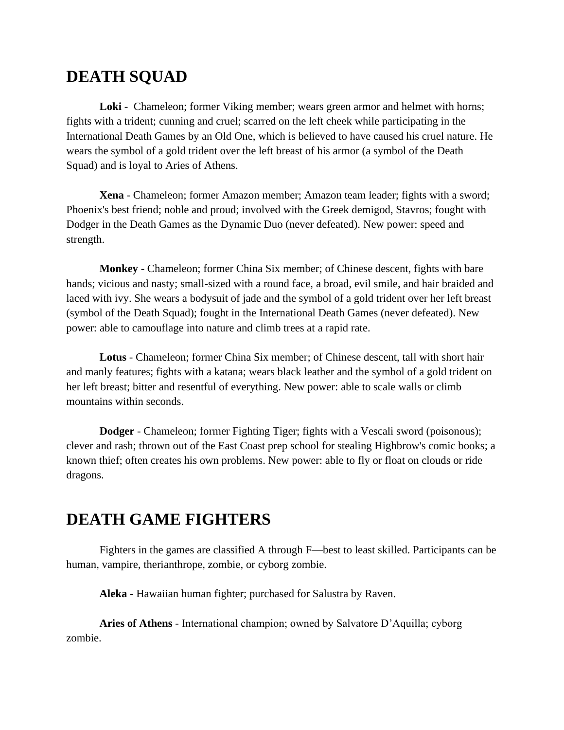## DEATH SQUAD

**Loki** - Chameleon; former Viking member; wears green armor and helmet with horns; fights with a trident; cunning and cruel; scarred on the left cheek while participating in the International Death Games by an Old One, which is believed to have caused his cruel nature. He wears the symbol of a gold trident over the left breast of his armor (a symbol of the Death Squad) and is loyal to Aries of Athens.

**Xena** - Chameleon; former Amazon member; Amazon team leader; fights with a sword; Phoenix's best friend; noble and proud; involved with the Greek demigod, Stavros; fought with Dodger in the Death Games as the Dynamic Duo (never defeated). New power: speed and strength.

**Monkey** - Chameleon; former China Six member; of Chinese descent, fights with bare hands; vicious and nasty; small-sized with a round face, a broad, evil smile, and hair braided and laced with ivy. She wears a bodysuit of jade and the symbol of a gold trident over her left breast (symbol of the Death Squad); fought in the International Death Games (never defeated). New power: able to camouflage into nature and climb trees at a rapid rate.

**Lotus** - Chameleon; former China Six member; of Chinese descent, tall with short hair and manly features; fights with a katana; wears black leather and the symbol of a gold trident on her left breast; bitter and resentful of everything. New power: able to scale walls or climb mountains within seconds.

**Dodger** - Chameleon; former Fighting Tiger; fights with a Vescali sword (poisonous); clever and rash; thrown out of the East Coast prep school for stealing Highbrow's comic books; a known thief; often creates his own problems. New power: able to fly or float on clouds or ride dragons.

## DEATH GAME FIGHTERS

Fighters in the games are classified A through F—best to least skilled. Participants can be human, vampire, therianthrope, zombie, or cyborg zombie.

**Aleka** - Hawaiian human fighter; purchased for Salustra by Raven.

**Aries of Athens** - International champion; owned by Salvatore D'Aquilla; cyborg zombie.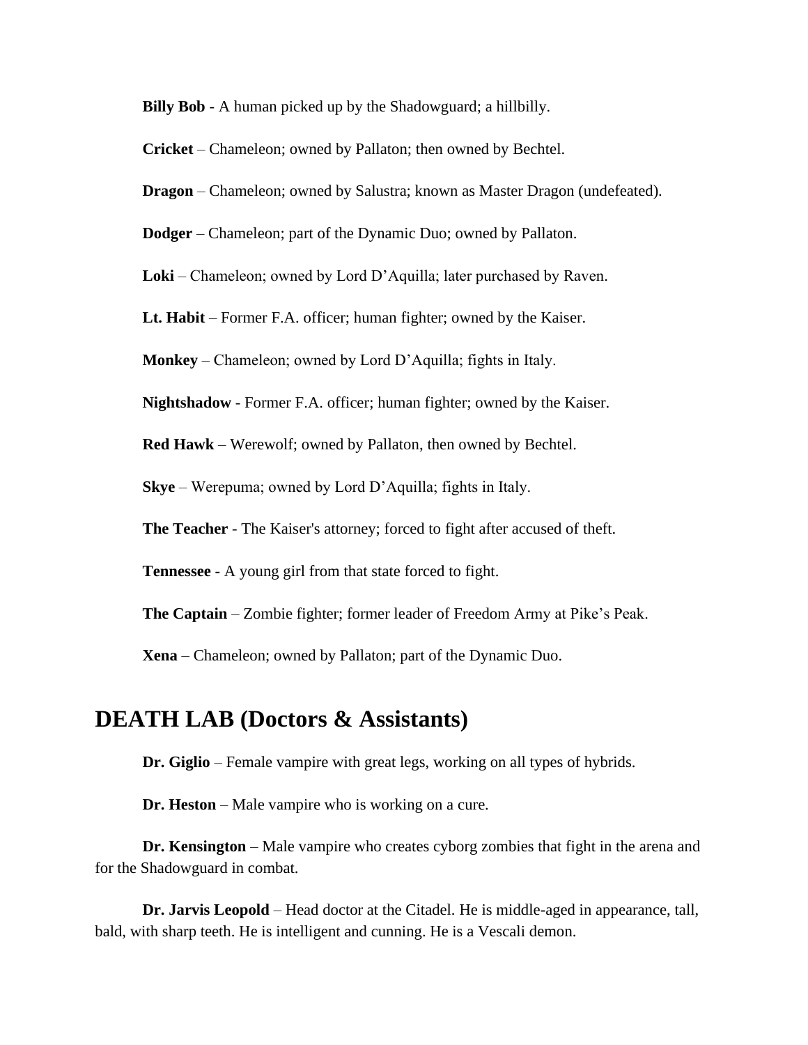**Billy Bob** - A human picked up by the Shadowguard; a hillbilly.

**Cricket** – Chameleon; owned by Pallaton; then owned by Bechtel.

**Dragon** – Chameleon; owned by Salustra; known as Master Dragon (undefeated).

**Dodger** – Chameleon; part of the Dynamic Duo; owned by Pallaton.

**Loki** – Chameleon; owned by Lord D'Aquilla; later purchased by Raven.

**Lt. Habit** – Former F.A. officer; human fighter; owned by the Kaiser.

**Monkey** – Chameleon; owned by Lord D'Aquilla; fights in Italy.

**Nightshadow** - Former F.A. officer; human fighter; owned by the Kaiser.

**Red Hawk** – Werewolf; owned by Pallaton, then owned by Bechtel.

**Skye** – Werepuma; owned by Lord D'Aquilla; fights in Italy.

**The Teacher** - The Kaiser's attorney; forced to fight after accused of theft.

**Tennessee** - A young girl from that state forced to fight.

**The Captain** – Zombie fighter; former leader of Freedom Army at Pike's Peak.

**Xena** – Chameleon; owned by Pallaton; part of the Dynamic Duo.

## DEATH LAB (Doctors & Assistants)

**Dr. Giglio** – Female vampire with great legs, working on all types of hybrids.

**Dr. Heston** – Male vampire who is working on a cure.

**Dr. Kensington** – Male vampire who creates cyborg zombies that fight in the arena and for the Shadowguard in combat.

**Dr. Jarvis Leopold** – Head doctor at the Citadel. He is middle-aged in appearance, tall, bald, with sharp teeth. He is intelligent and cunning. He is a Vescali demon.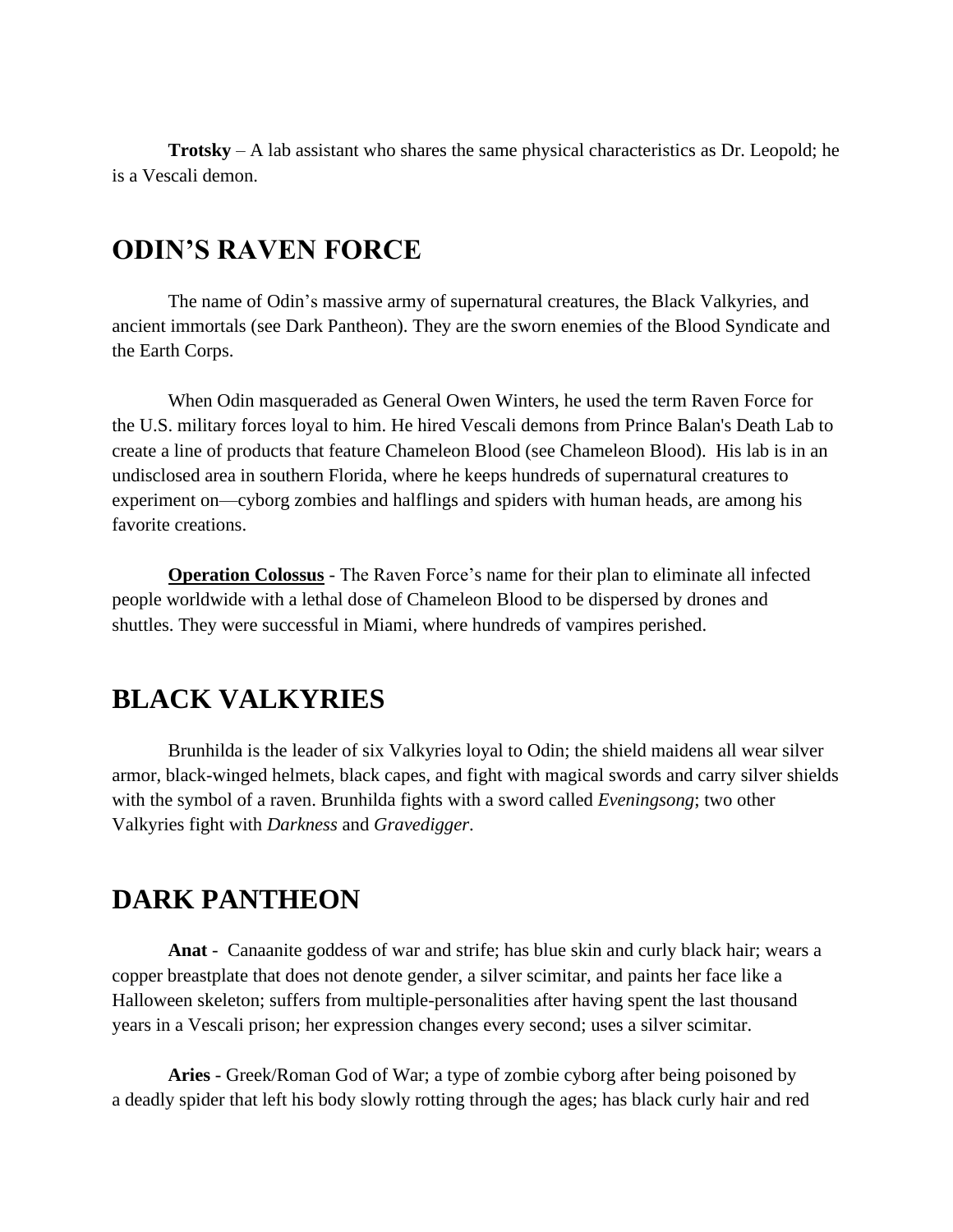**Trotsky** – A lab assistant who shares the same physical characteristics as Dr. Leopold; he is a Vescali demon.

## ODIN'S RAVEN FORCE

The name of Odin's massive army of supernatural creatures, the Black Valkyries, and ancient immortals (see Dark Pantheon). They are the sworn enemies of the Blood Syndicate and the Earth Corps.

When Odin masqueraded as General Owen Winters, he used the term Raven Force for the U.S. military forces loyal to him. He hired Vescali demons from Prince Balan's Death Lab to create a line of products that feature Chameleon Blood (see Chameleon Blood). His lab is in an undisclosed area in southern Florida, where he keeps hundreds of supernatural creatures to experiment on—cyborg zombies and halflings and spiders with human heads, are among his favorite creations.

**<u>Operation Colossus</u>** - The Raven Force's name for their plan to eliminate all infected people worldwide with a lethal dose of Chameleon Blood to be dispersed by drones and shuttles. They were successful in Miami, where hundreds of vampires perished.

## BLACK VALKYRIES

Brunhilda is the leader of six Valkyries loyal to Odin; the shield maidens all wear silver armor, black-winged helmets, black capes, and fight with magical swords and carry silver shields with the symbol of a raven. Brunhilda fights with a sword called *Eveningsong*; two other Valkyries fight with *Darkness* and *Gravedigger*.

## DARK PANTHEON

**Anat** - Canaanite goddess of war and strife; has blue skin and curly black hair; wears a copper breastplate that does not denote gender, a silver scimitar, and paints her face like a Halloween skeleton; suffers from multiple-personalities after having spent the last thousand years in a Vescali prison; her expression changes every second; uses a silver scimitar.

**Aries** - Greek/Roman God of War; a type of zombie cyborg after being poisoned by a deadly spider that left his body slowly rotting through the ages; has black curly hair and red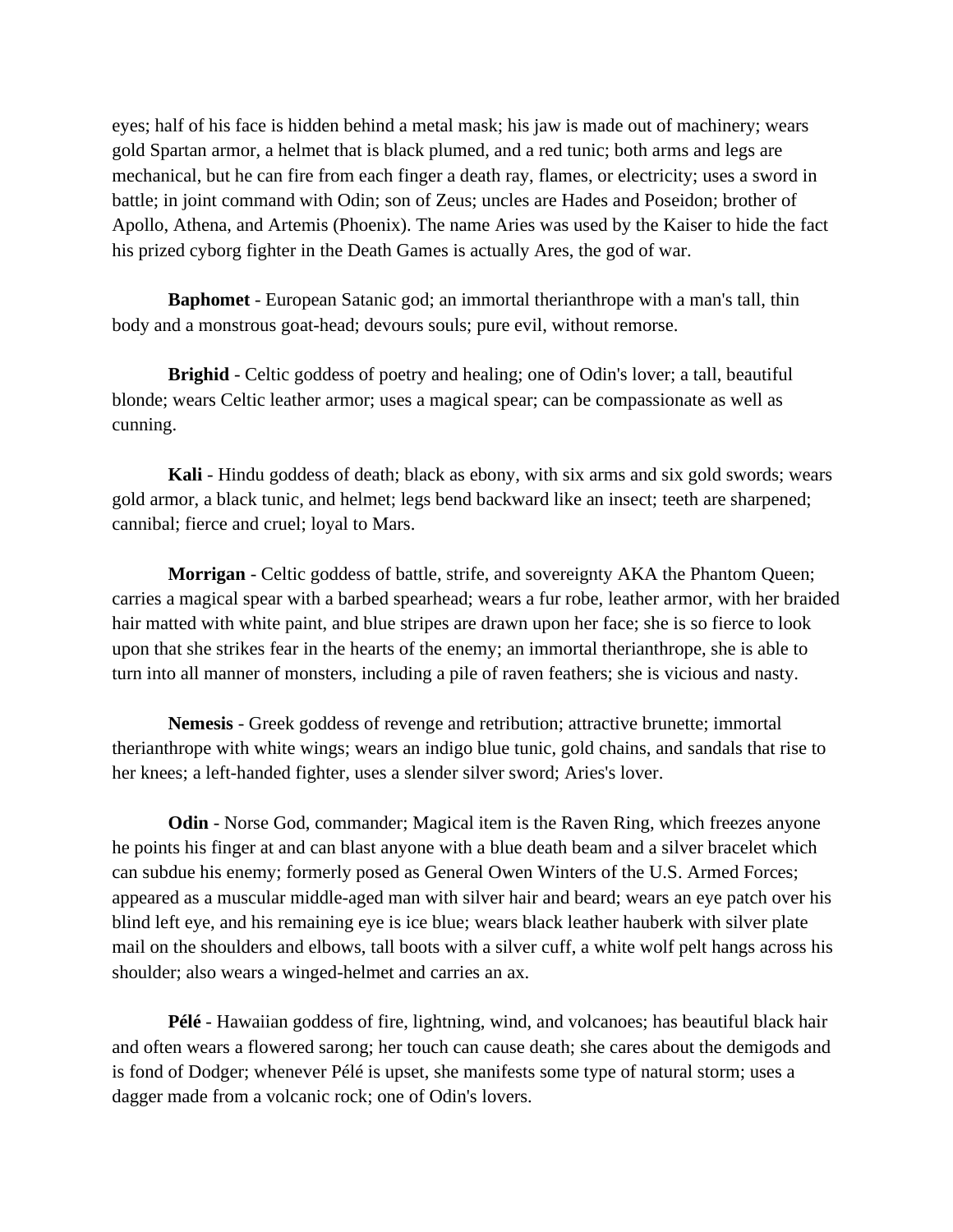eyes; half of his face is hidden behind a metal mask; his jaw is made out of machinery; wears gold Spartan armor, a helmet that is black plumed, and a red tunic; both arms and legs are mechanical, but he can fire from each finger a death ray, flames, or electricity; uses a sword in battle; in joint command with Odin; son of Zeus; uncles are Hades and Poseidon; brother of Apollo, Athena, and Artemis (Phoenix). The name Aries was used by the Kaiser to hide the fact his prized cyborg fighter in the Death Games is actually Ares, the god of war.

**Baphomet** - European Satanic god; an immortal therianthrope with a man's tall, thin body and a monstrous goat-head; devours souls; pure evil, without remorse.

**Brighid** - Celtic goddess of poetry and healing; one of Odin's lover; a tall, beautiful blonde; wears Celtic leather armor; uses a magical spear; can be compassionate as well as cunning.

**Kali** - Hindu goddess of death; black as ebony, with six arms and six gold swords; wears gold armor, a black tunic, and helmet; legs bend backward like an insect; teeth are sharpened; cannibal; fierce and cruel; loyal to Mars.

**Morrigan** - Celtic goddess of battle, strife, and sovereignty AKA the Phantom Queen; carries a magical spear with a barbed spearhead; wears a fur robe, leather armor, with her braided hair matted with white paint, and blue stripes are drawn upon her face; she is so fierce to look upon that she strikes fear in the hearts of the enemy; an immortal therianthrope, she is able to turn into all manner of monsters, including a pile of raven feathers; she is vicious and nasty.

**Nemesis** - Greek goddess of revenge and retribution; attractive brunette; immortal therianthrope with white wings; wears an indigo blue tunic, gold chains, and sandals that rise to her knees; a left-handed fighter, uses a slender silver sword; Aries's lover.

**Odin** - Norse God, commander; Magical item is the Raven Ring, which freezes anyone he points his finger at and can blast anyone with a blue death beam and a silver bracelet which can subdue his enemy; formerly posed as General Owen Winters of the U.S. Armed Forces; appeared as a muscular middle-aged man with silver hair and beard; wears an eye patch over his blind left eye, and his remaining eye is ice blue; wears black leather hauberk with silver plate mail on the shoulders and elbows, tall boots with a silver cuff, a white wolf pelt hangs across his shoulder; also wears a winged-helmet and carries an ax.

**Pélé** - Hawaiian goddess of fire, lightning, wind, and volcanoes; has beautiful black hair and often wears a flowered sarong; her touch can cause death; she cares about the demigods and is fond of Dodger; whenever Pélé is upset, she manifests some type of natural storm; uses a dagger made from a volcanic rock; one of Odin's lovers.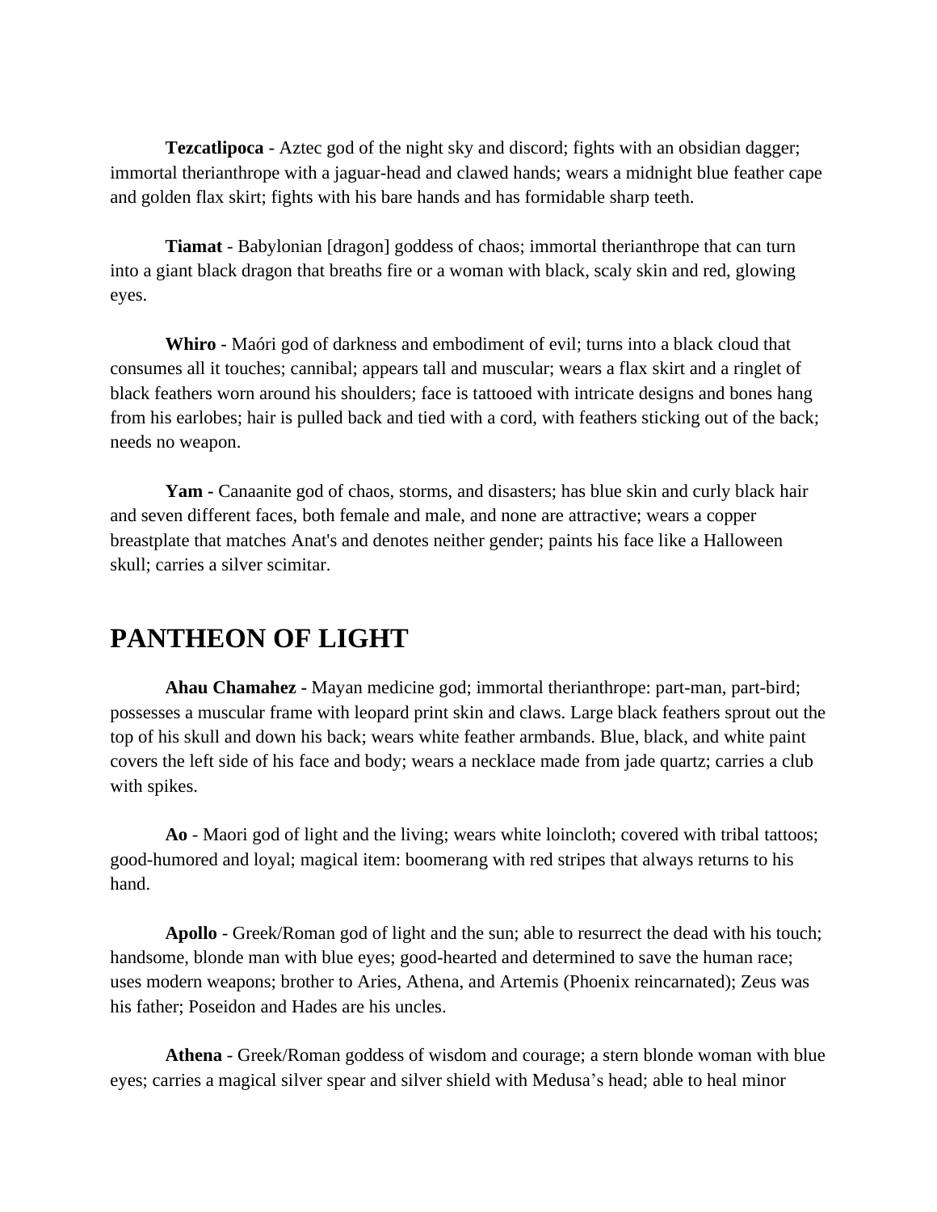**Tezcatlipoca** - Aztec god of the night sky and discord; fights with an obsidian dagger; immortal therianthrope with a jaguar-head and clawed hands; wears a midnight blue feather cape and golden flax skirt; fights with his bare hands and has formidable sharp teeth.

**Tiamat** - Babylonian [dragon] goddess of chaos; immortal therianthrope that can turn into a giant black dragon that breaths fire or a woman with black, scaly skin and red, glowing eyes.

**Whiro** - Maóri god of darkness and embodiment of evil; turns into a black cloud that consumes all it touches; cannibal; appears tall and muscular; wears a flax skirt and a ringlet of black feathers worn around his shoulders; face is tattooed with intricate designs and bones hang from his earlobes; hair is pulled back and tied with a cord, with feathers sticking out of the back; needs no weapon.

**Yam -** Canaanite god of chaos, storms, and disasters; has blue skin and curly black hair and seven different faces, both female and male, and none are attractive; wears a copper breastplate that matches Anat's and denotes neither gender; paints his face like a Halloween skull; carries a silver scimitar.

## PANTHEON OF LIGHT

**Ahau Chamahez -** Mayan medicine god; immortal therianthrope: part-man, part-bird; possesses a muscular frame with leopard print skin and claws. Large black feathers sprout out the top of his skull and down his back; wears white feather armbands. Blue, black, and white paint covers the left side of his face and body; wears a necklace made from jade quartz; carries a club with spikes.

**Ao** - Maori god of light and the living; wears white loincloth; covered with tribal tattoos; good-humored and loyal; magical item: boomerang with red stripes that always returns to his hand.

**Apollo** - Greek/Roman god of light and the sun; able to resurrect the dead with his touch; handsome, blonde man with blue eyes; good-hearted and determined to save the human race; uses modern weapons; brother to Aries, Athena, and Artemis (Phoenix reincarnated); Zeus was his father; Poseidon and Hades are his uncles.

**Athena** - Greek/Roman goddess of wisdom and courage; a stern blonde woman with blue eyes; carries a magical silver spear and silver shield with Medusa's head; able to heal minor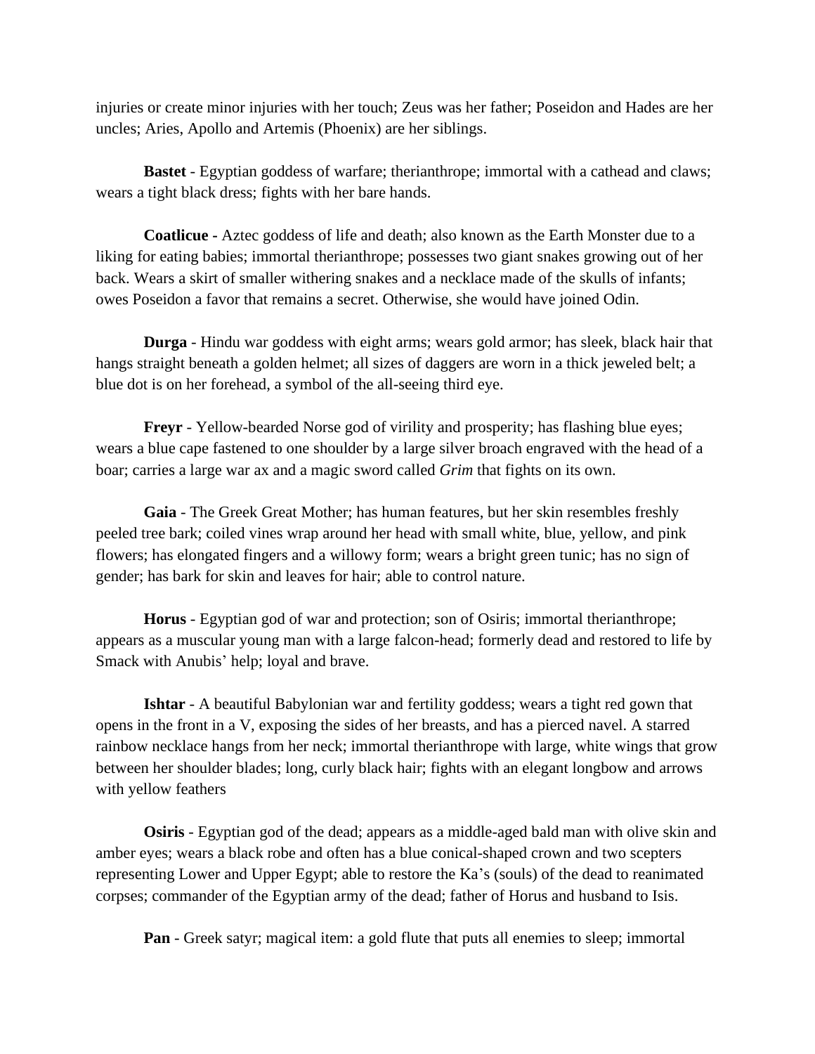injuries or create minor injuries with her touch; Zeus was her father; Poseidon and Hades are her uncles; Aries, Apollo and Artemis (Phoenix) are her siblings.

**Bastet** - Egyptian goddess of warfare; therianthrope; immortal with a cathead and claws; wears a tight black dress; fights with her bare hands.

**Coatlicue -** Aztec goddess of life and death; also known as the Earth Monster due to a liking for eating babies; immortal therianthrope; possesses two giant snakes growing out of her back. Wears a skirt of smaller withering snakes and a necklace made of the skulls of infants; owes Poseidon a favor that remains a secret. Otherwise, she would have joined Odin.

**Durga** - Hindu war goddess with eight arms; wears gold armor; has sleek, black hair that hangs straight beneath a golden helmet; all sizes of daggers are worn in a thick jeweled belt; a blue dot is on her forehead, a symbol of the all-seeing third eye.

**Freyr** - Yellow-bearded Norse god of virility and prosperity; has flashing blue eyes; wears a blue cape fastened to one shoulder by a large silver broach engraved with the head of a boar; carries a large war ax and a magic sword called *Grim* that fights on its own.

**Gaia** - The Greek Great Mother; has human features, but her skin resembles freshly peeled tree bark; coiled vines wrap around her head with small white, blue, yellow, and pink flowers; has elongated fingers and a willowy form; wears a bright green tunic; has no sign of gender; has bark for skin and leaves for hair; able to control nature.

**Horus** - Egyptian god of war and protection; son of Osiris; immortal therianthrope; appears as a muscular young man with a large falcon-head; formerly dead and restored to life by Smack with Anubis' help; loyal and brave.

**Ishtar** - A beautiful Babylonian war and fertility goddess; wears a tight red gown that opens in the front in a V, exposing the sides of her breasts, and has a pierced navel. A starred rainbow necklace hangs from her neck; immortal therianthrope with large, white wings that grow between her shoulder blades; long, curly black hair; fights with an elegant longbow and arrows with yellow feathers

**Osiris** - Egyptian god of the dead; appears as a middle-aged bald man with olive skin and amber eyes; wears a black robe and often has a blue conical-shaped crown and two scepters representing Lower and Upper Egypt; able to restore the Ka's (souls) of the dead to reanimated corpses; commander of the Egyptian army of the dead; father of Horus and husband to Isis.

**Pan** - Greek satyr; magical item: a gold flute that puts all enemies to sleep; immortal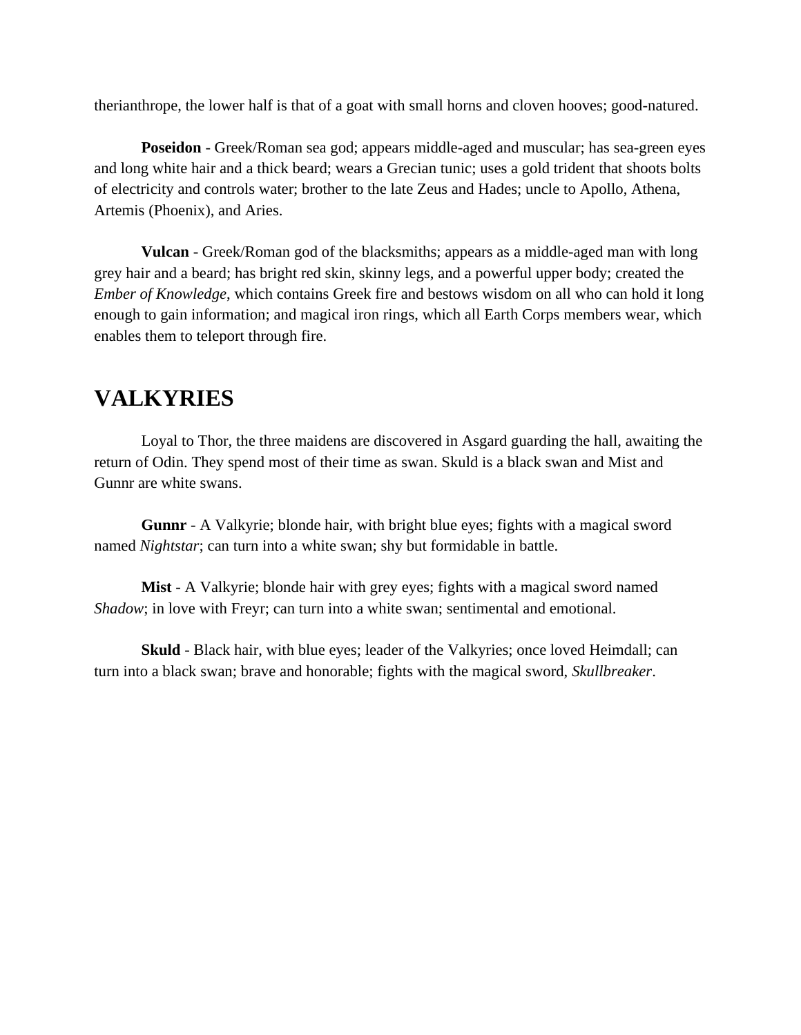therianthrope, the lower half is that of a goat with small horns and cloven hooves; good-natured.

**Poseidon** - Greek/Roman sea god; appears middle-aged and muscular; has sea-green eyes and long white hair and a thick beard; wears a Grecian tunic; uses a gold trident that shoots bolts of electricity and controls water; brother to the late Zeus and Hades; uncle to Apollo, Athena, Artemis (Phoenix), and Aries.

**Vulcan** - Greek/Roman god of the blacksmiths; appears as a middle-aged man with long grey hair and a beard; has bright red skin, skinny legs, and a powerful upper body; created the *Ember of Knowledge*, which contains Greek fire and bestows wisdom on all who can hold it long enough to gain information; and magical iron rings, which all Earth Corps members wear, which enables them to teleport through fire.

## VALKYRIES

Loyal to Thor, the three maidens are discovered in Asgard guarding the hall, awaiting the return of Odin. They spend most of their time as swan. Skuld is a black swan and Mist and Gunnr are white swans.

**Gunnr** - A Valkyrie; blonde hair, with bright blue eyes; fights with a magical sword named *Nightstar*; can turn into a white swan; shy but formidable in battle.

**Mist** - A Valkyrie; blonde hair with grey eyes; fights with a magical sword named *Shadow*; in love with Freyr; can turn into a white swan; sentimental and emotional.

**Skuld** - Black hair, with blue eyes; leader of the Valkyries; once loved Heimdall; can turn into a black swan; brave and honorable; fights with the magical sword, *Skullbreaker*.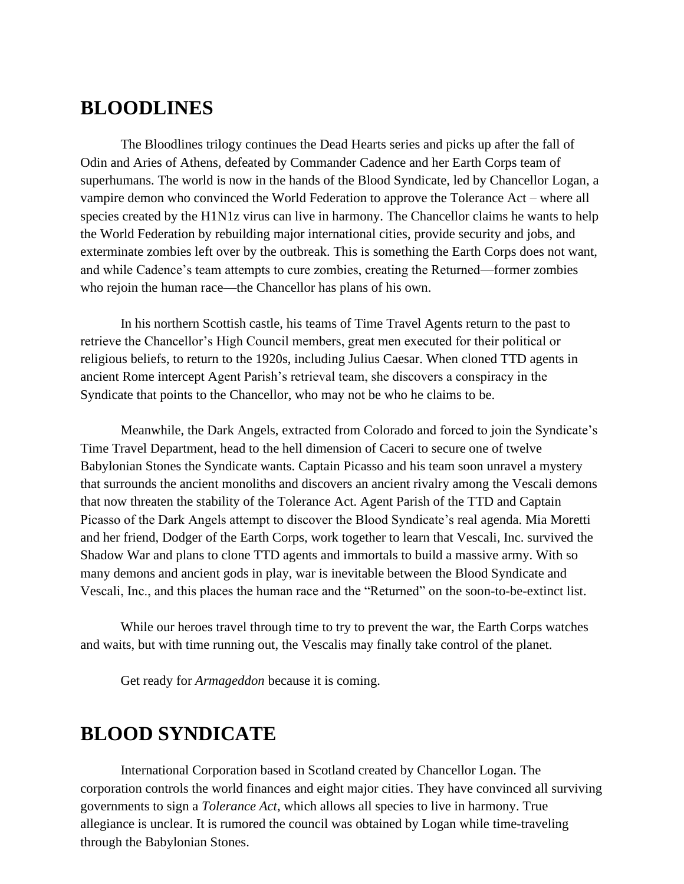## BLOODLINES

The Bloodlines trilogy continues the Dead Hearts series and picks up after the fall of Odin and Aries of Athens, defeated by Commander Cadence and her Earth Corps team of superhumans. The world is now in the hands of the Blood Syndicate, led by Chancellor Logan, a vampire demon who convinced the World Federation to approve the Tolerance Act – where all species created by the H1N1z virus can live in harmony. The Chancellor claims he wants to help the World Federation by rebuilding major international cities, provide security and jobs, and exterminate zombies left over by the outbreak. This is something the Earth Corps does not want, and while Cadence's team attempts to cure zombies, creating the Returned—former zombies who rejoin the human race—the Chancellor has plans of his own.

In his northern Scottish castle, his teams of Time Travel Agents return to the past to retrieve the Chancellor's High Council members, great men executed for their political or religious beliefs, to return to the 1920s, including Julius Caesar. When cloned TTD agents in ancient Rome intercept Agent Parish's retrieval team, she discovers a conspiracy in the Syndicate that points to the Chancellor, who may not be who he claims to be.

Meanwhile, the Dark Angels, extracted from Colorado and forced to join the Syndicate's Time Travel Department, head to the hell dimension of Caceri to secure one of twelve Babylonian Stones the Syndicate wants. Captain Picasso and his team soon unravel a mystery that surrounds the ancient monoliths and discovers an ancient rivalry among the Vescali demons that now threaten the stability of the Tolerance Act. Agent Parish of the TTD and Captain Picasso of the Dark Angels attempt to discover the Blood Syndicate's real agenda. Mia Moretti and her friend, Dodger of the Earth Corps, work together to learn that Vescali, Inc. survived the Shadow War and plans to clone TTD agents and immortals to build a massive army. With so many demons and ancient gods in play, war is inevitable between the Blood Syndicate and Vescali, Inc., and this places the human race and the "Returned" on the soon-to-be-extinct list.

While our heroes travel through time to try to prevent the war, the Earth Corps watches and waits, but with time running out, the Vescalis may finally take control of the planet.

Get ready for *Armageddon* because it is coming.

## BLOOD SYNDICATE

International Corporation based in Scotland created by Chancellor Logan. The corporation controls the world finances and eight major cities. They have convinced all surviving governments to sign a *Tolerance Act*, which allows all species to live in harmony. True allegiance is unclear. It is rumored the council was obtained by Logan while time-traveling through the Babylonian Stones.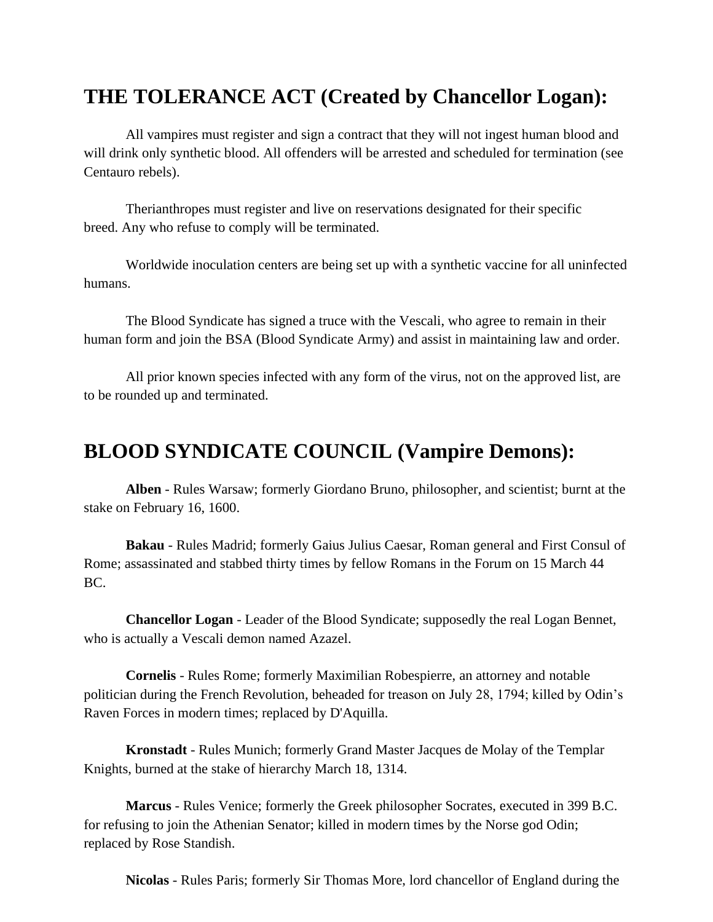## THE TOLERANCE ACT (Created by Chancellor Logan):

All vampires must register and sign a contract that they will not ingest human blood and will drink only synthetic blood. All offenders will be arrested and scheduled for termination (see Centauro rebels).

Therianthropes must register and live on reservations designated for their specific breed. Any who refuse to comply will be terminated.

Worldwide inoculation centers are being set up with a synthetic vaccine for all uninfected humans.

The Blood Syndicate has signed a truce with the Vescali, who agree to remain in their human form and join the BSA (Blood Syndicate Army) and assist in maintaining law and order.

All prior known species infected with any form of the virus, not on the approved list, are to be rounded up and terminated.

## BLOOD SYNDICATE COUNCIL (Vampire Demons):

**Alben** - Rules Warsaw; formerly Giordano Bruno, philosopher, and scientist; burnt at the stake on February 16, 1600.

**Bakau** - Rules Madrid; formerly Gaius Julius Caesar, Roman general and First Consul of Rome; assassinated and stabbed thirty times by fellow Romans in the Forum on 15 March 44 BC.

**Chancellor Logan** - Leader of the Blood Syndicate; supposedly the real Logan Bennet, who is actually a Vescali demon named Azazel.

**Cornelis** - Rules Rome; formerly Maximilian Robespierre, an attorney and notable politician during the French Revolution, beheaded for treason on July 28, 1794; killed by Odin's Raven Forces in modern times; replaced by D'Aquilla.

**Kronstadt** - Rules Munich; formerly Grand Master Jacques de Molay of the Templar Knights, burned at the stake of hierarchy March 18, 1314.

**Marcus** - Rules Venice; formerly the Greek philosopher Socrates, executed in 399 B.C. for refusing to join the Athenian Senator; killed in modern times by the Norse god Odin; replaced by Rose Standish.

**Nicolas** - Rules Paris; formerly Sir Thomas More, lord chancellor of England during the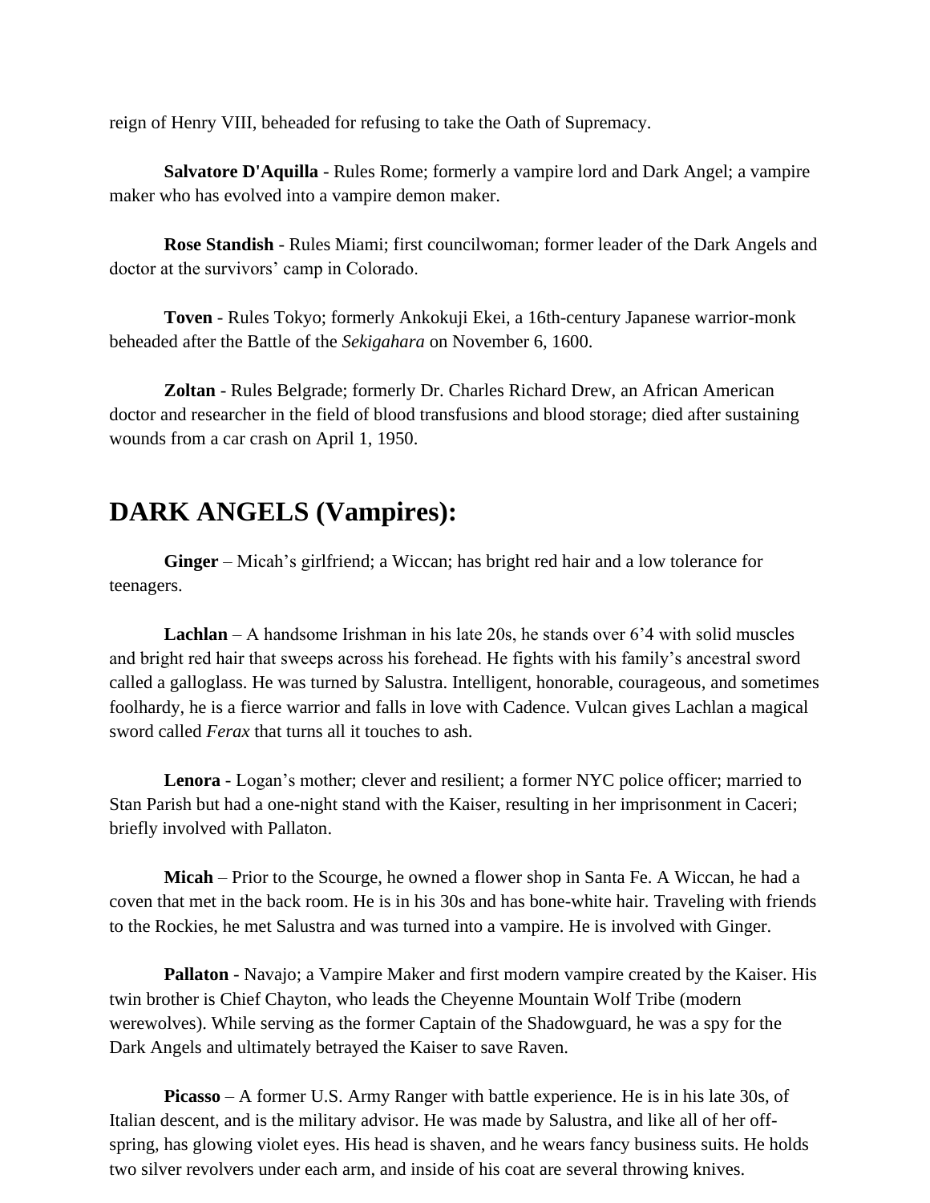reign of Henry VIII, beheaded for refusing to take the Oath of Supremacy.

**Salvatore D'Aquilla** - Rules Rome; formerly a vampire lord and Dark Angel; a vampire maker who has evolved into a vampire demon maker.

**Rose Standish** - Rules Miami; first councilwoman; former leader of the Dark Angels and doctor at the survivors' camp in Colorado.

**Toven** - Rules Tokyo; formerly Ankokuji Ekei, a 16th-century Japanese warrior-monk beheaded after the Battle of the *Sekigahara* on November 6, 1600.

**Zoltan** - Rules Belgrade; formerly Dr. Charles Richard Drew, an African American doctor and researcher in the field of blood transfusions and blood storage; died after sustaining wounds from a car crash on April 1, 1950.

## DARK ANGELS (Vampires):

**Ginger** – Micah's girlfriend; a Wiccan; has bright red hair and a low tolerance for teenagers.

**Lachlan** – A handsome Irishman in his late 20s, he stands over 6'4 with solid muscles and bright red hair that sweeps across his forehead. He fights with his family's ancestral sword called a galloglass. He was turned by Salustra. Intelligent, honorable, courageous, and sometimes foolhardy, he is a fierce warrior and falls in love with Cadence. Vulcan gives Lachlan a magical sword called *Ferax* that turns all it touches to ash.

**Lenora** - Logan's mother; clever and resilient; a former NYC police officer; married to Stan Parish but had a one-night stand with the Kaiser, resulting in her imprisonment in Caceri; briefly involved with Pallaton.

**Micah** – Prior to the Scourge, he owned a flower shop in Santa Fe. A Wiccan, he had a coven that met in the back room. He is in his 30s and has bone-white hair. Traveling with friends to the Rockies, he met Salustra and was turned into a vampire. He is involved with Ginger.

**Pallaton** - Navajo; a Vampire Maker and first modern vampire created by the Kaiser. His twin brother is Chief Chayton, who leads the Cheyenne Mountain Wolf Tribe (modern werewolves). While serving as the former Captain of the Shadowguard, he was a spy for the Dark Angels and ultimately betrayed the Kaiser to save Raven.

**Picasso** – A former U.S. Army Ranger with battle experience. He is in his late 30s, of Italian descent, and is the military advisor. He was made by Salustra, and like all of her off-spring, has glowing violet eyes. His head is shaven, and he wears fancy business suits. He holds two silver revolvers under each arm, and inside of his coat are several throwing knives.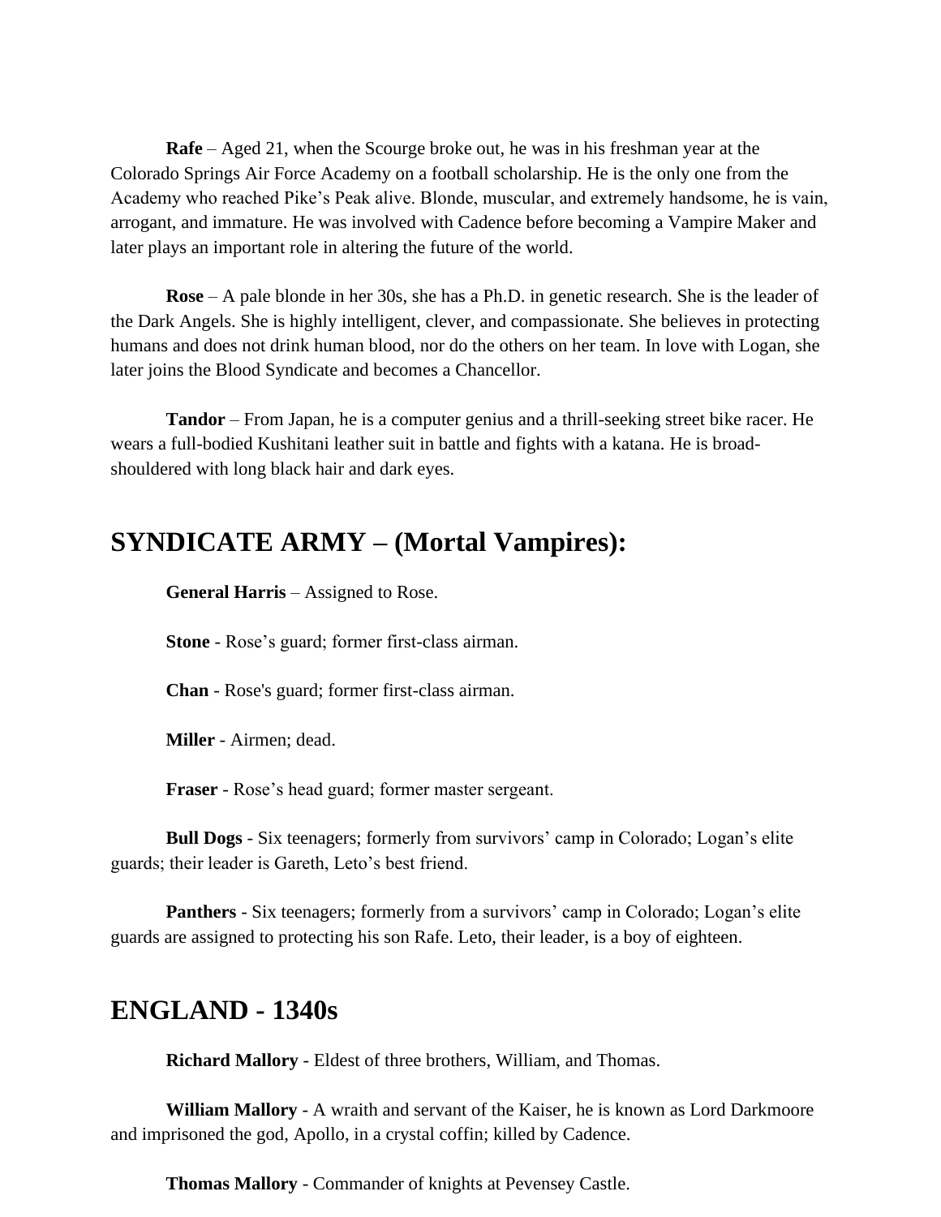**Rafe** – Aged 21, when the Scourge broke out, he was in his freshman year at the Colorado Springs Air Force Academy on a football scholarship. He is the only one from the Academy who reached Pike's Peak alive. Blonde, muscular, and extremely handsome, he is vain, arrogant, and immature. He was involved with Cadence before becoming a Vampire Maker and later plays an important role in altering the future of the world.

**Rose** – A pale blonde in her 30s, she has a Ph.D. in genetic research. She is the leader of the Dark Angels. She is highly intelligent, clever, and compassionate. She believes in protecting humans and does not drink human blood, nor do the others on her team. In love with Logan, she later joins the Blood Syndicate and becomes a Chancellor.

**Tandor** – From Japan, he is a computer genius and a thrill-seeking street bike racer. He wears a full-bodied Kushitani leather suit in battle and fights with a katana. He is broad-shouldered with long black hair and dark eyes.

## SYNDICATE ARMY – (Mortal Vampires):

**General Harris** – Assigned to Rose.

**Stone** - Rose's guard; former first-class airman.

**Chan** - Rose's guard; former first-class airman.

**Miller** - Airmen; dead.

**Fraser** - Rose's head guard; former master sergeant.

**Bull Dogs** - Six teenagers; formerly from survivors' camp in Colorado; Logan's elite guards; their leader is Gareth, Leto's best friend.

**Panthers** - Six teenagers; formerly from a survivors' camp in Colorado; Logan's elite guards are assigned to protecting his son Rafe. Leto, their leader, is a boy of eighteen.

## ENGLAND - 1340s

**Richard Mallory** - Eldest of three brothers, William, and Thomas.

**William Mallory** - A wraith and servant of the Kaiser, he is known as Lord Darkmoore and imprisoned the god, Apollo, in a crystal coffin; killed by Cadence.

**Thomas Mallory** - Commander of knights at Pevensey Castle.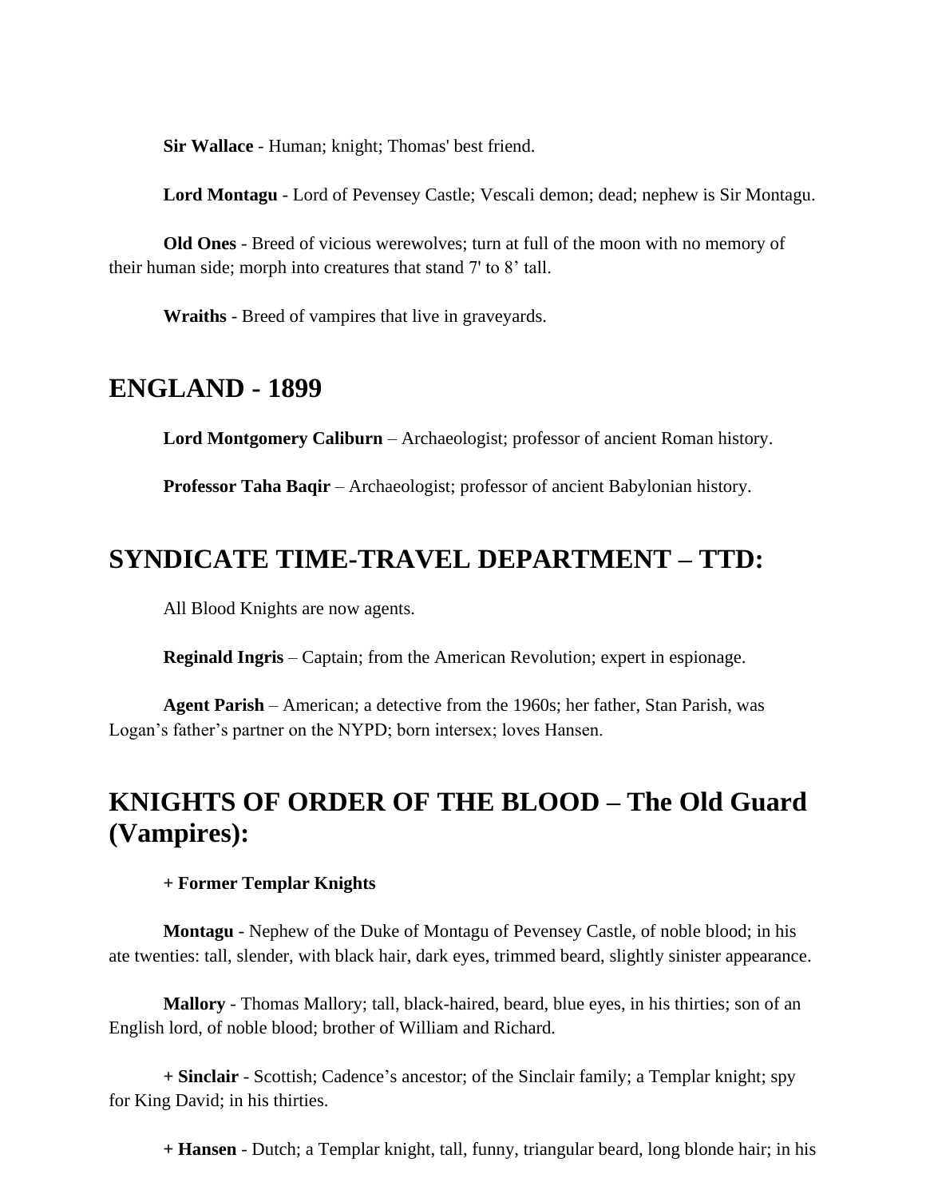**Sir Wallace** - Human; knight; Thomas' best friend.

**Lord Montagu** - Lord of Pevensey Castle; Vescali demon; dead; nephew is Sir Montagu.

**Old Ones** - Breed of vicious werewolves; turn at full of the moon with no memory of their human side; morph into creatures that stand 7' to 8’ tall.

**Wraiths** - Breed of vampires that live in graveyards.

## ENGLAND - 1899

**Lord Montgomery Caliburn** – Archaeologist; professor of ancient Roman history.

**Professor Taha Baqir** – Archaeologist; professor of ancient Babylonian history.

## SYNDICATE TIME-TRAVEL DEPARTMENT – TTD:

All Blood Knights are now agents.

**Reginald Ingris** – Captain; from the American Revolution; expert in espionage.

**Agent Parish** – American; a detective from the 1960s; her father, Stan Parish, was Logan’s father’s partner on the NYPD; born intersex; loves Hansen.

## KNIGHTS OF ORDER OF THE BLOOD – The Old Guard (Vampires):

**+ Former Templar Knights**

**Montagu** - Nephew of the Duke of Montagu of Pevensey Castle, of noble blood; in his ate twenties: tall, slender, with black hair, dark eyes, trimmed beard, slightly sinister appearance.

**Mallory** - Thomas Mallory; tall, black-haired, beard, blue eyes, in his thirties; son of an English lord, of noble blood; brother of William and Richard.

**+ Sinclair** - Scottish; Cadence’s ancestor; of the Sinclair family; a Templar knight; spy for King David; in his thirties.

**+ Hansen** - Dutch; a Templar knight, tall, funny, triangular beard, long blonde hair; in his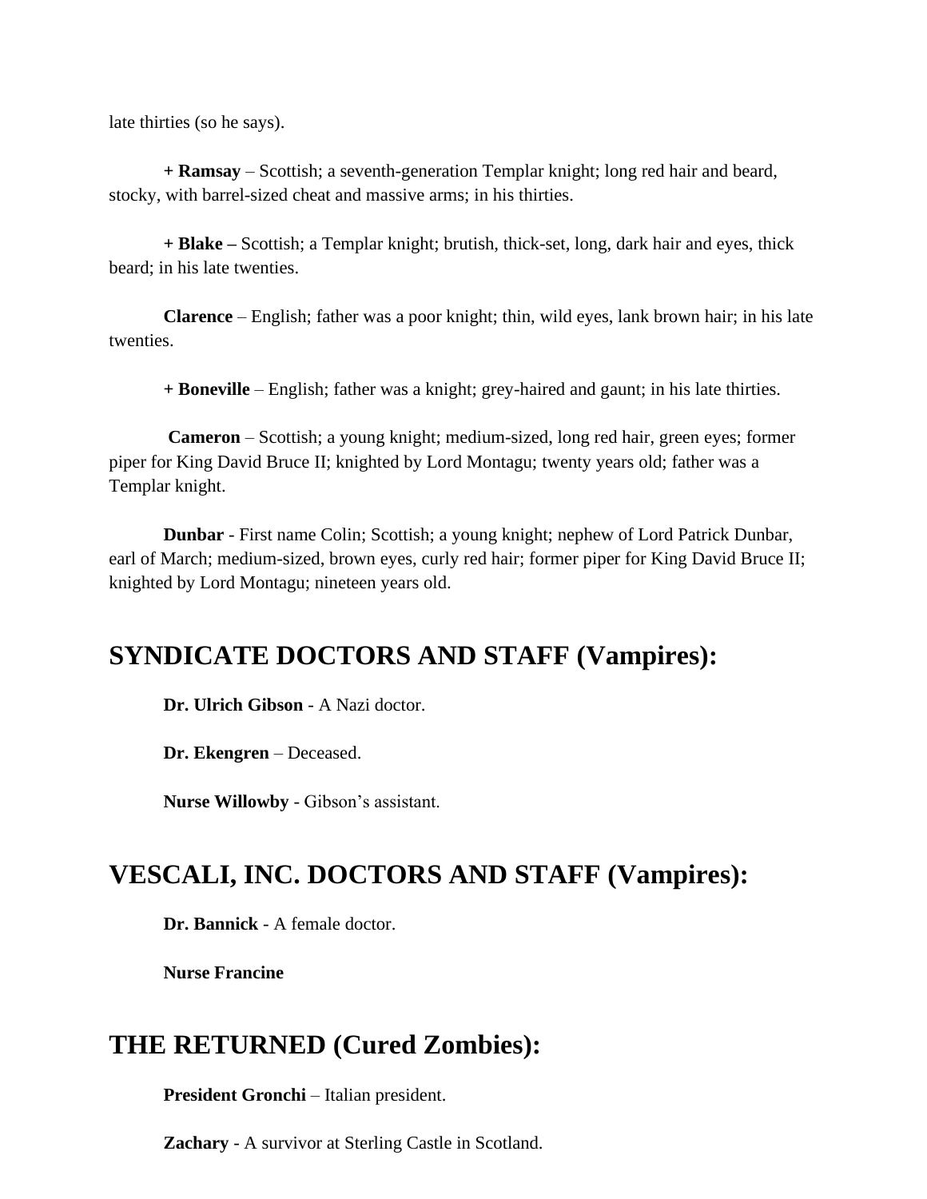late thirties (so he says).

**+ Ramsay** – Scottish; a seventh-generation Templar knight; long red hair and beard, stocky, with barrel-sized cheat and massive arms; in his thirties.

**+ Blake –** Scottish; a Templar knight; brutish, thick-set, long, dark hair and eyes, thick beard; in his late twenties.

**Clarence** – English; father was a poor knight; thin, wild eyes, lank brown hair; in his late twenties.

**+ Boneville** – English; father was a knight; grey-haired and gaunt; in his late thirties.

**Cameron** – Scottish; a young knight; medium-sized, long red hair, green eyes; former piper for King David Bruce II; knighted by Lord Montagu; twenty years old; father was a Templar knight.

**Dunbar** - First name Colin; Scottish; a young knight; nephew of Lord Patrick Dunbar, earl of March; medium-sized, brown eyes, curly red hair; former piper for King David Bruce II; knighted by Lord Montagu; nineteen years old.

## SYNDICATE DOCTORS AND STAFF (Vampires):

**Dr. Ulrich Gibson** - A Nazi doctor.

**Dr. Ekengren** – Deceased.

**Nurse Willowby** - Gibson's assistant.

## VESCALI, INC. DOCTORS AND STAFF (Vampires):

**Dr. Bannick** - A female doctor.

**Nurse Francine**

## THE RETURNED (Cured Zombies):

**President Gronchi** – Italian president.

**Zachary** - A survivor at Sterling Castle in Scotland.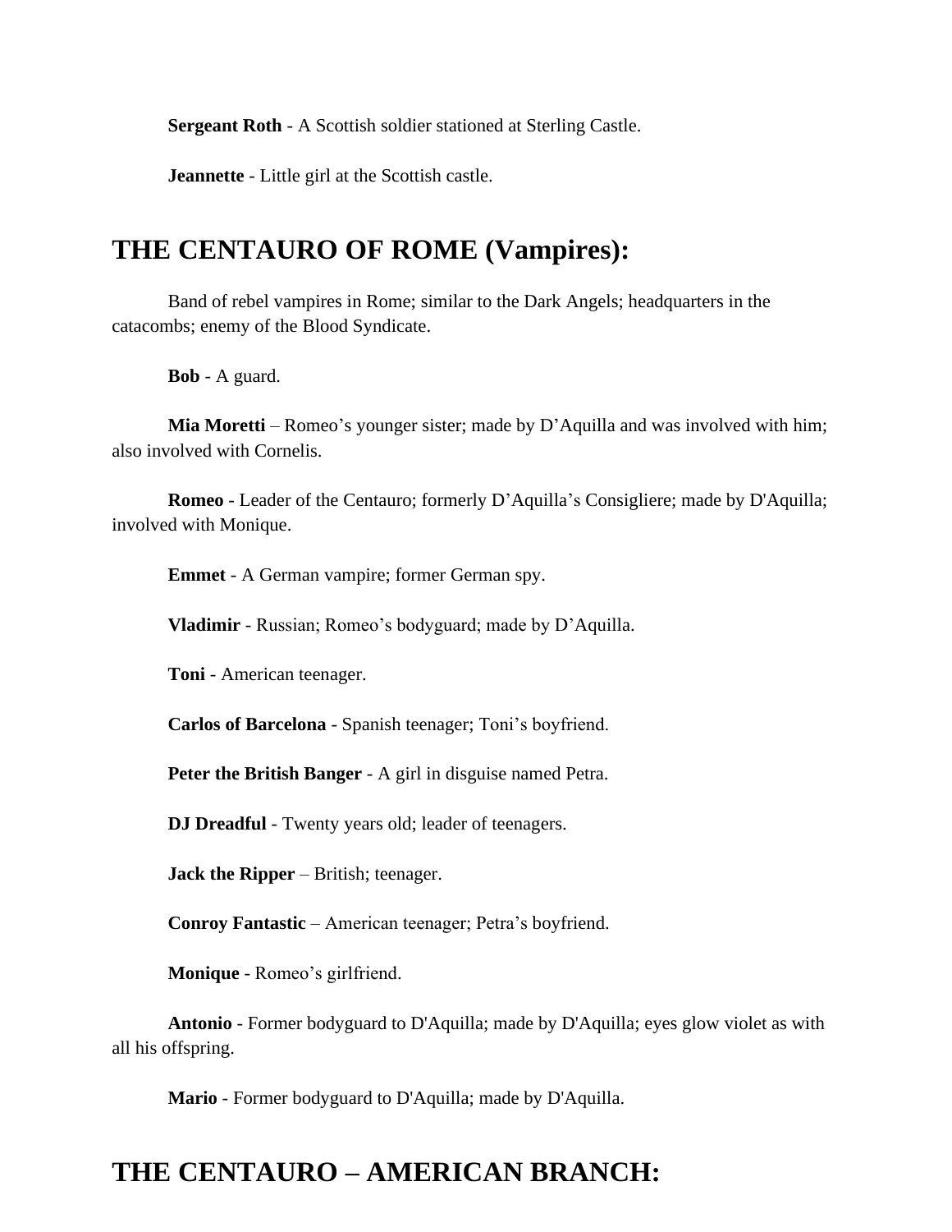**Sergeant Roth** - A Scottish soldier stationed at Sterling Castle.

**Jeannette** - Little girl at the Scottish castle.

## THE CENTAURO OF ROME (Vampires):

Band of rebel vampires in Rome; similar to the Dark Angels; headquarters in the catacombs; enemy of the Blood Syndicate.

**Bob** - A guard.

**Mia Moretti** – Romeo's younger sister; made by D'Aquilla and was involved with him; also involved with Cornelis.

**Romeo** - Leader of the Centauro; formerly D'Aquilla's Consigliere; made by D'Aquilla; involved with Monique.

**Emmet** - A German vampire; former German spy.

**Vladimir** - Russian; Romeo's bodyguard; made by D'Aquilla.

**Toni** - American teenager.

**Carlos of Barcelona** - Spanish teenager; Toni's boyfriend.

**Peter the British Banger** - A girl in disguise named Petra.

**DJ Dreadful** - Twenty years old; leader of teenagers.

**Jack the Ripper** – British; teenager.

**Conroy Fantastic** – American teenager; Petra's boyfriend.

**Monique** - Romeo's girlfriend.

**Antonio** - Former bodyguard to D'Aquilla; made by D'Aquilla; eyes glow violet as with all his offspring.

**Mario** - Former bodyguard to D'Aquilla; made by D'Aquilla.

## THE CENTAURO – AMERICAN BRANCH: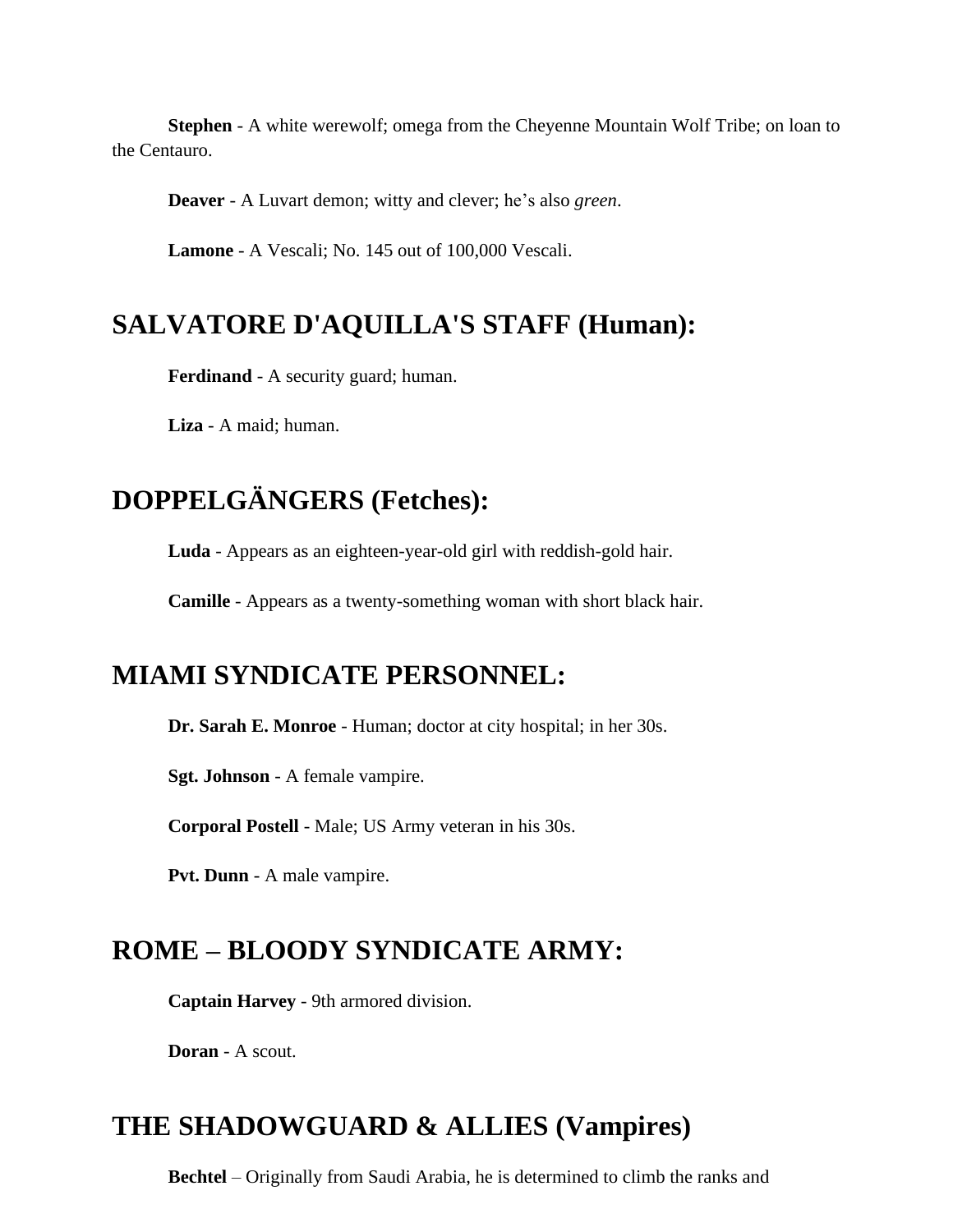**Stephen** - A white werewolf; omega from the Cheyenne Mountain Wolf Tribe; on loan to the Centauro.

**Deaver** - A Luvart demon; witty and clever; he's also *green*.

**Lamone** - A Vescali; No. 145 out of 100,000 Vescali.

## SALVATORE D'AQUILLA'S STAFF (Human):

**Ferdinand** - A security guard; human.

**Liza** - A maid; human.

## DOPPELGÄNGERS (Fetches):

**Luda** - Appears as an eighteen-year-old girl with reddish-gold hair.

**Camille** - Appears as a twenty-something woman with short black hair.

## MIAMI SYNDICATE PERSONNEL:

**Dr. Sarah E. Monroe** - Human; doctor at city hospital; in her 30s.

**Sgt. Johnson** - A female vampire.

**Corporal Postell** - Male; US Army veteran in his 30s.

**Pvt. Dunn** - A male vampire.

## ROME – BLOODY SYNDICATE ARMY:

**Captain Harvey** - 9th armored division.

**Doran** - A scout.

## THE SHADOWGUARD & ALLIES (Vampires)

**Bechtel** – Originally from Saudi Arabia, he is determined to climb the ranks and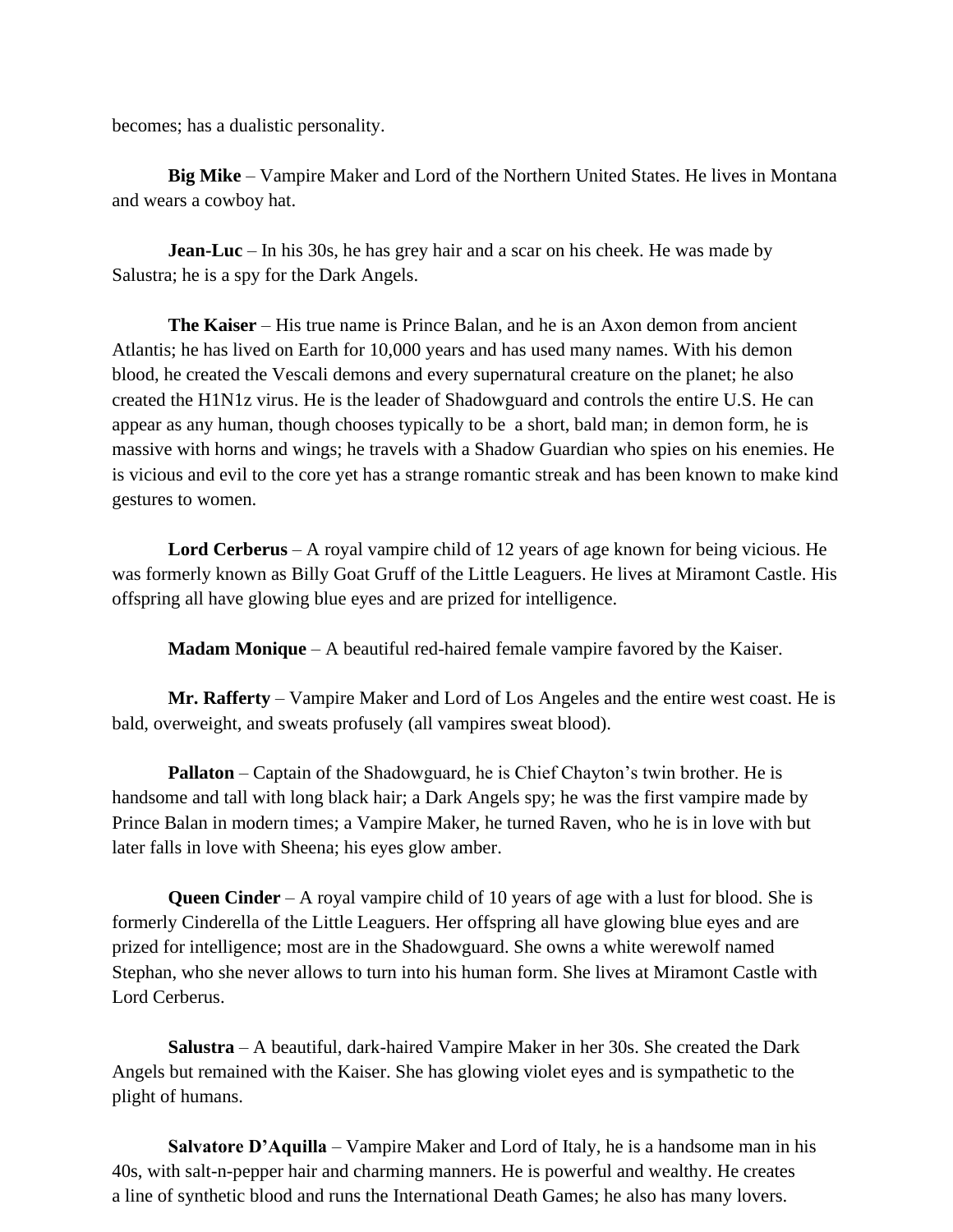becomes; has a dualistic personality.

**Big Mike** – Vampire Maker and Lord of the Northern United States. He lives in Montana and wears a cowboy hat.

**Jean-Luc** – In his 30s, he has grey hair and a scar on his cheek. He was made by Salustra; he is a spy for the Dark Angels.

**The Kaiser** – His true name is Prince Balan, and he is an Axon demon from ancient Atlantis; he has lived on Earth for 10,000 years and has used many names. With his demon blood, he created the Vescali demons and every supernatural creature on the planet; he also created the H1N1z virus. He is the leader of Shadowguard and controls the entire U.S. He can appear as any human, though chooses typically to be a short, bald man; in demon form, he is massive with horns and wings; he travels with a Shadow Guardian who spies on his enemies. He is vicious and evil to the core yet has a strange romantic streak and has been known to make kind gestures to women.

**Lord Cerberus** – A royal vampire child of 12 years of age known for being vicious. He was formerly known as Billy Goat Gruff of the Little Leaguers. He lives at Miramont Castle. His offspring all have glowing blue eyes and are prized for intelligence.

**Madam Monique** – A beautiful red-haired female vampire favored by the Kaiser.

**Mr. Rafferty** – Vampire Maker and Lord of Los Angeles and the entire west coast. He is bald, overweight, and sweats profusely (all vampires sweat blood).

**Pallaton** – Captain of the Shadowguard, he is Chief Chayton's twin brother. He is handsome and tall with long black hair; a Dark Angels spy; he was the first vampire made by Prince Balan in modern times; a Vampire Maker, he turned Raven, who he is in love with but later falls in love with Sheena; his eyes glow amber.

**Queen Cinder** – A royal vampire child of 10 years of age with a lust for blood. She is formerly Cinderella of the Little Leaguers. Her offspring all have glowing blue eyes and are prized for intelligence; most are in the Shadowguard. She owns a white werewolf named Stephan, who she never allows to turn into his human form. She lives at Miramont Castle with Lord Cerberus.

**Salustra** – A beautiful, dark-haired Vampire Maker in her 30s. She created the Dark Angels but remained with the Kaiser. She has glowing violet eyes and is sympathetic to the plight of humans.

**Salvatore D'Aquilla** – Vampire Maker and Lord of Italy, he is a handsome man in his 40s, with salt-n-pepper hair and charming manners. He is powerful and wealthy. He creates a line of synthetic blood and runs the International Death Games; he also has many lovers.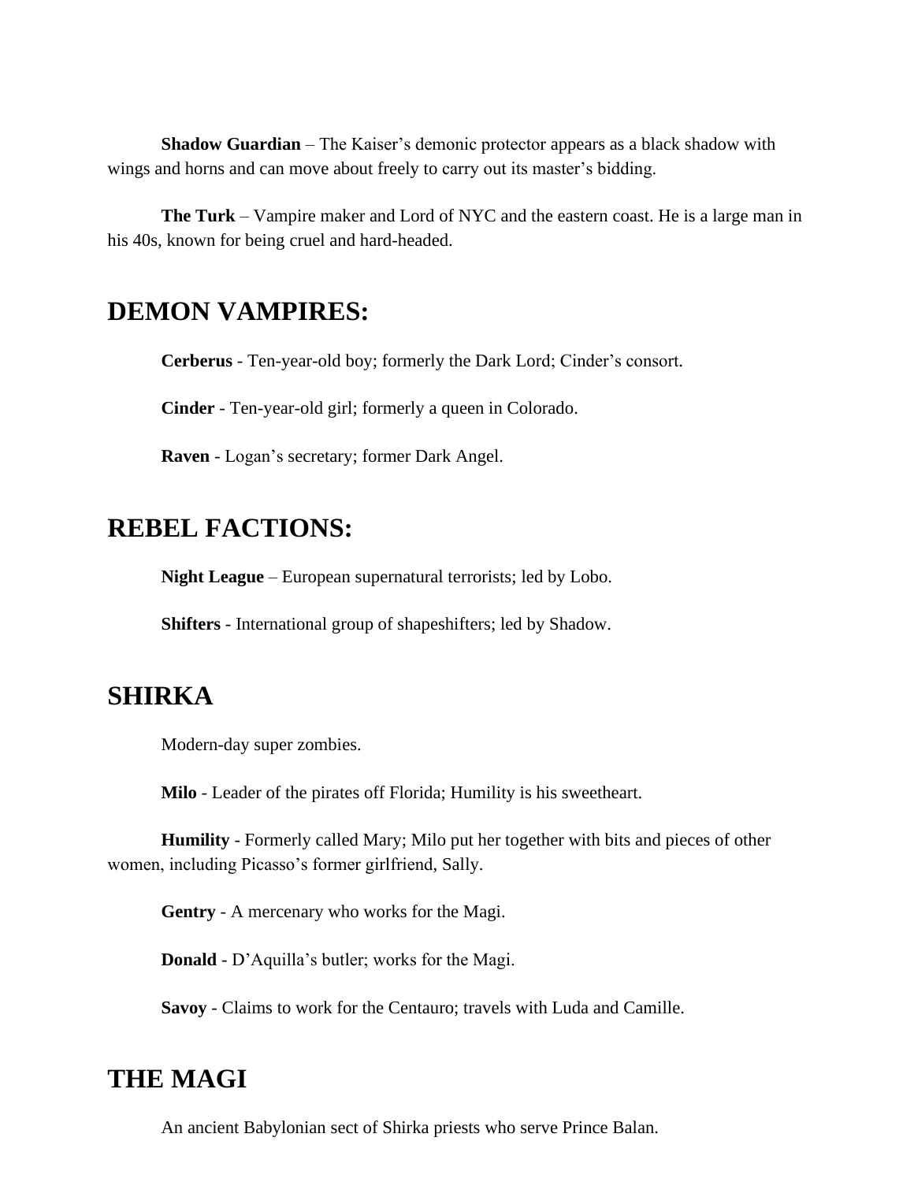**Shadow Guardian** – The Kaiser's demonic protector appears as a black shadow with wings and horns and can move about freely to carry out its master's bidding.

**The Turk** – Vampire maker and Lord of NYC and the eastern coast. He is a large man in his 40s, known for being cruel and hard-headed.

## DEMON VAMPIRES:

**Cerberus** - Ten-year-old boy; formerly the Dark Lord; Cinder's consort.

**Cinder** - Ten-year-old girl; formerly a queen in Colorado.

**Raven** - Logan's secretary; former Dark Angel.

## REBEL FACTIONS:

**Night League** – European supernatural terrorists; led by Lobo.

**Shifters** - International group of shapeshifters; led by Shadow.

## SHIRKA

Modern-day super zombies.

**Milo** - Leader of the pirates off Florida; Humility is his sweetheart.

**Humility** - Formerly called Mary; Milo put her together with bits and pieces of other women, including Picasso's former girlfriend, Sally.

**Gentry** - A mercenary who works for the Magi.

**Donald** - D'Aquilla's butler; works for the Magi.

**Savoy** - Claims to work for the Centauro; travels with Luda and Camille.

## THE MAGI

An ancient Babylonian sect of Shirka priests who serve Prince Balan.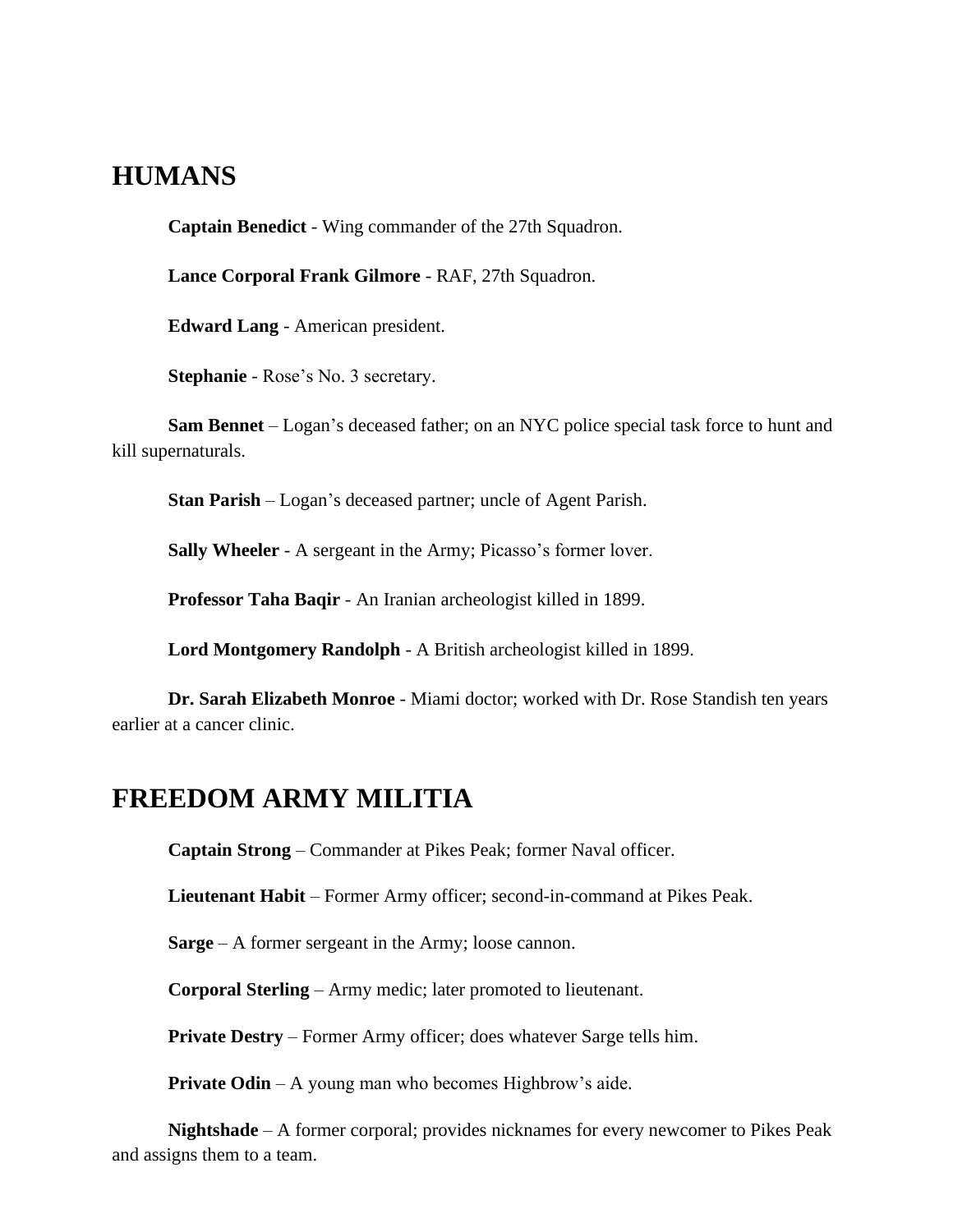## HUMANS

**Captain Benedict** - Wing commander of the 27th Squadron.

**Lance Corporal Frank Gilmore** - RAF, 27th Squadron.

**Edward Lang** - American president.

**Stephanie** - Rose's No. 3 secretary.

**Sam Bennet** – Logan's deceased father; on an NYC police special task force to hunt and kill supernaturals.

**Stan Parish** – Logan's deceased partner; uncle of Agent Parish.

**Sally Wheeler** - A sergeant in the Army; Picasso's former lover.

**Professor Taha Baqir** - An Iranian archeologist killed in 1899.

**Lord Montgomery Randolph** - A British archeologist killed in 1899.

**Dr. Sarah Elizabeth Monroe** - Miami doctor; worked with Dr. Rose Standish ten years earlier at a cancer clinic.

## FREEDOM ARMY MILITIA

**Captain Strong** – Commander at Pikes Peak; former Naval officer.

**Lieutenant Habit** – Former Army officer; second-in-command at Pikes Peak.

**Sarge** – A former sergeant in the Army; loose cannon.

**Corporal Sterling** – Army medic; later promoted to lieutenant.

**Private Destry** – Former Army officer; does whatever Sarge tells him.

**Private Odin** – A young man who becomes Highbrow's aide.

**Nightshade** – A former corporal; provides nicknames for every newcomer to Pikes Peak and assigns them to a team.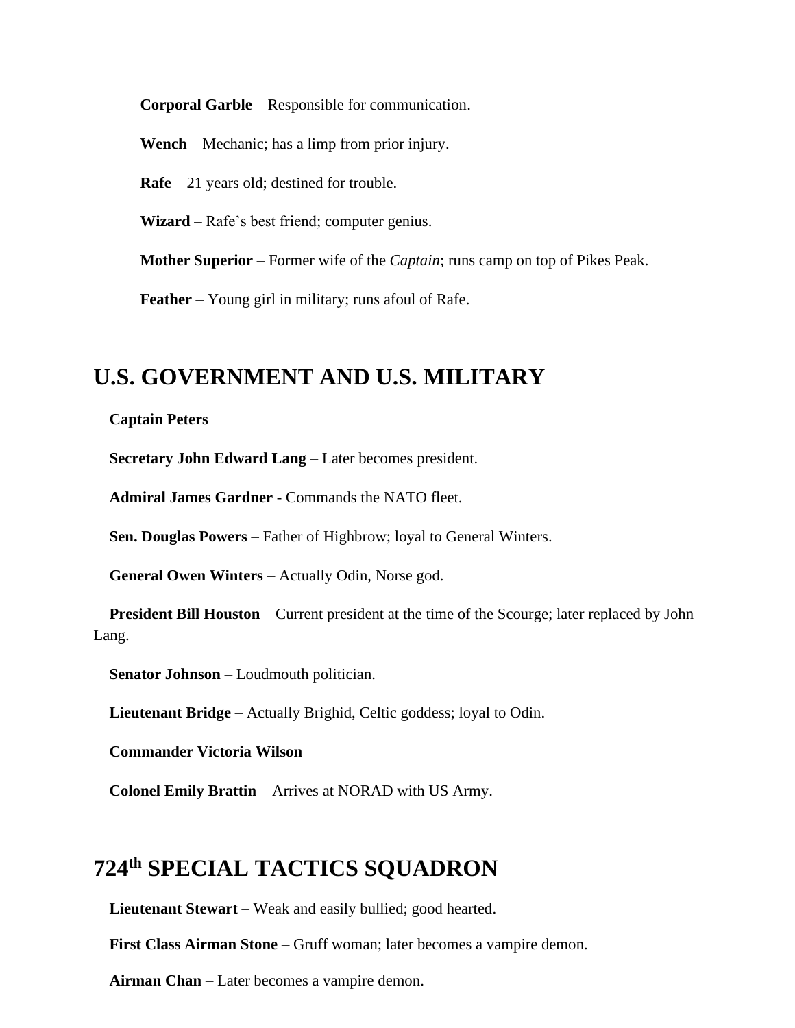**Corporal Garble** – Responsible for communication.

**Wench** – Mechanic; has a limp from prior injury.

**Rafe** – 21 years old; destined for trouble.

**Wizard** – Rafe's best friend; computer genius.

**Mother Superior** – Former wife of the *Captain*; runs camp on top of Pikes Peak.

**Feather** – Young girl in military; runs afoul of Rafe.

## U.S. GOVERNMENT AND U.S. MILITARY

**Captain Peters**

**Secretary John Edward Lang** – Later becomes president.

**Admiral James Gardner** - Commands the NATO fleet.

**Sen. Douglas Powers** – Father of Highbrow; loyal to General Winters.

**General Owen Winters** – Actually Odin, Norse god.

**President Bill Houston** – Current president at the time of the Scourge; later replaced by John Lang.

**Senator Johnson** – Loudmouth politician.

**Lieutenant Bridge** – Actually Brighid, Celtic goddess; loyal to Odin.

**Commander Victoria Wilson**

**Colonel Emily Brattin** – Arrives at NORAD with US Army.

## 724th SPECIAL TACTICS SQUADRON

**Lieutenant Stewart** – Weak and easily bullied; good hearted.

**First Class Airman Stone** – Gruff woman; later becomes a vampire demon.

**Airman Chan** – Later becomes a vampire demon.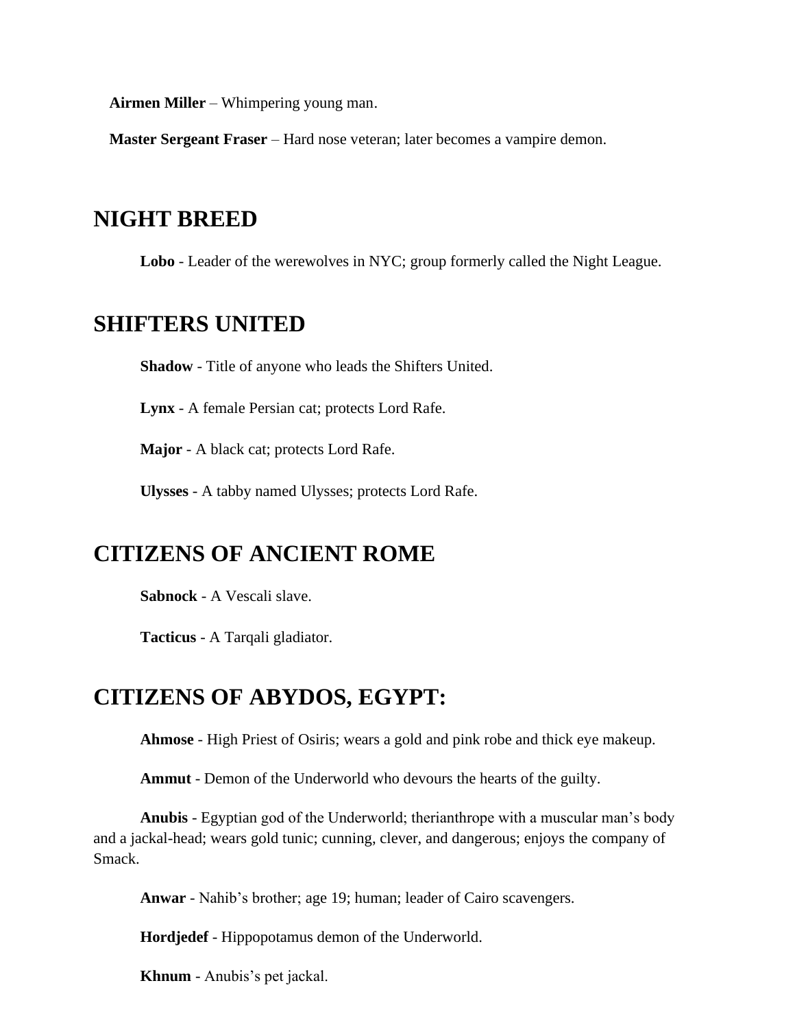**Airmen Miller** – Whimpering young man.

**Master Sergeant Fraser** – Hard nose veteran; later becomes a vampire demon.

## NIGHT BREED

**Lobo** - Leader of the werewolves in NYC; group formerly called the Night League.

## SHIFTERS UNITED

**Shadow** - Title of anyone who leads the Shifters United.

**Lynx** - A female Persian cat; protects Lord Rafe.

**Major** - A black cat; protects Lord Rafe.

**Ulysses** - A tabby named Ulysses; protects Lord Rafe.

## CITIZENS OF ANCIENT ROME

**Sabnock** - A Vescali slave.

**Tacticus** - A Tarqali gladiator.

## CITIZENS OF ABYDOS, EGYPT:

**Ahmose** - High Priest of Osiris; wears a gold and pink robe and thick eye makeup.

**Ammut** - Demon of the Underworld who devours the hearts of the guilty.

**Anubis** - Egyptian god of the Underworld; therianthrope with a muscular man's body and a jackal-head; wears gold tunic; cunning, clever, and dangerous; enjoys the company of Smack.

**Anwar** - Nahib's brother; age 19; human; leader of Cairo scavengers.

**Hordjedef** - Hippopotamus demon of the Underworld.

**Khnum** - Anubis's pet jackal.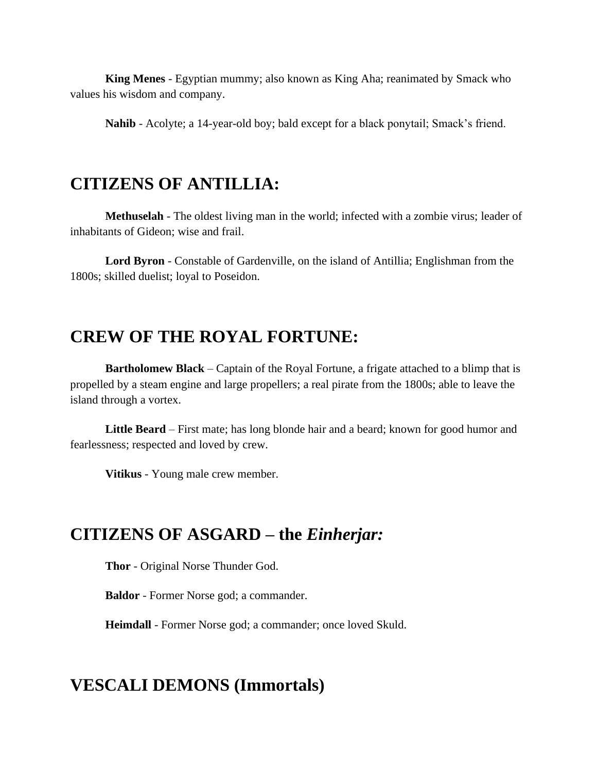**King Menes** - Egyptian mummy; also known as King Aha; reanimated by Smack who values his wisdom and company.

**Nahib** - Acolyte; a 14-year-old boy; bald except for a black ponytail; Smack's friend.

## CITIZENS OF ANTILLIA:

**Methuselah** - The oldest living man in the world; infected with a zombie virus; leader of inhabitants of Gideon; wise and frail.

**Lord Byron** - Constable of Gardenville, on the island of Antillia; Englishman from the 1800s; skilled duelist; loyal to Poseidon.

## CREW OF THE ROYAL FORTUNE:

**Bartholomew Black** – Captain of the Royal Fortune, a frigate attached to a blimp that is propelled by a steam engine and large propellers; a real pirate from the 1800s; able to leave the island through a vortex.

**Little Beard** – First mate; has long blonde hair and a beard; known for good humor and fearlessness; respected and loved by crew.

**Vitikus** - Young male crew member.

## CITIZENS OF ASGARD – the *Einherjar:*

**Thor** - Original Norse Thunder God.

**Baldor** - Former Norse god; a commander.

**Heimdall** - Former Norse god; a commander; once loved Skuld.

## VESCALI DEMONS (Immortals)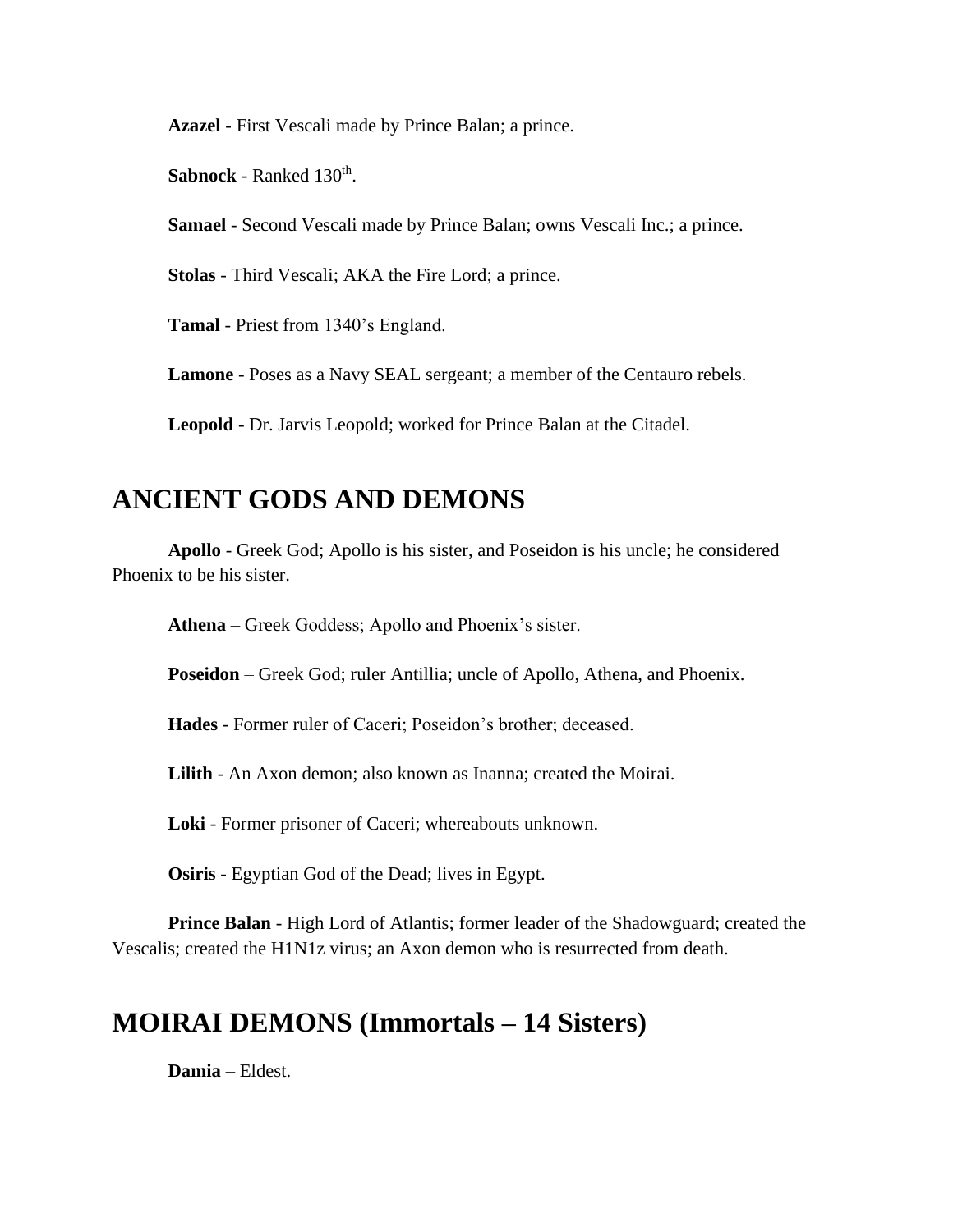**Azazel** - First Vescali made by Prince Balan; a prince.

**Sabnock** - Ranked 130th.

**Samael** - Second Vescali made by Prince Balan; owns Vescali Inc.; a prince.

**Stolas** - Third Vescali; AKA the Fire Lord; a prince.

**Tamal** - Priest from 1340's England.

**Lamone** - Poses as a Navy SEAL sergeant; a member of the Centauro rebels.

**Leopold** - Dr. Jarvis Leopold; worked for Prince Balan at the Citadel.

## ANCIENT GODS AND DEMONS

**Apollo** - Greek God; Apollo is his sister, and Poseidon is his uncle; he considered Phoenix to be his sister.

**Athena** – Greek Goddess; Apollo and Phoenix's sister.

**Poseidon** – Greek God; ruler Antillia; uncle of Apollo, Athena, and Phoenix.

**Hades** - Former ruler of Caceri; Poseidon's brother; deceased.

**Lilith** - An Axon demon; also known as Inanna; created the Moirai.

**Loki** - Former prisoner of Caceri; whereabouts unknown.

**Osiris** - Egyptian God of the Dead; lives in Egypt.

**Prince Balan** - High Lord of Atlantis; former leader of the Shadowguard; created the Vescalis; created the H1N1z virus; an Axon demon who is resurrected from death.

## MOIRAI DEMONS (Immortals – 14 Sisters)

**Damia** – Eldest.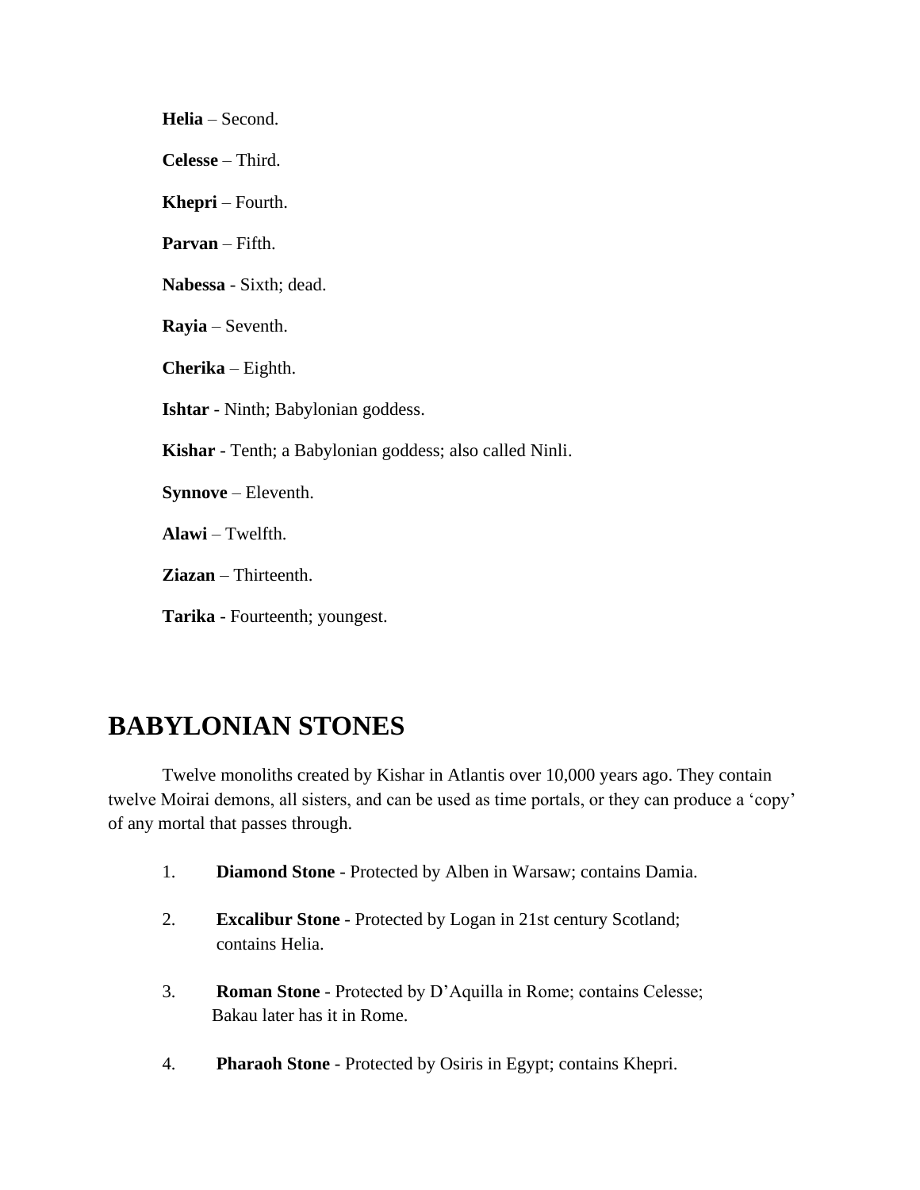**Helia** – Second.

**Celesse** – Third.

**Khepri** – Fourth.

**Parvan** – Fifth.

**Nabessa** - Sixth; dead.

**Rayia** – Seventh.

**Cherika** – Eighth.

**Ishtar** - Ninth; Babylonian goddess.

**Kishar** - Tenth; a Babylonian goddess; also called Ninli.

**Synnove** – Eleventh.

**Alawi** – Twelfth.

**Ziazan** – Thirteenth.

**Tarika** - Fourteenth; youngest.

# BABYLONIAN STONES

Twelve monoliths created by Kishar in Atlantis over 10,000 years ago. They contain twelve Moirai demons, all sisters, and can be used as time portals, or they can produce a 'copy' of any mortal that passes through.

1. **Diamond Stone** - Protected by Alben in Warsaw; contains Damia.
2. **Excalibur Stone** - Protected by Logan in 21st century Scotland; contains Helia.
3. **Roman Stone** - Protected by D'Aquilla in Rome; contains Celesse; Bakau later has it in Rome.
4. **Pharaoh Stone** - Protected by Osiris in Egypt; contains Khepri.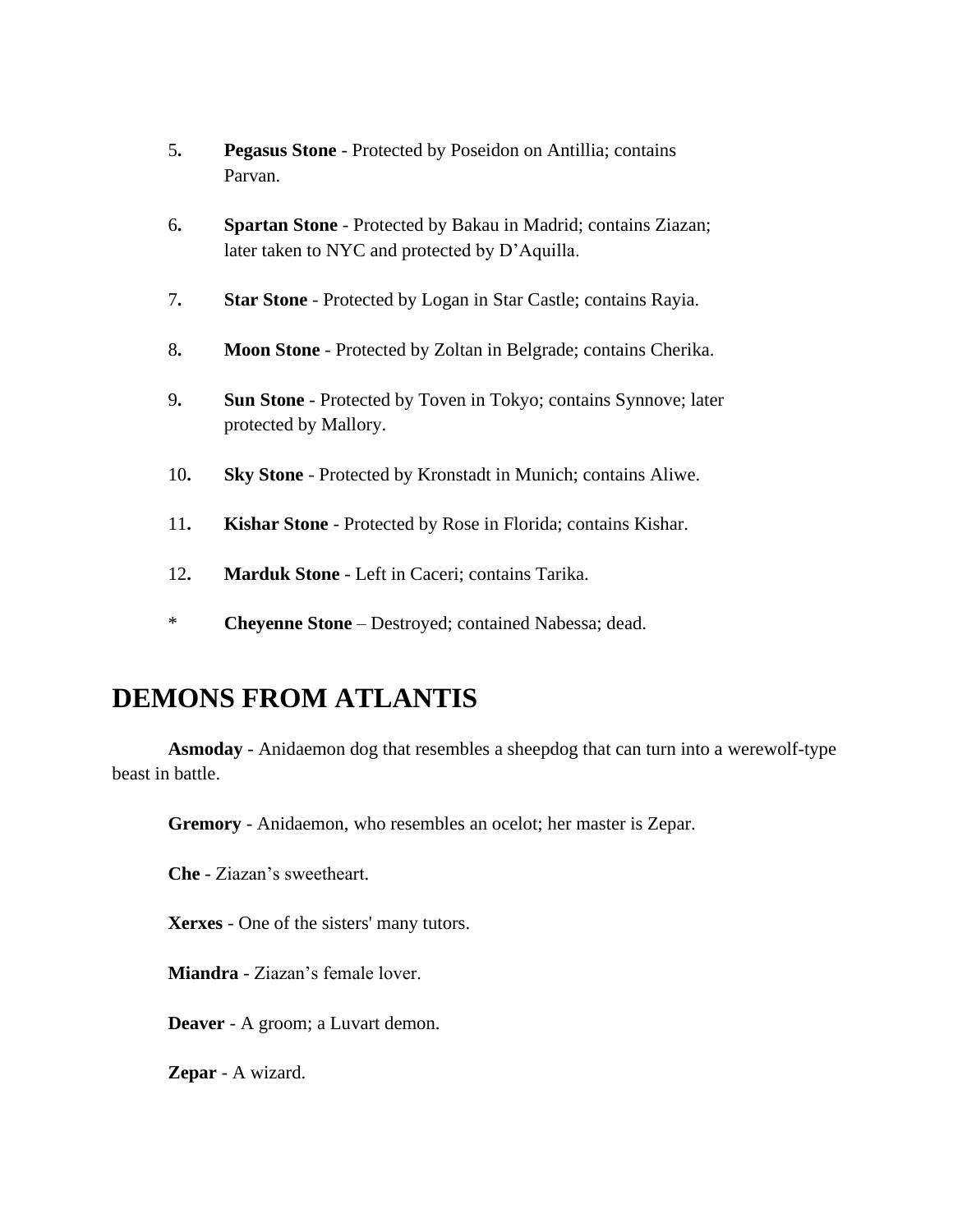5. **Pegasus Stone** - Protected by Poseidon on Antillia; contains Parvan.

6. **Spartan Stone** - Protected by Bakau in Madrid; contains Ziazan; later taken to NYC and protected by D'Aquilla.

7. **Star Stone** - Protected by Logan in Star Castle; contains Rayia.

8. **Moon Stone** - Protected by Zoltan in Belgrade; contains Cherika.

9. **Sun Stone** - Protected by Toven in Tokyo; contains Synnove; later protected by Mallory.

10. **Sky Stone** - Protected by Kronstadt in Munich; contains Aliwe.

11. **Kishar Stone** - Protected by Rose in Florida; contains Kishar.

12. **Marduk Stone** - Left in Caceri; contains Tarika.

\* **Cheyenne Stone** – Destroyed; contained Nabessa; dead.

# DEMONS FROM ATLANTIS

**Asmoday** - Anidaemon dog that resembles a sheepdog that can turn into a werewolf-type beast in battle.

**Gremory** - Anidaemon, who resembles an ocelot; her master is Zepar.

**Che** - Ziazan's sweetheart.

**Xerxes** - One of the sisters' many tutors.

**Miandra** - Ziazan's female lover.

**Deaver** - A groom; a Luvart demon.

**Zepar** - A wizard.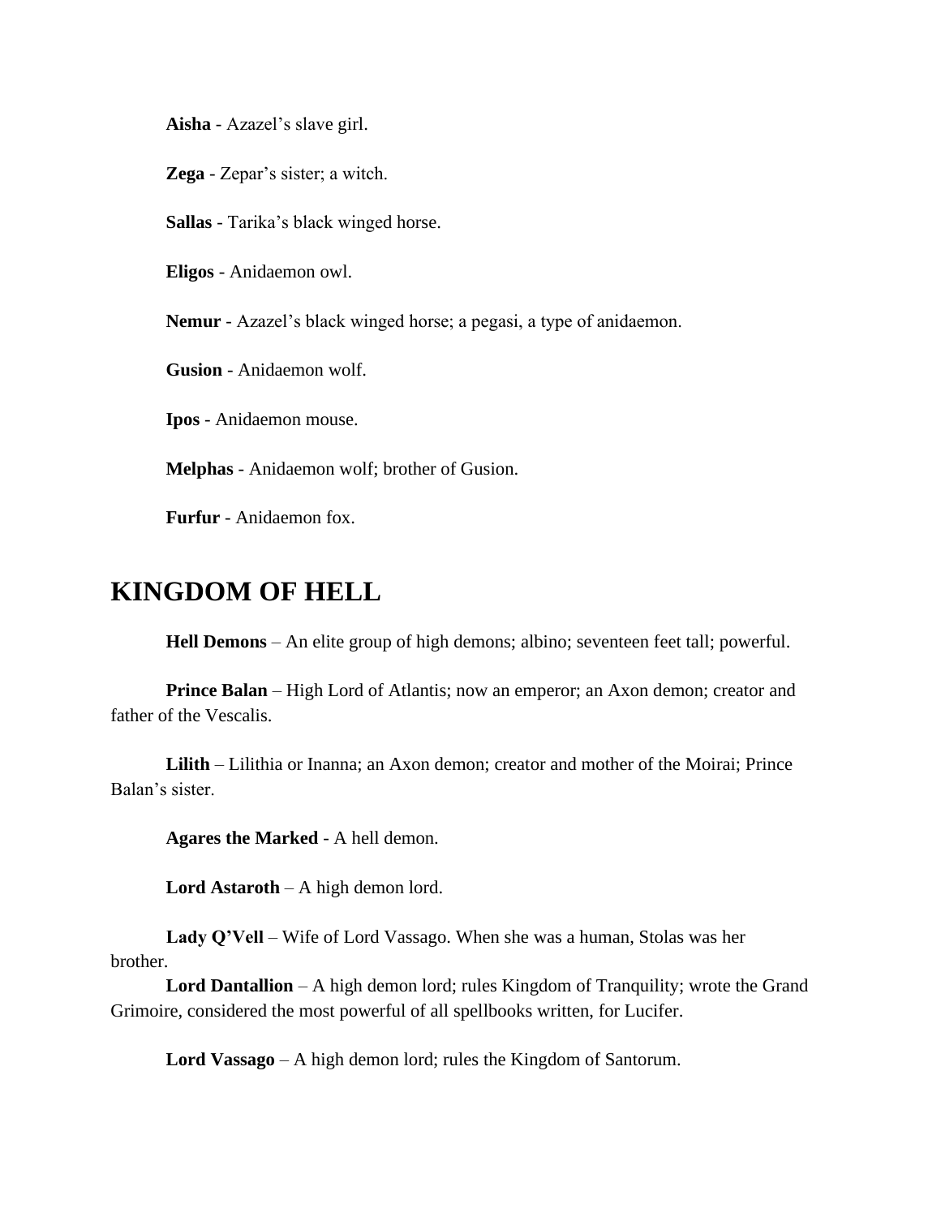**Aisha** - Azazel's slave girl.

**Zega** - Zepar's sister; a witch.

**Sallas** - Tarika's black winged horse.

**Eligos** - Anidaemon owl.

**Nemur** - Azazel's black winged horse; a pegasi, a type of anidaemon.

**Gusion** - Anidaemon wolf.

**Ipos** - Anidaemon mouse.

**Melphas** - Anidaemon wolf; brother of Gusion.

**Furfur** - Anidaemon fox.

## KINGDOM OF HELL

**Hell Demons** – An elite group of high demons; albino; seventeen feet tall; powerful.

**Prince Balan** – High Lord of Atlantis; now an emperor; an Axon demon; creator and father of the Vescalis.

**Lilith** – Lilithia or Inanna; an Axon demon; creator and mother of the Moirai; Prince Balan's sister.

**Agares the Marked** - A hell demon.

**Lord Astaroth** – A high demon lord.

**Lady Q'Vell** – Wife of Lord Vassago. When she was a human, Stolas was her brother.

**Lord Dantallion** – A high demon lord; rules Kingdom of Tranquility; wrote the Grand Grimoire, considered the most powerful of all spellbooks written, for Lucifer.

**Lord Vassago** – A high demon lord; rules the Kingdom of Santorum.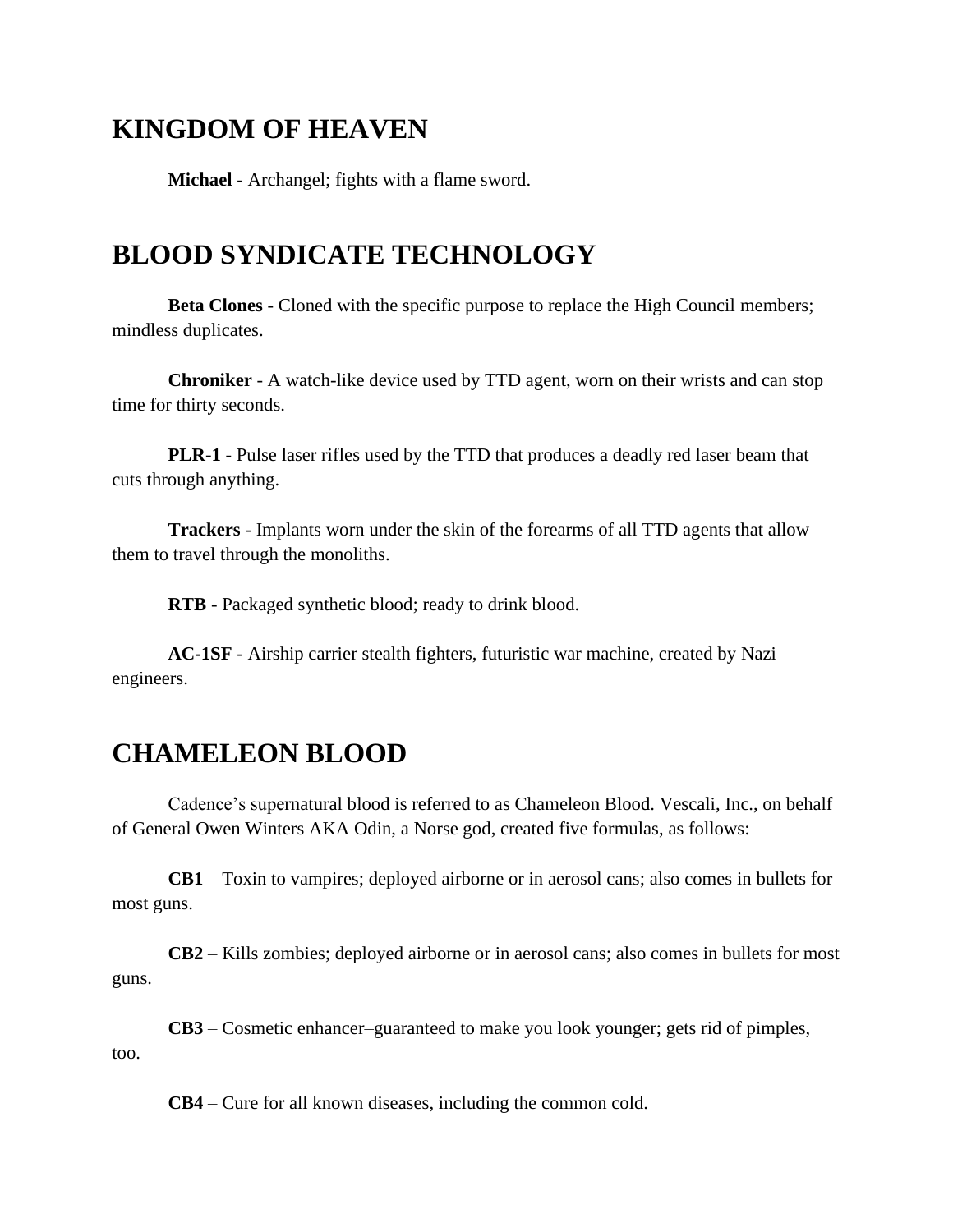## KINGDOM OF HEAVEN

**Michael** - Archangel; fights with a flame sword.

## BLOOD SYNDICATE TECHNOLOGY

**Beta Clones** - Cloned with the specific purpose to replace the High Council members; mindless duplicates.

**Chroniker** - A watch-like device used by TTD agent, worn on their wrists and can stop time for thirty seconds.

**PLR-1** - Pulse laser rifles used by the TTD that produces a deadly red laser beam that cuts through anything.

**Trackers** - Implants worn under the skin of the forearms of all TTD agents that allow them to travel through the monoliths.

**RTB** - Packaged synthetic blood; ready to drink blood.

**AC-1SF** - Airship carrier stealth fighters, futuristic war machine, created by Nazi engineers.

## CHAMELEON BLOOD

Cadence's supernatural blood is referred to as Chameleon Blood. Vescali, Inc., on behalf of General Owen Winters AKA Odin, a Norse god, created five formulas, as follows:

**CB1** – Toxin to vampires; deployed airborne or in aerosol cans; also comes in bullets for most guns.

**CB2** – Kills zombies; deployed airborne or in aerosol cans; also comes in bullets for most guns.

**CB3** – Cosmetic enhancer–guaranteed to make you look younger; gets rid of pimples, too.

**CB4** – Cure for all known diseases, including the common cold.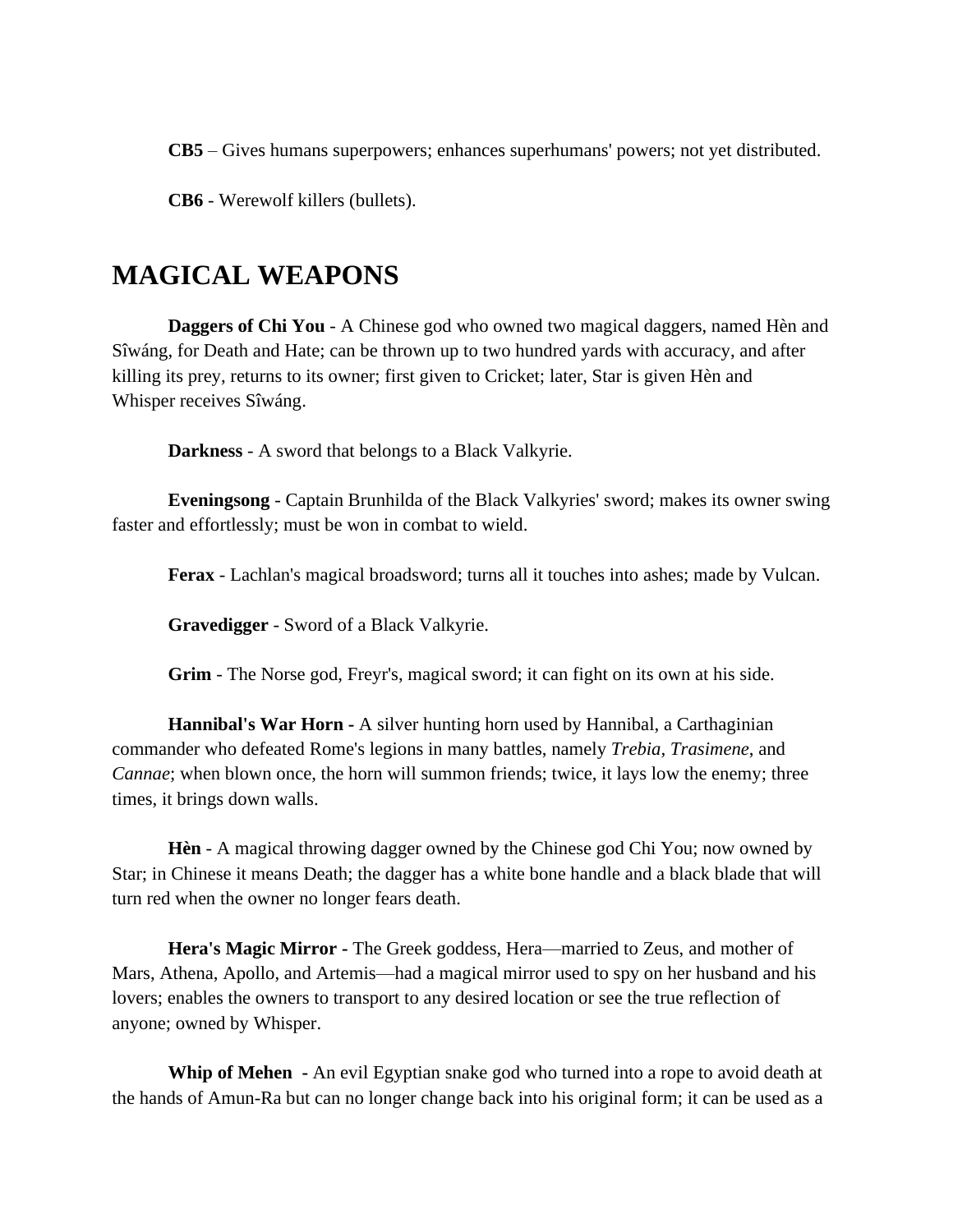**CB5** – Gives humans superpowers; enhances superhumans' powers; not yet distributed.

**CB6** - Werewolf killers (bullets).

# MAGICAL WEAPONS

**Daggers of Chi You** - A Chinese god who owned two magical daggers, named Hèn and Sîwáng, for Death and Hate; can be thrown up to two hundred yards with accuracy, and after killing its prey, returns to its owner; first given to Cricket; later, Star is given Hèn and Whisper receives Sîwáng.

**Darkness** - A sword that belongs to a Black Valkyrie.

**Eveningsong** - Captain Brunhilda of the Black Valkyries' sword; makes its owner swing faster and effortlessly; must be won in combat to wield.

**Ferax** - Lachlan's magical broadsword; turns all it touches into ashes; made by Vulcan.

**Gravedigger** - Sword of a Black Valkyrie.

**Grim** - The Norse god, Freyr's, magical sword; it can fight on its own at his side.

**Hannibal's War Horn -** A silver hunting horn used by Hannibal, a Carthaginian commander who defeated Rome's legions in many battles, namely *Trebia, Trasimene*, and *Cannae*; when blown once, the horn will summon friends; twice, it lays low the enemy; three times, it brings down walls.

**Hèn** - A magical throwing dagger owned by the Chinese god Chi You; now owned by Star; in Chinese it means Death; the dagger has a white bone handle and a black blade that will turn red when the owner no longer fears death.

**Hera's Magic Mirror -** The Greek goddess, Hera—married to Zeus, and mother of Mars, Athena, Apollo, and Artemis—had a magical mirror used to spy on her husband and his lovers; enables the owners to transport to any desired location or see the true reflection of anyone; owned by Whisper.

**Whip of Mehen -** An evil Egyptian snake god who turned into a rope to avoid death at the hands of Amun-Ra but can no longer change back into his original form; it can be used as a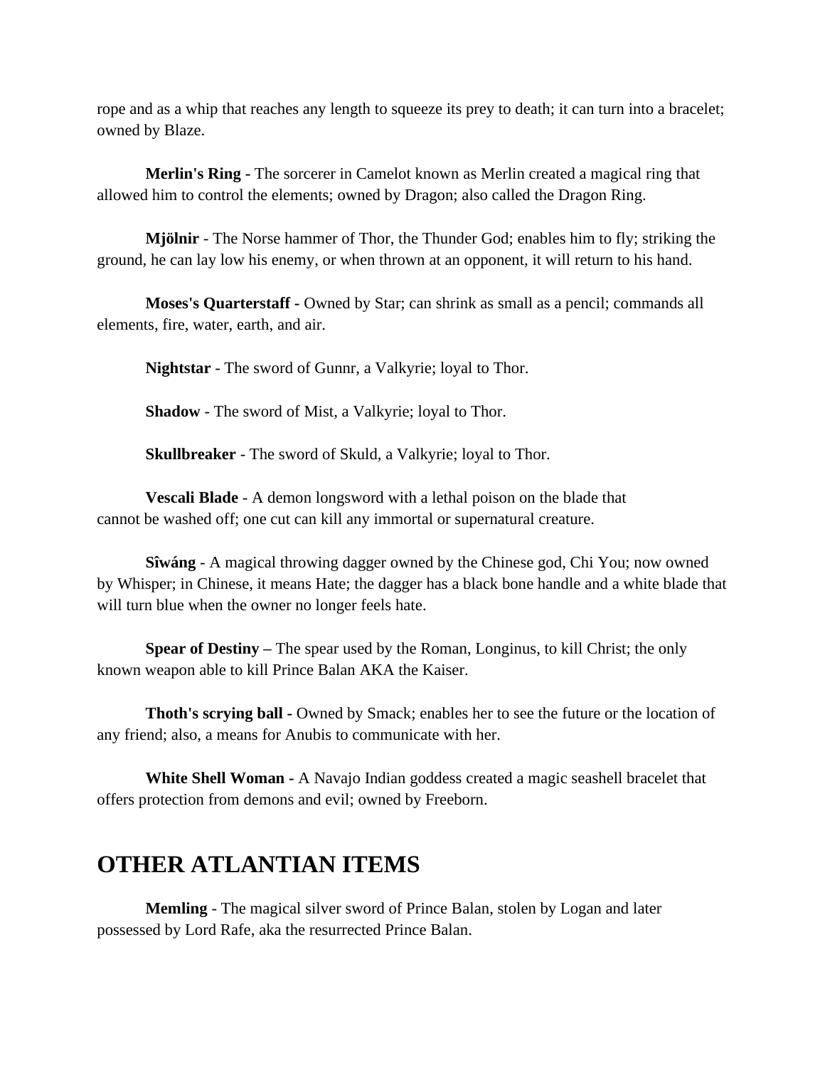rope and as a whip that reaches any length to squeeze its prey to death; it can turn into a bracelet; owned by Blaze.

**Merlin's Ring -** The sorcerer in Camelot known as Merlin created a magical ring that allowed him to control the elements; owned by Dragon; also called the Dragon Ring.

**Mjölnir** - The Norse hammer of Thor, the Thunder God; enables him to fly; striking the ground, he can lay low his enemy, or when thrown at an opponent, it will return to his hand.

**Moses's Quarterstaff -** Owned by Star; can shrink as small as a pencil; commands all elements, fire, water, earth, and air.

**Nightstar** - The sword of Gunnr, a Valkyrie; loyal to Thor.

**Shadow** - The sword of Mist, a Valkyrie; loyal to Thor.

**Skullbreaker** - The sword of Skuld, a Valkyrie; loyal to Thor.

**Vescali Blade** - A demon longsword with a lethal poison on the blade that cannot be washed off; one cut can kill any immortal or supernatural creature.

**Sîwáng** - A magical throwing dagger owned by the Chinese god, Chi You; now owned by Whisper; in Chinese, it means Hate; the dagger has a black bone handle and a white blade that will turn blue when the owner no longer feels hate.

**Spear of Destiny –** The spear used by the Roman, Longinus, to kill Christ; the only known weapon able to kill Prince Balan AKA the Kaiser.

**Thoth's scrying ball -** Owned by Smack; enables her to see the future or the location of any friend; also, a means for Anubis to communicate with her.

**White Shell Woman -** A Navajo Indian goddess created a magic seashell bracelet that offers protection from demons and evil; owned by Freeborn.

## OTHER ATLANTIAN ITEMS

**Memling** - The magical silver sword of Prince Balan, stolen by Logan and later possessed by Lord Rafe, aka the resurrected Prince Balan.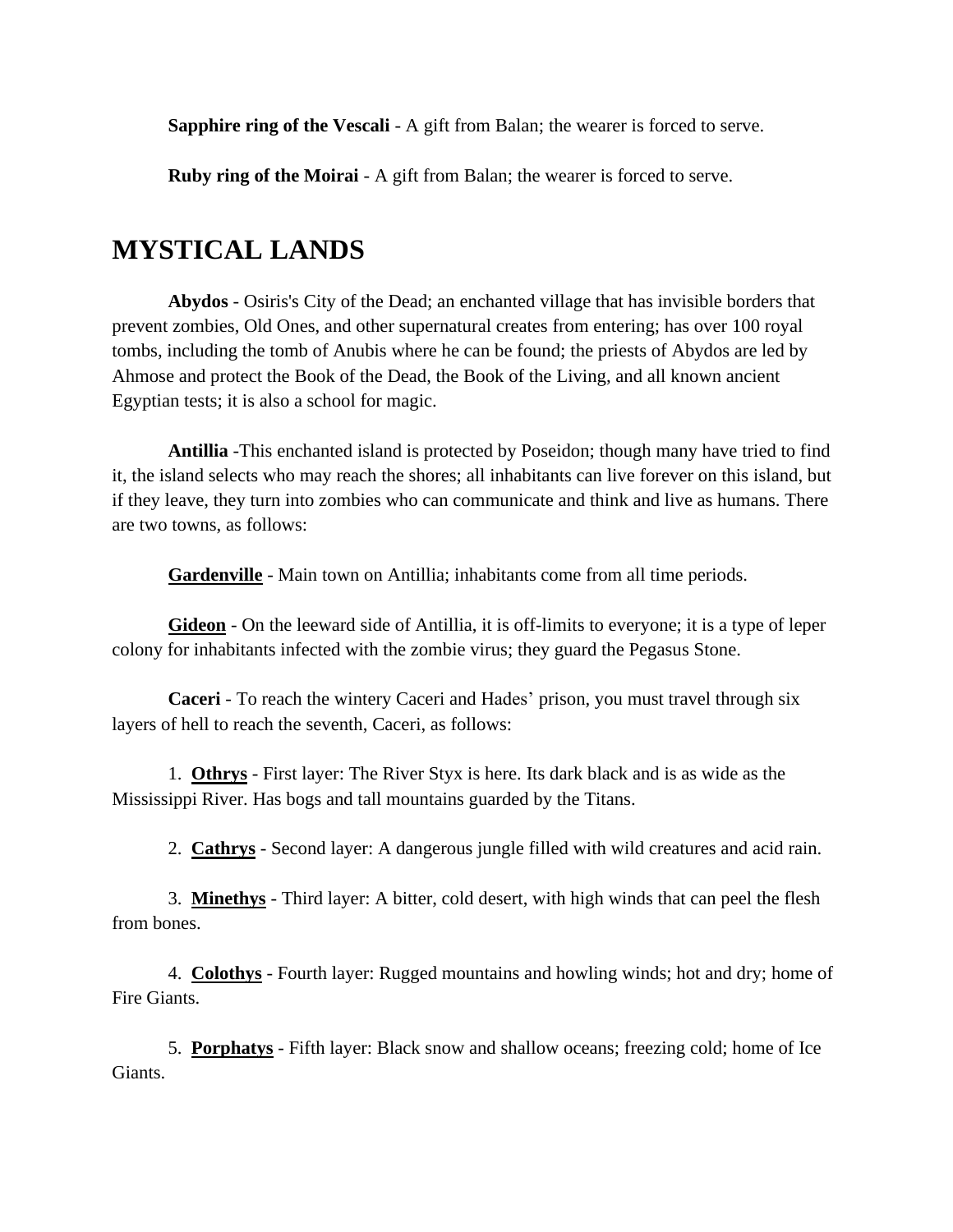**Sapphire ring of the Vescali** - A gift from Balan; the wearer is forced to serve.

**Ruby ring of the Moirai** - A gift from Balan; the wearer is forced to serve.

# MYSTICAL LANDS

**Abydos** - Osiris's City of the Dead; an enchanted village that has invisible borders that prevent zombies, Old Ones, and other supernatural creates from entering; has over 100 royal tombs, including the tomb of Anubis where he can be found; the priests of Abydos are led by Ahmose and protect the Book of the Dead, the Book of the Living, and all known ancient Egyptian tests; it is also a school for magic.

**Antillia** -This enchanted island is protected by Poseidon; though many have tried to find it, the island selects who may reach the shores; all inhabitants can live forever on this island, but if they leave, they turn into zombies who can communicate and think and live as humans. There are two towns, as follows:

**<u>Gardenville</u>** - Main town on Antillia; inhabitants come from all time periods.

**<u>Gideon</u>** - On the leeward side of Antillia, it is off-limits to everyone; it is a type of leper colony for inhabitants infected with the zombie virus; they guard the Pegasus Stone.

**Caceri** - To reach the wintery Caceri and Hades' prison, you must travel through six layers of hell to reach the seventh, Caceri, as follows:

1. **<u>Othrys</u>** - First layer: The River Styx is here. Its dark black and is as wide as the Mississippi River. Has bogs and tall mountains guarded by the Titans.

2. **<u>Cathrys</u>** - Second layer: A dangerous jungle filled with wild creatures and acid rain.

3. **<u>Minethys</u>** - Third layer: A bitter, cold desert, with high winds that can peel the flesh from bones.

4. **<u>Colothys</u>** - Fourth layer: Rugged mountains and howling winds; hot and dry; home of Fire Giants.

5. **<u>Porphatys</u>** - Fifth layer: Black snow and shallow oceans; freezing cold; home of Ice Giants.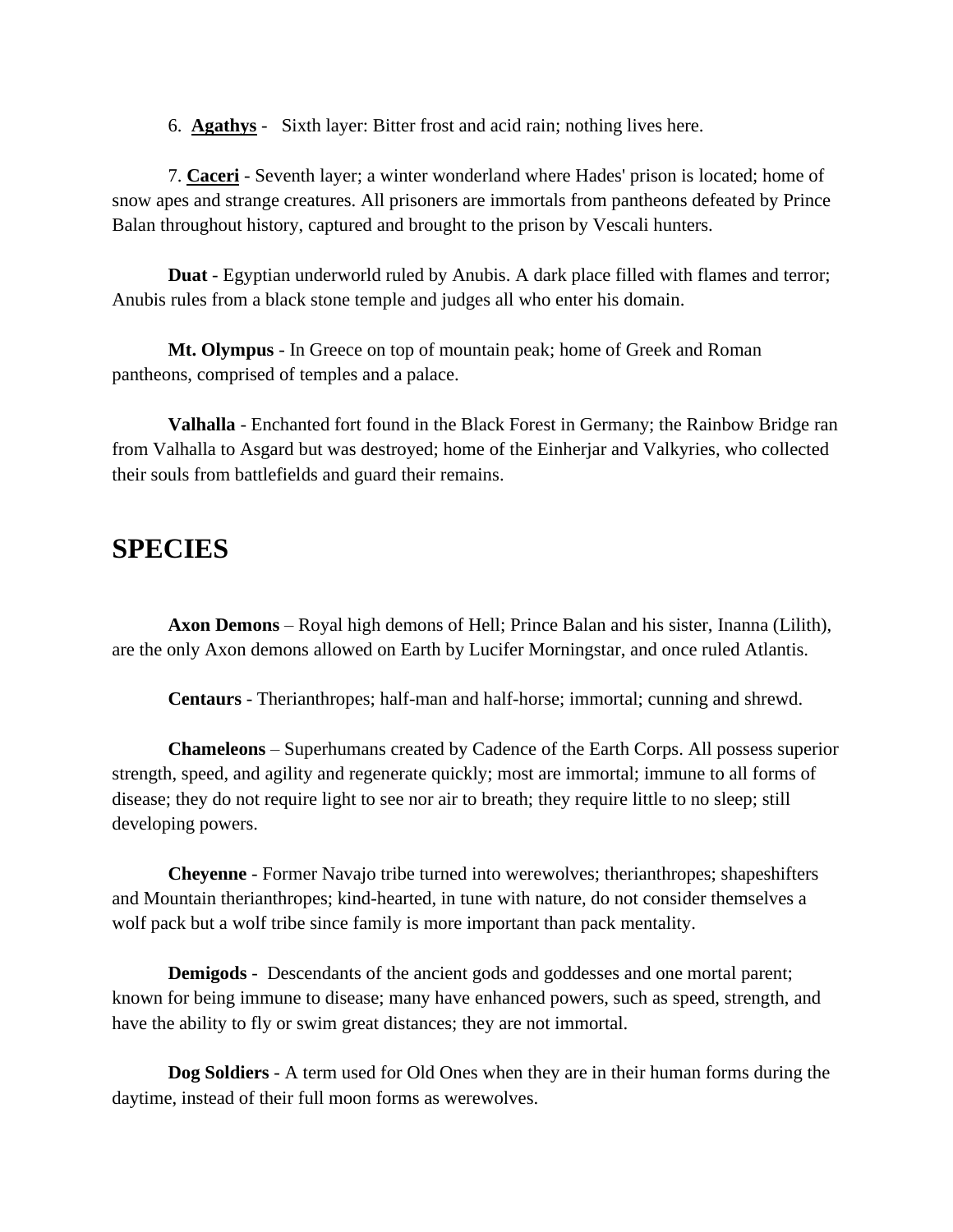6. **<u>Agathys</u>** - Sixth layer: Bitter frost and acid rain; nothing lives here.

7. **<u>Caceri</u>** - Seventh layer; a winter wonderland where Hades' prison is located; home of snow apes and strange creatures. All prisoners are immortals from pantheons defeated by Prince Balan throughout history, captured and brought to the prison by Vescali hunters.

**Duat** - Egyptian underworld ruled by Anubis. A dark place filled with flames and terror; Anubis rules from a black stone temple and judges all who enter his domain.

**Mt. Olympus** - In Greece on top of mountain peak; home of Greek and Roman pantheons, comprised of temples and a palace.

**Valhalla** - Enchanted fort found in the Black Forest in Germany; the Rainbow Bridge ran from Valhalla to Asgard but was destroyed; home of the Einherjar and Valkyries, who collected their souls from battlefields and guard their remains.

## SPECIES

**Axon Demons** – Royal high demons of Hell; Prince Balan and his sister, Inanna (Lilith), are the only Axon demons allowed on Earth by Lucifer Morningstar, and once ruled Atlantis.

**Centaurs** - Therianthropes; half-man and half-horse; immortal; cunning and shrewd.

**Chameleons** – Superhumans created by Cadence of the Earth Corps. All possess superior strength, speed, and agility and regenerate quickly; most are immortal; immune to all forms of disease; they do not require light to see nor air to breath; they require little to no sleep; still developing powers.

**Cheyenne** - Former Navajo tribe turned into werewolves; therianthropes; shapeshifters and Mountain therianthropes; kind-hearted, in tune with nature, do not consider themselves a wolf pack but a wolf tribe since family is more important than pack mentality.

**Demigods** - Descendants of the ancient gods and goddesses and one mortal parent; known for being immune to disease; many have enhanced powers, such as speed, strength, and have the ability to fly or swim great distances; they are not immortal.

**Dog Soldiers** - A term used for Old Ones when they are in their human forms during the daytime, instead of their full moon forms as werewolves.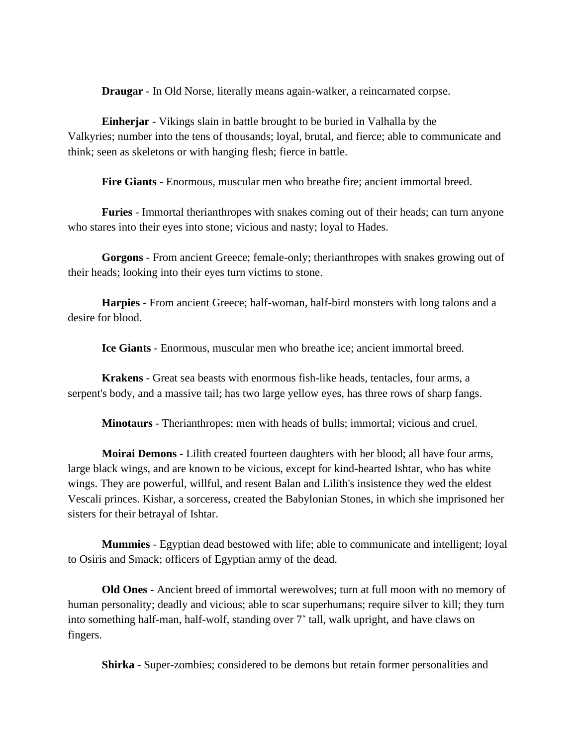**Draugar** - In Old Norse, literally means again-walker, a reincarnated corpse.

**Einherjar** - Vikings slain in battle brought to be buried in Valhalla by the Valkyries; number into the tens of thousands; loyal, brutal, and fierce; able to communicate and think; seen as skeletons or with hanging flesh; fierce in battle.

**Fire Giants** - Enormous, muscular men who breathe fire; ancient immortal breed.

**Furies** - Immortal therianthropes with snakes coming out of their heads; can turn anyone who stares into their eyes into stone; vicious and nasty; loyal to Hades.

**Gorgons** - From ancient Greece; female-only; therianthropes with snakes growing out of their heads; looking into their eyes turn victims to stone.

**Harpies** - From ancient Greece; half-woman, half-bird monsters with long talons and a desire for blood.

**Ice Giants** - Enormous, muscular men who breathe ice; ancient immortal breed.

**Krakens** - Great sea beasts with enormous fish-like heads, tentacles, four arms, a serpent's body, and a massive tail; has two large yellow eyes, has three rows of sharp fangs.

**Minotaurs** - Therianthropes; men with heads of bulls; immortal; vicious and cruel.

**Moirai Demons** - Lilith created fourteen daughters with her blood; all have four arms, large black wings, and are known to be vicious, except for kind-hearted Ishtar, who has white wings. They are powerful, willful, and resent Balan and Lilith's insistence they wed the eldest Vescali princes. Kishar, a sorceress, created the Babylonian Stones, in which she imprisoned her sisters for their betrayal of Ishtar.

**Mummies** - Egyptian dead bestowed with life; able to communicate and intelligent; loyal to Osiris and Smack; officers of Egyptian army of the dead.

**Old Ones** - Ancient breed of immortal werewolves; turn at full moon with no memory of human personality; deadly and vicious; able to scar superhumans; require silver to kill; they turn into something half-man, half-wolf, standing over 7' tall, walk upright, and have claws on fingers.

**Shirka** - Super-zombies; considered to be demons but retain former personalities and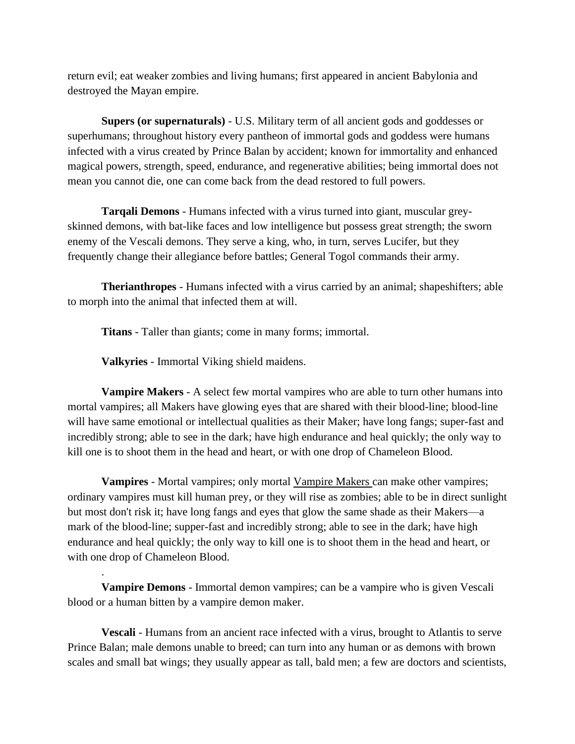return evil; eat weaker zombies and living humans; first appeared in ancient Babylonia and destroyed the Mayan empire.

**Supers (or supernaturals)** - U.S. Military term of all ancient gods and goddesses or superhumans; throughout history every pantheon of immortal gods and goddess were humans infected with a virus created by Prince Balan by accident; known for immortality and enhanced magical powers, strength, speed, endurance, and regenerative abilities; being immortal does not mean you cannot die, one can come back from the dead restored to full powers.

**Tarqali Demons** - Humans infected with a virus turned into giant, muscular grey-skinned demons, with bat-like faces and low intelligence but possess great strength; the sworn enemy of the Vescali demons. They serve a king, who, in turn, serves Lucifer, but they frequently change their allegiance before battles; General Togol commands their army.

**Therianthropes** - Humans infected with a virus carried by an animal; shapeshifters; able to morph into the animal that infected them at will.

**Titans** - Taller than giants; come in many forms; immortal.

**Valkyries** - Immortal Viking shield maidens.

**Vampire Makers** - A select few mortal vampires who are able to turn other humans into mortal vampires; all Makers have glowing eyes that are shared with their blood-line; blood-line will have same emotional or intellectual qualities as their Maker; have long fangs; super-fast and incredibly strong; able to see in the dark; have high endurance and heal quickly; the only way to kill one is to shoot them in the head and heart, or with one drop of Chameleon Blood.

**Vampires** - Mortal vampires; only mortal Vampire Makers can make other vampires; ordinary vampires must kill human prey, or they will rise as zombies; able to be in direct sunlight but most don't risk it; have long fangs and eyes that glow the same shade as their Makers—a mark of the blood-line; supper-fast and incredibly strong; able to see in the dark; have high endurance and heal quickly; the only way to kill one is to shoot them in the head and heart, or with one drop of Chameleon Blood.

.

**Vampire Demons** - Immortal demon vampires; can be a vampire who is given Vescali blood or a human bitten by a vampire demon maker.

**Vescali** - Humans from an ancient race infected with a virus, brought to Atlantis to serve Prince Balan; male demons unable to breed; can turn into any human or as demons with brown scales and small bat wings; they usually appear as tall, bald men; a few are doctors and scientists,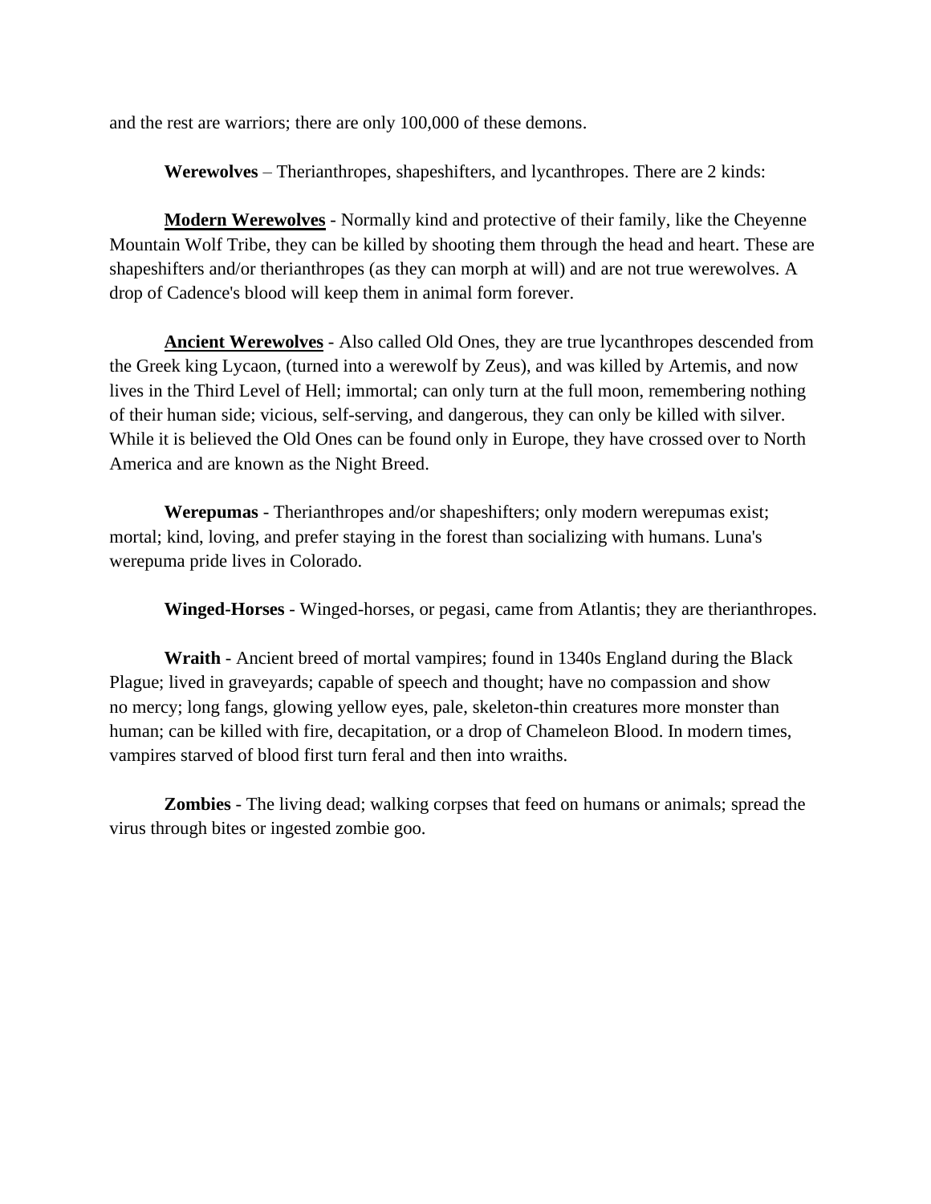and the rest are warriors; there are only 100,000 of these demons.

**Werewolves** – Therianthropes, shapeshifters, and lycanthropes. There are 2 kinds:

**Modern Werewolves** - Normally kind and protective of their family, like the Cheyenne Mountain Wolf Tribe, they can be killed by shooting them through the head and heart. These are shapeshifters and/or therianthropes (as they can morph at will) and are not true werewolves. A drop of Cadence's blood will keep them in animal form forever.

**Ancient Werewolves** - Also called Old Ones, they are true lycanthropes descended from the Greek king Lycaon, (turned into a werewolf by Zeus), and was killed by Artemis, and now lives in the Third Level of Hell; immortal; can only turn at the full moon, remembering nothing of their human side; vicious, self-serving, and dangerous, they can only be killed with silver. While it is believed the Old Ones can be found only in Europe, they have crossed over to North America and are known as the Night Breed.

**Werepumas** - Therianthropes and/or shapeshifters; only modern werepumas exist; mortal; kind, loving, and prefer staying in the forest than socializing with humans. Luna's werepuma pride lives in Colorado.

**Winged-Horses** - Winged-horses, or pegasi, came from Atlantis; they are therianthropes.

**Wraith** - Ancient breed of mortal vampires; found in 1340s England during the Black Plague; lived in graveyards; capable of speech and thought; have no compassion and show no mercy; long fangs, glowing yellow eyes, pale, skeleton-thin creatures more monster than human; can be killed with fire, decapitation, or a drop of Chameleon Blood. In modern times, vampires starved of blood first turn feral and then into wraiths.

**Zombies** - The living dead; walking corpses that feed on humans or animals; spread the virus through bites or ingested zombie goo.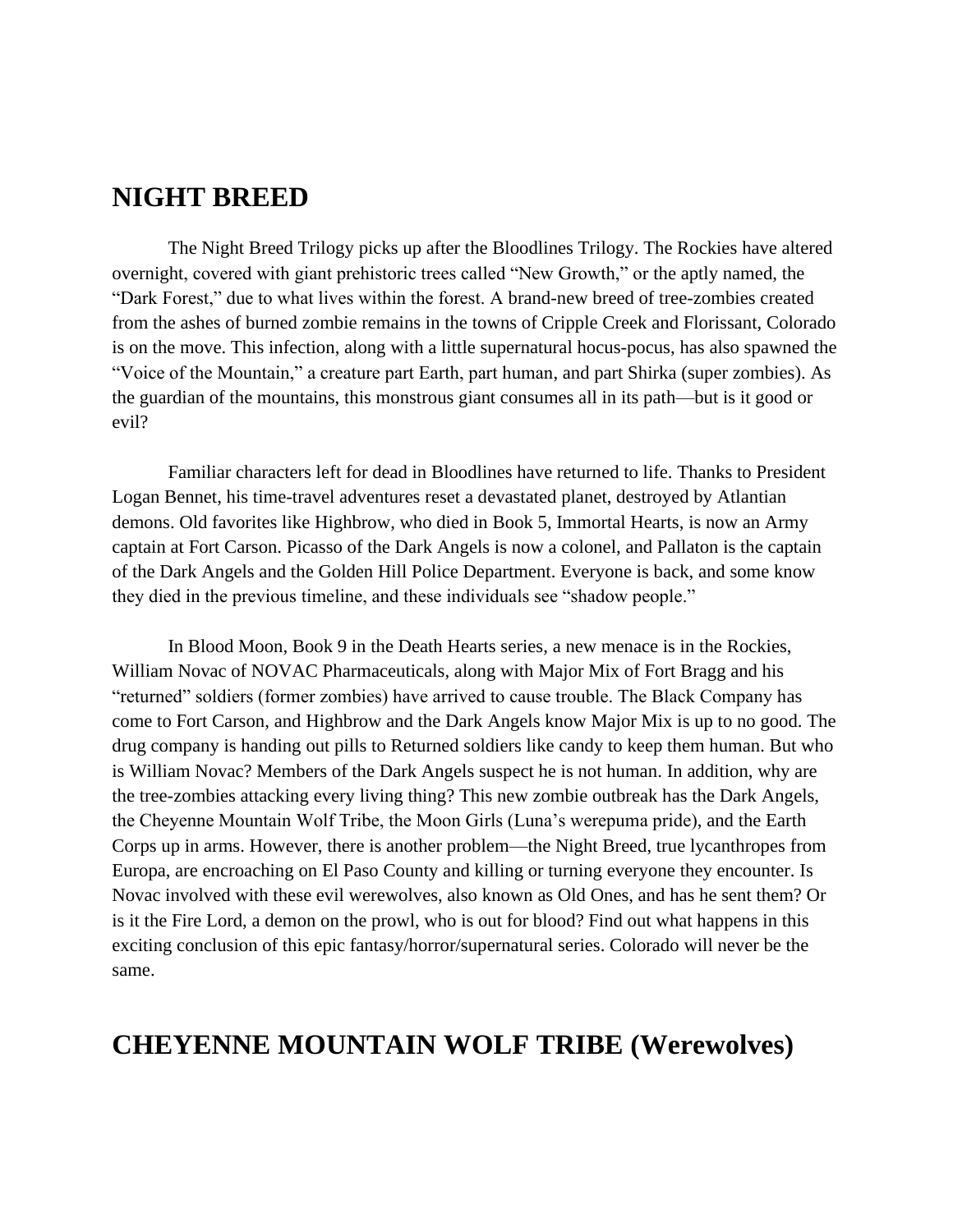## NIGHT BREED

The Night Breed Trilogy picks up after the Bloodlines Trilogy. The Rockies have altered overnight, covered with giant prehistoric trees called "New Growth," or the aptly named, the "Dark Forest," due to what lives within the forest. A brand-new breed of tree-zombies created from the ashes of burned zombie remains in the towns of Cripple Creek and Florissant, Colorado is on the move. This infection, along with a little supernatural hocus-pocus, has also spawned the "Voice of the Mountain," a creature part Earth, part human, and part Shirka (super zombies). As the guardian of the mountains, this monstrous giant consumes all in its path—but is it good or evil?

Familiar characters left for dead in Bloodlines have returned to life. Thanks to President Logan Bennet, his time-travel adventures reset a devastated planet, destroyed by Atlantian demons. Old favorites like Highbrow, who died in Book 5, Immortal Hearts, is now an Army captain at Fort Carson. Picasso of the Dark Angels is now a colonel, and Pallaton is the captain of the Dark Angels and the Golden Hill Police Department. Everyone is back, and some know they died in the previous timeline, and these individuals see "shadow people."

In Blood Moon, Book 9 in the Death Hearts series, a new menace is in the Rockies, William Novac of NOVAC Pharmaceuticals, along with Major Mix of Fort Bragg and his "returned" soldiers (former zombies) have arrived to cause trouble. The Black Company has come to Fort Carson, and Highbrow and the Dark Angels know Major Mix is up to no good. The drug company is handing out pills to Returned soldiers like candy to keep them human. But who is William Novac? Members of the Dark Angels suspect he is not human. In addition, why are the tree-zombies attacking every living thing? This new zombie outbreak has the Dark Angels, the Cheyenne Mountain Wolf Tribe, the Moon Girls (Luna's werepuma pride), and the Earth Corps up in arms. However, there is another problem—the Night Breed, true lycanthropes from Europa, are encroaching on El Paso County and killing or turning everyone they encounter. Is Novac involved with these evil werewolves, also known as Old Ones, and has he sent them? Or is it the Fire Lord, a demon on the prowl, who is out for blood? Find out what happens in this exciting conclusion of this epic fantasy/horror/supernatural series. Colorado will never be the same.

## CHEYENNE MOUNTAIN WOLF TRIBE (Werewolves)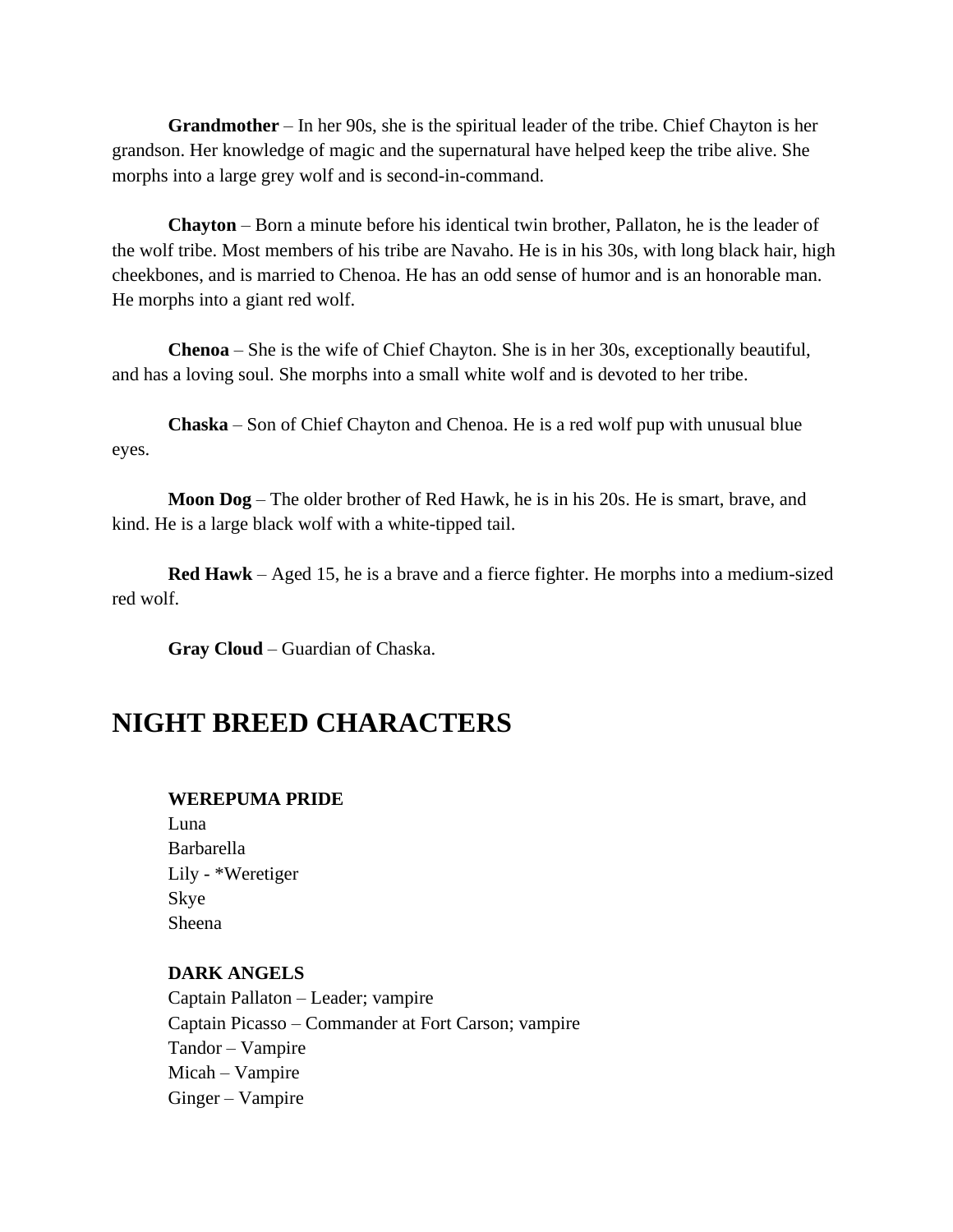**Grandmother** – In her 90s, she is the spiritual leader of the tribe. Chief Chayton is her grandson. Her knowledge of magic and the supernatural have helped keep the tribe alive. She morphs into a large grey wolf and is second-in-command.

**Chayton** – Born a minute before his identical twin brother, Pallaton, he is the leader of the wolf tribe. Most members of his tribe are Navaho. He is in his 30s, with long black hair, high cheekbones, and is married to Chenoa. He has an odd sense of humor and is an honorable man. He morphs into a giant red wolf.

**Chenoa** – She is the wife of Chief Chayton. She is in her 30s, exceptionally beautiful, and has a loving soul. She morphs into a small white wolf and is devoted to her tribe.

**Chaska** – Son of Chief Chayton and Chenoa. He is a red wolf pup with unusual blue eyes.

**Moon Dog** – The older brother of Red Hawk, he is in his 20s. He is smart, brave, and kind. He is a large black wolf with a white-tipped tail.

**Red Hawk** – Aged 15, he is a brave and a fierce fighter. He morphs into a medium-sized red wolf.

**Gray Cloud** – Guardian of Chaska.

## NIGHT BREED CHARACTERS

**WEREPUMA PRIDE**

Luna
Barbarella
Lily - *Weretiger
Skye
Sheena

**DARK ANGELS**

Captain Pallaton – Leader; vampire
Captain Picasso – Commander at Fort Carson; vampire
Tandor – Vampire
Micah – Vampire
Ginger – Vampire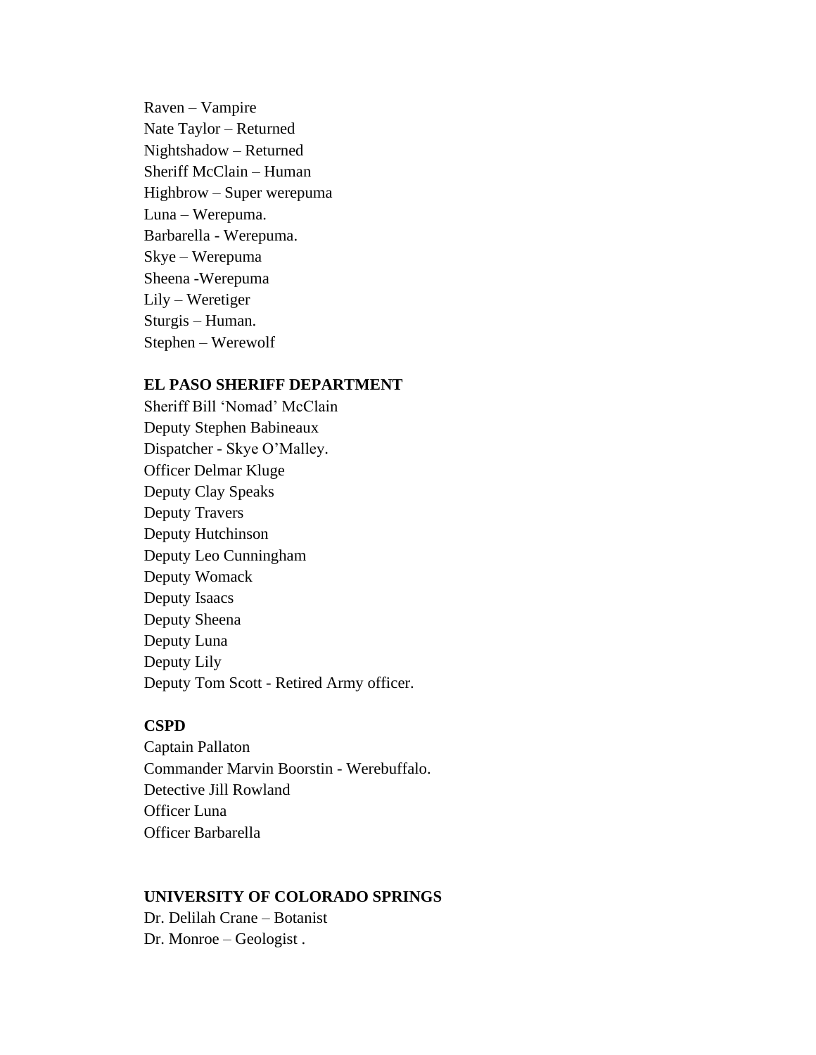Raven – Vampire
Nate Taylor – Returned
Nightshadow – Returned
Sheriff McClain – Human
Highbrow – Super werepuma
Luna – Werepuma.
Barbarella - Werepuma.
Skye – Werepuma
Sheena -Werepuma
Lily – Weretiger
Sturgis – Human.
Stephen – Werewolf

**EL PASO SHERIFF DEPARTMENT**
Sheriff Bill 'Nomad' McClain
Deputy Stephen Babineaux
Dispatcher - Skye O'Malley.
Officer Delmar Kluge
Deputy Clay Speaks
Deputy Travers
Deputy Hutchinson
Deputy Leo Cunningham
Deputy Womack
Deputy Isaacs
Deputy Sheena
Deputy Luna
Deputy Lily
Deputy Tom Scott - Retired Army officer.

**CSPD**
Captain Pallaton
Commander Marvin Boorstin - Werebuffalo.
Detective Jill Rowland
Officer Luna
Officer Barbarella

**UNIVERSITY OF COLORADO SPRINGS**
Dr. Delilah Crane – Botanist
Dr. Monroe – Geologist .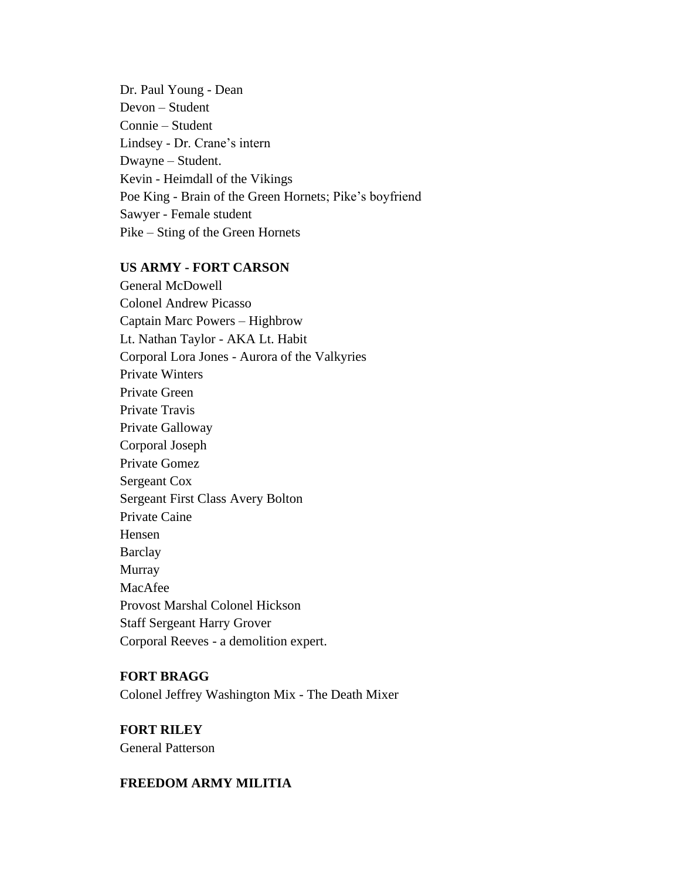Dr. Paul Young - Dean
Devon – Student
Connie – Student
Lindsey - Dr. Crane's intern
Dwayne – Student.
Kevin - Heimdall of the Vikings
Poe King - Brain of the Green Hornets; Pike's boyfriend
Sawyer - Female student
Pike – Sting of the Green Hornets

**US ARMY - FORT CARSON**
General McDowell
Colonel Andrew Picasso
Captain Marc Powers – Highbrow
Lt. Nathan Taylor - AKA Lt. Habit
Corporal Lora Jones - Aurora of the Valkyries
Private Winters
Private Green
Private Travis
Private Galloway
Corporal Joseph
Private Gomez
Sergeant Cox
Sergeant First Class Avery Bolton
Private Caine
Hensen
Barclay
Murray
MacAfee
Provost Marshal Colonel Hickson
Staff Sergeant Harry Grover
Corporal Reeves - a demolition expert.

**FORT BRAGG**
Colonel Jeffrey Washington Mix - The Death Mixer

**FORT RILEY**
General Patterson

**FREEDOM ARMY MILITIA**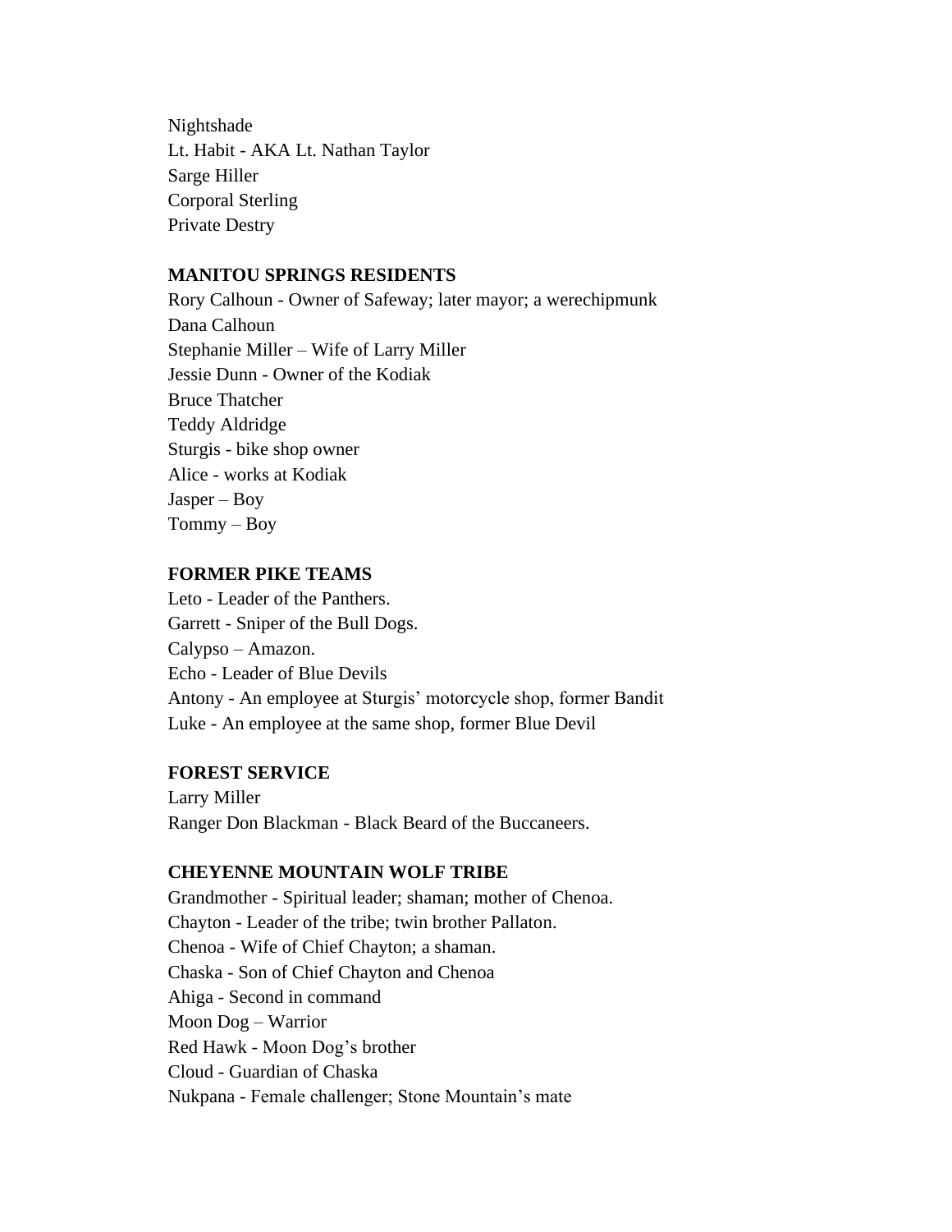Nightshade  
Lt. Habit - AKA Lt. Nathan Taylor  
Sarge Hiller  
Corporal Sterling  
Private Destry

**MANITOU SPRINGS RESIDENTS**

Rory Calhoun - Owner of Safeway; later mayor; a werechipmunk  
Dana Calhoun  
Stephanie Miller – Wife of Larry Miller  
Jessie Dunn - Owner of the Kodiak  
Bruce Thatcher  
Teddy Aldridge  
Sturgis - bike shop owner  
Alice - works at Kodiak  
Jasper – Boy  
Tommy – Boy

**FORMER PIKE TEAMS**

Leto - Leader of the Panthers.  
Garrett - Sniper of the Bull Dogs.  
Calypso – Amazon.  
Echo - Leader of Blue Devils  
Antony - An employee at Sturgis' motorcycle shop, former Bandit  
Luke - An employee at the same shop, former Blue Devil

**FOREST SERVICE**

Larry Miller  
Ranger Don Blackman - Black Beard of the Buccaneers.

**CHEYENNE MOUNTAIN WOLF TRIBE**

Grandmother - Spiritual leader; shaman; mother of Chenoa.  
Chayton - Leader of the tribe; twin brother Pallaton.  
Chenoa - Wife of Chief Chayton; a shaman.  
Chaska - Son of Chief Chayton and Chenoa  
Ahiga - Second in command  
Moon Dog – Warrior  
Red Hawk - Moon Dog's brother  
Cloud - Guardian of Chaska  
Nukpana - Female challenger; Stone Mountain's mate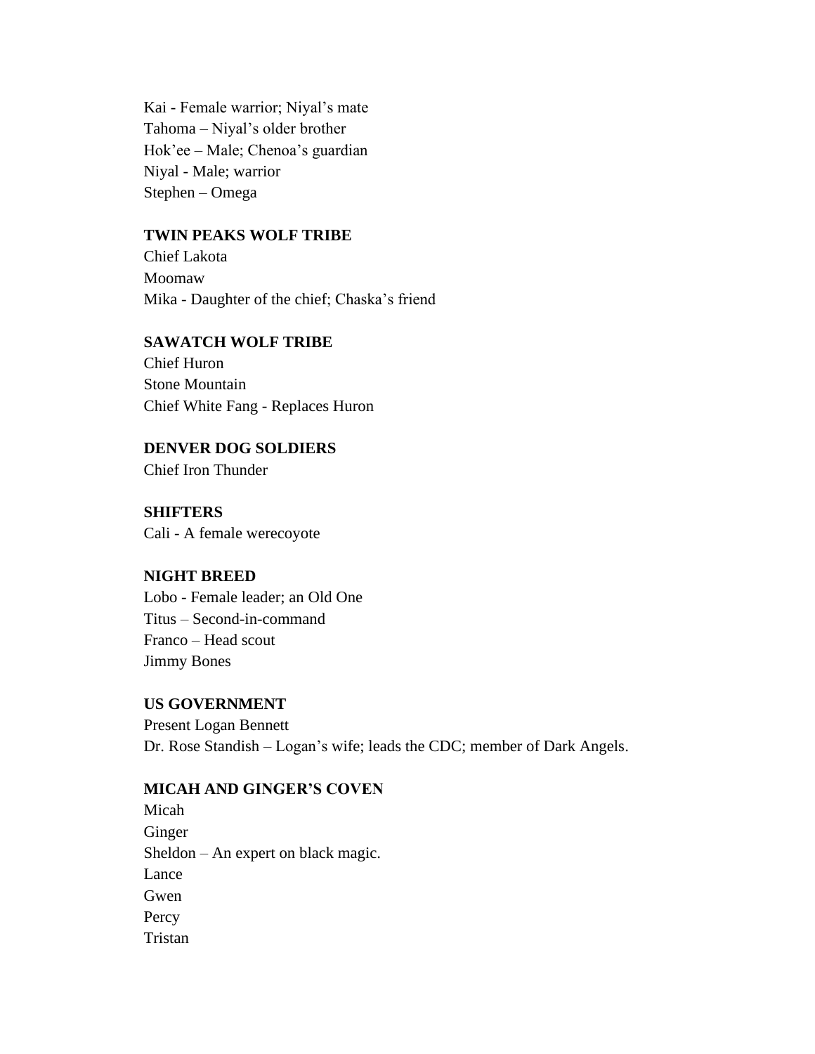Kai - Female warrior; Niyal's mate
Tahoma – Niyal's older brother
Hok'ee – Male; Chenoa's guardian
Niyal - Male; warrior
Stephen – Omega

**TWIN PEAKS WOLF TRIBE**
Chief Lakota
Moomaw
Mika - Daughter of the chief; Chaska's friend

**SAWATCH WOLF TRIBE**
Chief Huron
Stone Mountain
Chief White Fang - Replaces Huron

**DENVER DOG SOLDIERS**
Chief Iron Thunder

**SHIFTERS**
Cali - A female werecoyote

**NIGHT BREED**
Lobo - Female leader; an Old One
Titus – Second-in-command
Franco – Head scout
Jimmy Bones

**US GOVERNMENT**
Present Logan Bennett
Dr. Rose Standish – Logan's wife; leads the CDC; member of Dark Angels.

**MICAH AND GINGER'S COVEN**
Micah
Ginger
Sheldon – An expert on black magic.
Lance
Gwen
Percy
Tristan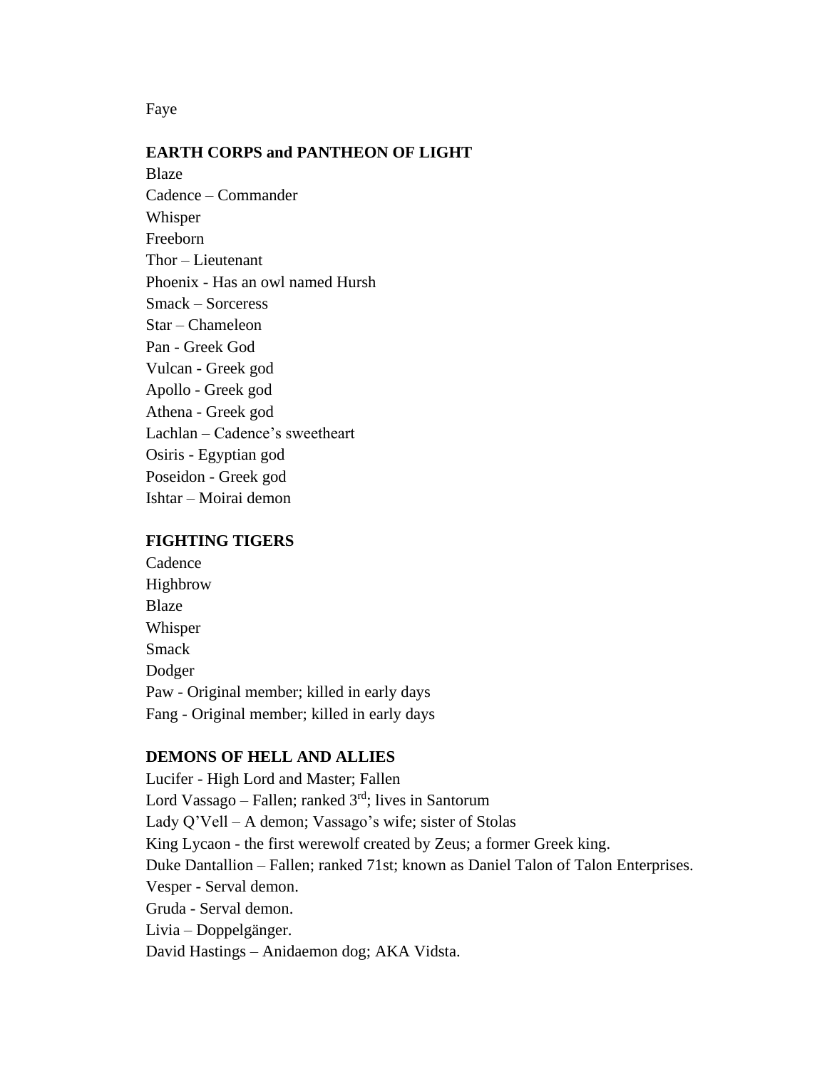Faye

**EARTH CORPS and PANTHEON OF LIGHT**

Blaze
Cadence – Commander
Whisper
Freeborn
Thor – Lieutenant
Phoenix - Has an owl named Hursh
Smack – Sorceress
Star – Chameleon
Pan - Greek God
Vulcan - Greek god
Apollo - Greek god
Athena - Greek god
Lachlan – Cadence's sweetheart
Osiris - Egyptian god
Poseidon - Greek god
Ishtar – Moirai demon

**FIGHTING TIGERS**

Cadence
Highbrow
Blaze
Whisper
Smack
Dodger
Paw - Original member; killed in early days
Fang - Original member; killed in early days

**DEMONS OF HELL AND ALLIES**

Lucifer - High Lord and Master; Fallen
Lord Vassago – Fallen; ranked 3rd; lives in Santorum
Lady Q'Vell – A demon; Vassago's wife; sister of Stolas
King Lycaon - the first werewolf created by Zeus; a former Greek king.
Duke Dantallion – Fallen; ranked 71st; known as Daniel Talon of Talon Enterprises.
Vesper - Serval demon.
Gruda - Serval demon.
Livia – Doppelgänger.
David Hastings – Anidaemon dog; AKA Vidsta.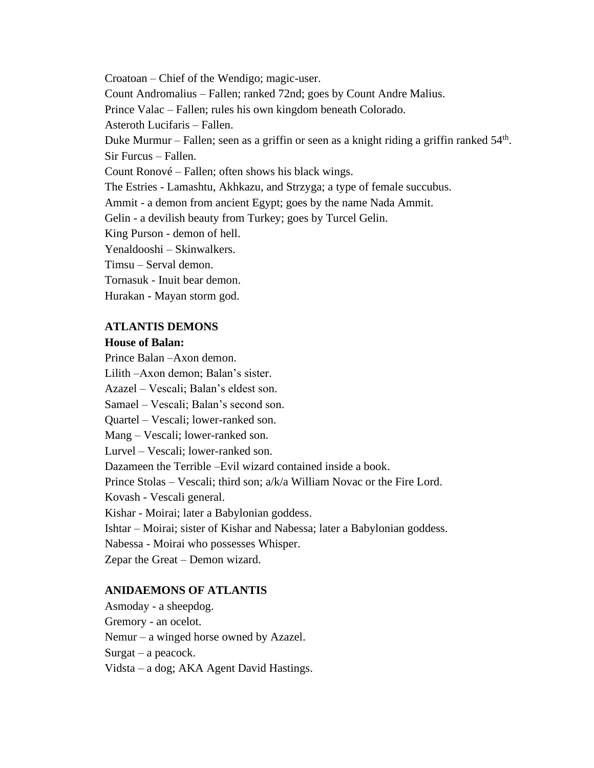Croatoan – Chief of the Wendigo; magic-user.

Count Andromalius – Fallen; ranked 72nd; goes by Count Andre Malius.

Prince Valac – Fallen; rules his own kingdom beneath Colorado.

Asteroth Lucifaris – Fallen.

Duke Murmur – Fallen; seen as a griffin or seen as a knight riding a griffin ranked 54th.

Sir Furcus – Fallen.

Count Ronové – Fallen; often shows his black wings.

The Estries - Lamashtu, Akhkazu, and Strzyga; a type of female succubus.

Ammit - a demon from ancient Egypt; goes by the name Nada Ammit.

Gelin - a devilish beauty from Turkey; goes by Turcel Gelin.

King Purson - demon of hell.

Yenaldooshi – Skinwalkers.

Timsu – Serval demon.

Tornasuk - Inuit bear demon.

Hurakan - Mayan storm god.

**ATLANTIS DEMONS**

**House of Balan:**

Prince Balan –Axon demon.

Lilith –Axon demon; Balan's sister.

Azazel – Vescali; Balan's eldest son.

Samael – Vescali; Balan's second son.

Quartel – Vescali; lower-ranked son.

Mang – Vescali; lower-ranked son.

Lurvel – Vescali; lower-ranked son.

Dazameen the Terrible –Evil wizard contained inside a book.

Prince Stolas – Vescali; third son; a/k/a William Novac or the Fire Lord.

Kovash - Vescali general.

Kishar - Moirai; later a Babylonian goddess.

Ishtar – Moirai; sister of Kishar and Nabessa; later a Babylonian goddess.

Nabessa - Moirai who possesses Whisper.

Zepar the Great – Demon wizard.

**ANIDAEMONS OF ATLANTIS**

Asmoday - a sheepdog.

Gremory - an ocelot.

Nemur – a winged horse owned by Azazel.

Surgat – a peacock.

Vidsta – a dog; AKA Agent David Hastings.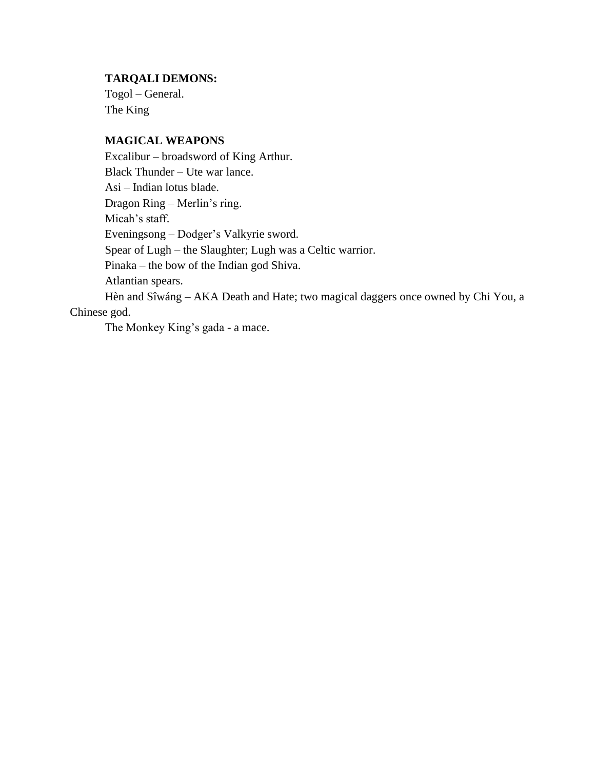**TARQALI DEMONS:**

Togol – General.

The King

**MAGICAL WEAPONS**

Excalibur – broadsword of King Arthur.

Black Thunder – Ute war lance.

Asi – Indian lotus blade.

Dragon Ring – Merlin's ring.

Micah's staff.

Eveningsong – Dodger's Valkyrie sword.

Spear of Lugh – the Slaughter; Lugh was a Celtic warrior.

Pinaka – the bow of the Indian god Shiva.

Atlantian spears.

Hèn and Sîwáng – AKA Death and Hate; two magical daggers once owned by Chi You, a Chinese god.

The Monkey King's gada - a mace.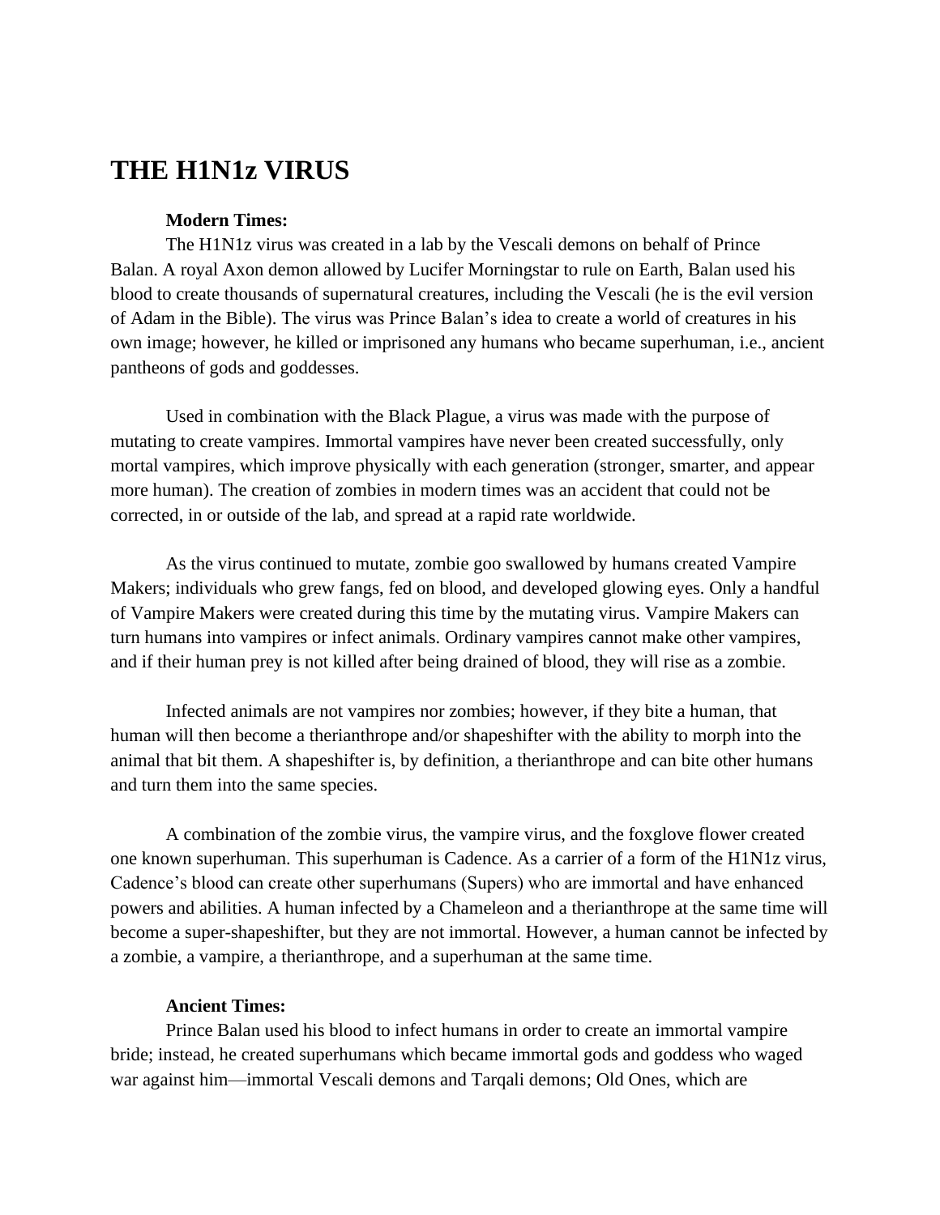# THE H1N1z VIRUS

**Modern Times:**

The H1N1z virus was created in a lab by the Vescali demons on behalf of Prince Balan. A royal Axon demon allowed by Lucifer Morningstar to rule on Earth, Balan used his blood to create thousands of supernatural creatures, including the Vescali (he is the evil version of Adam in the Bible). The virus was Prince Balan's idea to create a world of creatures in his own image; however, he killed or imprisoned any humans who became superhuman, i.e., ancient pantheons of gods and goddesses.

Used in combination with the Black Plague, a virus was made with the purpose of mutating to create vampires. Immortal vampires have never been created successfully, only mortal vampires, which improve physically with each generation (stronger, smarter, and appear more human). The creation of zombies in modern times was an accident that could not be corrected, in or outside of the lab, and spread at a rapid rate worldwide.

As the virus continued to mutate, zombie goo swallowed by humans created Vampire Makers; individuals who grew fangs, fed on blood, and developed glowing eyes. Only a handful of Vampire Makers were created during this time by the mutating virus. Vampire Makers can turn humans into vampires or infect animals. Ordinary vampires cannot make other vampires, and if their human prey is not killed after being drained of blood, they will rise as a zombie.

Infected animals are not vampires nor zombies; however, if they bite a human, that human will then become a therianthrope and/or shapeshifter with the ability to morph into the animal that bit them. A shapeshifter is, by definition, a therianthrope and can bite other humans and turn them into the same species.

A combination of the zombie virus, the vampire virus, and the foxglove flower created one known superhuman. This superhuman is Cadence. As a carrier of a form of the H1N1z virus, Cadence's blood can create other superhumans (Supers) who are immortal and have enhanced powers and abilities. A human infected by a Chameleon and a therianthrope at the same time will become a super-shapeshifter, but they are not immortal. However, a human cannot be infected by a zombie, a vampire, a therianthrope, and a superhuman at the same time.

**Ancient Times:**

Prince Balan used his blood to infect humans in order to create an immortal vampire bride; instead, he created superhumans which became immortal gods and goddess who waged war against him—immortal Vescali demons and Tarqali demons; Old Ones, which are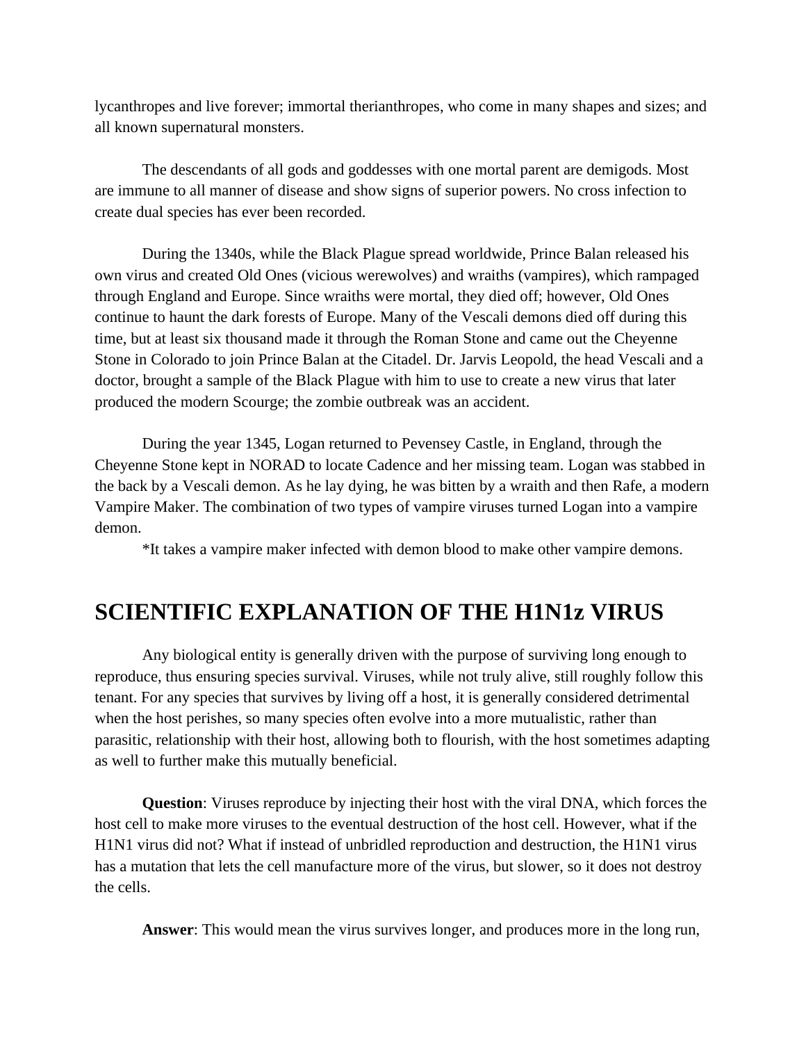lycanthropes and live forever; immortal therianthropes, who come in many shapes and sizes; and all known supernatural monsters.

The descendants of all gods and goddesses with one mortal parent are demigods. Most are immune to all manner of disease and show signs of superior powers. No cross infection to create dual species has ever been recorded.

During the 1340s, while the Black Plague spread worldwide, Prince Balan released his own virus and created Old Ones (vicious werewolves) and wraiths (vampires), which rampaged through England and Europe. Since wraiths were mortal, they died off; however, Old Ones continue to haunt the dark forests of Europe. Many of the Vescali demons died off during this time, but at least six thousand made it through the Roman Stone and came out the Cheyenne Stone in Colorado to join Prince Balan at the Citadel. Dr. Jarvis Leopold, the head Vescali and a doctor, brought a sample of the Black Plague with him to use to create a new virus that later produced the modern Scourge; the zombie outbreak was an accident.

During the year 1345, Logan returned to Pevensey Castle, in England, through the Cheyenne Stone kept in NORAD to locate Cadence and her missing team. Logan was stabbed in the back by a Vescali demon. As he lay dying, he was bitten by a wraith and then Rafe, a modern Vampire Maker. The combination of two types of vampire viruses turned Logan into a vampire demon.

*It takes a vampire maker infected with demon blood to make other vampire demons.

## SCIENTIFIC EXPLANATION OF THE H1N1z VIRUS

Any biological entity is generally driven with the purpose of surviving long enough to reproduce, thus ensuring species survival. Viruses, while not truly alive, still roughly follow this tenant. For any species that survives by living off a host, it is generally considered detrimental when the host perishes, so many species often evolve into a more mutualistic, rather than parasitic, relationship with their host, allowing both to flourish, with the host sometimes adapting as well to further make this mutually beneficial.

**Question**: Viruses reproduce by injecting their host with the viral DNA, which forces the host cell to make more viruses to the eventual destruction of the host cell. However, what if the H1N1 virus did not? What if instead of unbridled reproduction and destruction, the H1N1 virus has a mutation that lets the cell manufacture more of the virus, but slower, so it does not destroy the cells.

**Answer**: This would mean the virus survives longer, and produces more in the long run,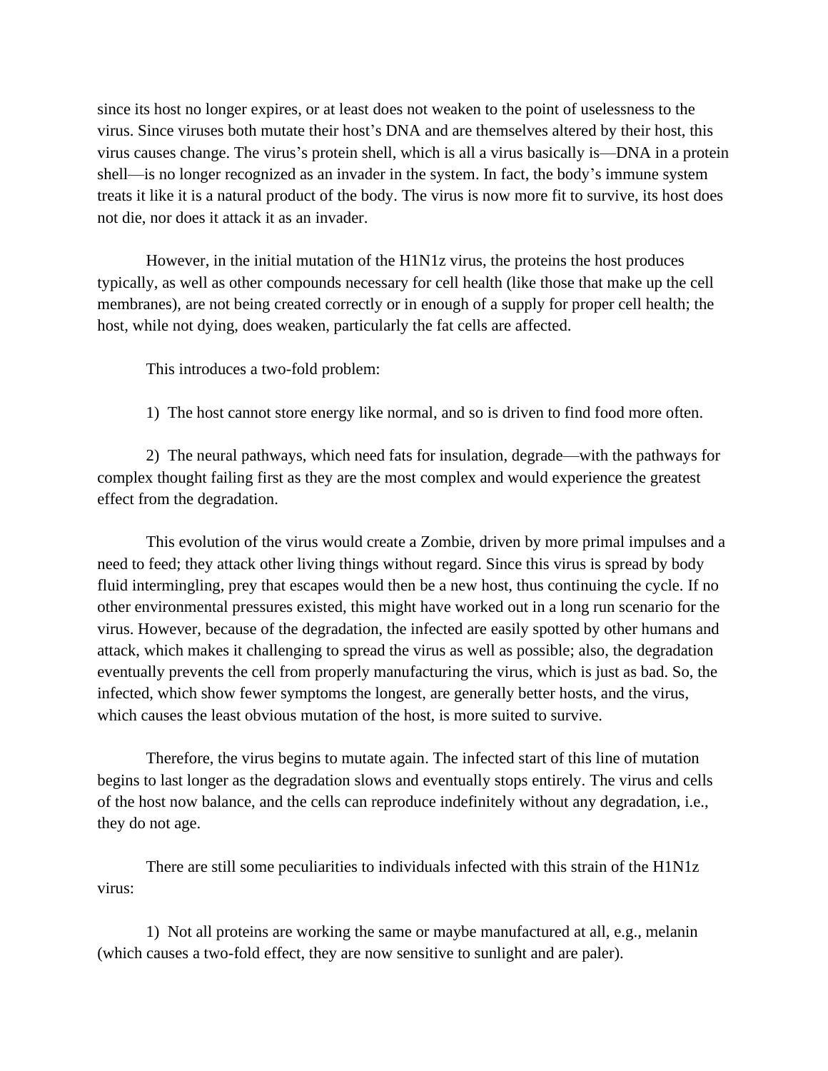since its host no longer expires, or at least does not weaken to the point of uselessness to the virus. Since viruses both mutate their host's DNA and are themselves altered by their host, this virus causes change. The virus's protein shell, which is all a virus basically is—DNA in a protein shell—is no longer recognized as an invader in the system. In fact, the body's immune system treats it like it is a natural product of the body. The virus is now more fit to survive, its host does not die, nor does it attack it as an invader.

However, in the initial mutation of the H1N1z virus, the proteins the host produces typically, as well as other compounds necessary for cell health (like those that make up the cell membranes), are not being created correctly or in enough of a supply for proper cell health; the host, while not dying, does weaken, particularly the fat cells are affected.

This introduces a two-fold problem:

1) The host cannot store energy like normal, and so is driven to find food more often.

2) The neural pathways, which need fats for insulation, degrade—with the pathways for complex thought failing first as they are the most complex and would experience the greatest effect from the degradation.

This evolution of the virus would create a Zombie, driven by more primal impulses and a need to feed; they attack other living things without regard. Since this virus is spread by body fluid intermingling, prey that escapes would then be a new host, thus continuing the cycle. If no other environmental pressures existed, this might have worked out in a long run scenario for the virus. However, because of the degradation, the infected are easily spotted by other humans and attack, which makes it challenging to spread the virus as well as possible; also, the degradation eventually prevents the cell from properly manufacturing the virus, which is just as bad. So, the infected, which show fewer symptoms the longest, are generally better hosts, and the virus, which causes the least obvious mutation of the host, is more suited to survive.

Therefore, the virus begins to mutate again. The infected start of this line of mutation begins to last longer as the degradation slows and eventually stops entirely. The virus and cells of the host now balance, and the cells can reproduce indefinitely without any degradation, i.e., they do not age.

There are still some peculiarities to individuals infected with this strain of the H1N1z virus:

1) Not all proteins are working the same or maybe manufactured at all, e.g., melanin (which causes a two-fold effect, they are now sensitive to sunlight and are paler).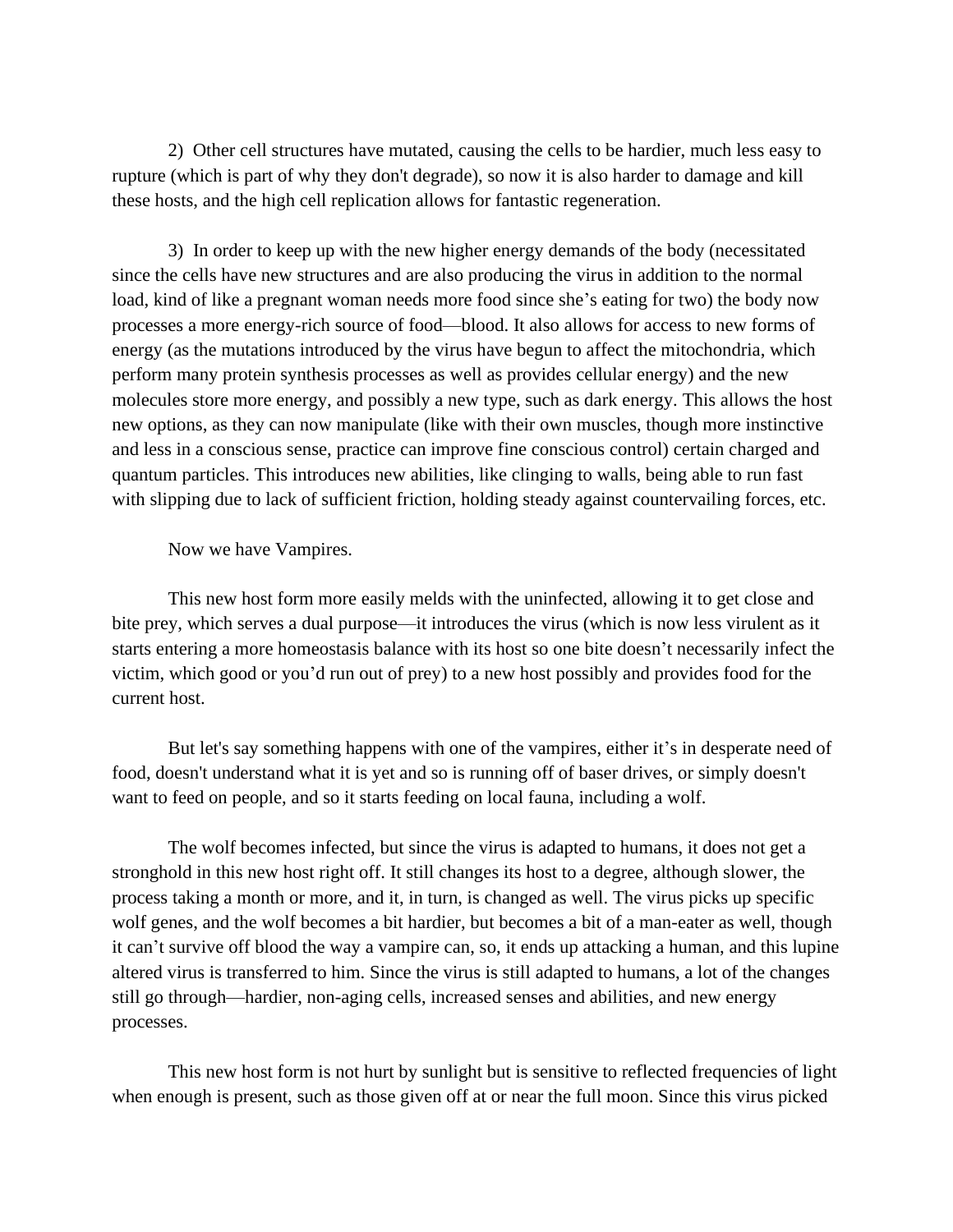2) Other cell structures have mutated, causing the cells to be hardier, much less easy to rupture (which is part of why they don't degrade), so now it is also harder to damage and kill these hosts, and the high cell replication allows for fantastic regeneration.

3) In order to keep up with the new higher energy demands of the body (necessitated since the cells have new structures and are also producing the virus in addition to the normal load, kind of like a pregnant woman needs more food since she's eating for two) the body now processes a more energy-rich source of food—blood. It also allows for access to new forms of energy (as the mutations introduced by the virus have begun to affect the mitochondria, which perform many protein synthesis processes as well as provides cellular energy) and the new molecules store more energy, and possibly a new type, such as dark energy. This allows the host new options, as they can now manipulate (like with their own muscles, though more instinctive and less in a conscious sense, practice can improve fine conscious control) certain charged and quantum particles. This introduces new abilities, like clinging to walls, being able to run fast with slipping due to lack of sufficient friction, holding steady against countervailing forces, etc.

Now we have Vampires.

This new host form more easily melds with the uninfected, allowing it to get close and bite prey, which serves a dual purpose—it introduces the virus (which is now less virulent as it starts entering a more homeostasis balance with its host so one bite doesn't necessarily infect the victim, which good or you'd run out of prey) to a new host possibly and provides food for the current host.

But let's say something happens with one of the vampires, either it's in desperate need of food, doesn't understand what it is yet and so is running off of baser drives, or simply doesn't want to feed on people, and so it starts feeding on local fauna, including a wolf.

The wolf becomes infected, but since the virus is adapted to humans, it does not get a stronghold in this new host right off. It still changes its host to a degree, although slower, the process taking a month or more, and it, in turn, is changed as well. The virus picks up specific wolf genes, and the wolf becomes a bit hardier, but becomes a bit of a man-eater as well, though it can't survive off blood the way a vampire can, so, it ends up attacking a human, and this lupine altered virus is transferred to him. Since the virus is still adapted to humans, a lot of the changes still go through—hardier, non-aging cells, increased senses and abilities, and new energy processes.

This new host form is not hurt by sunlight but is sensitive to reflected frequencies of light when enough is present, such as those given off at or near the full moon. Since this virus picked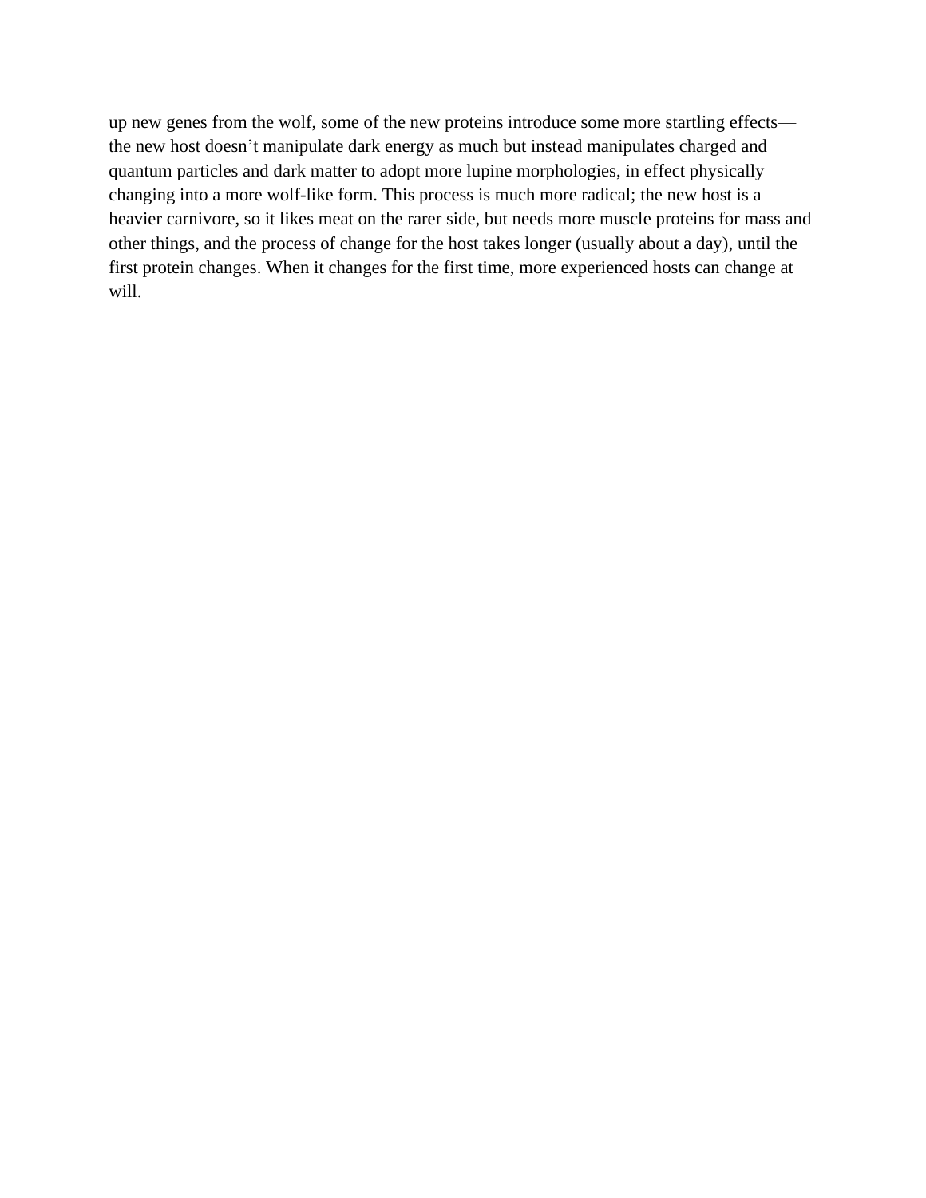up new genes from the wolf, some of the new proteins introduce some more startling effects—the new host doesn't manipulate dark energy as much but instead manipulates charged and quantum particles and dark matter to adopt more lupine morphologies, in effect physically changing into a more wolf-like form. This process is much more radical; the new host is a heavier carnivore, so it likes meat on the rarer side, but needs more muscle proteins for mass and other things, and the process of change for the host takes longer (usually about a day), until the first protein changes. When it changes for the first time, more experienced hosts can change at will.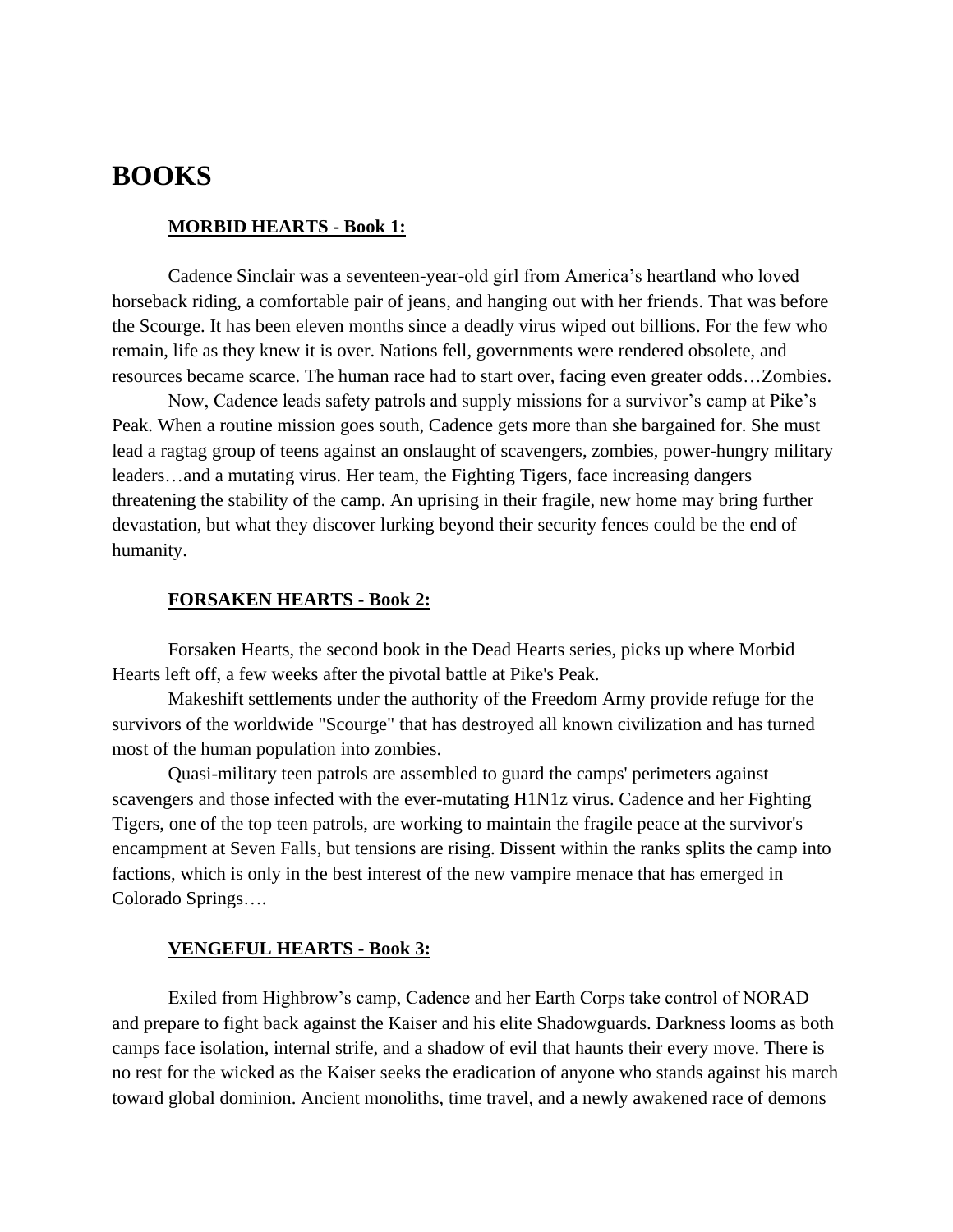# BOOKS

**<u>MORBID HEARTS - Book 1:</u>**

Cadence Sinclair was a seventeen-year-old girl from America's heartland who loved horseback riding, a comfortable pair of jeans, and hanging out with her friends. That was before the Scourge. It has been eleven months since a deadly virus wiped out billions. For the few who remain, life as they knew it is over. Nations fell, governments were rendered obsolete, and resources became scarce. The human race had to start over, facing even greater odds…Zombies.

Now, Cadence leads safety patrols and supply missions for a survivor's camp at Pike's Peak. When a routine mission goes south, Cadence gets more than she bargained for. She must lead a ragtag group of teens against an onslaught of scavengers, zombies, power-hungry military leaders…and a mutating virus. Her team, the Fighting Tigers, face increasing dangers threatening the stability of the camp. An uprising in their fragile, new home may bring further devastation, but what they discover lurking beyond their security fences could be the end of humanity.

**<u>FORSAKEN HEARTS - Book 2:</u>**

Forsaken Hearts, the second book in the Dead Hearts series, picks up where Morbid Hearts left off, a few weeks after the pivotal battle at Pike's Peak.

Makeshift settlements under the authority of the Freedom Army provide refuge for the survivors of the worldwide "Scourge" that has destroyed all known civilization and has turned most of the human population into zombies.

Quasi-military teen patrols are assembled to guard the camps' perimeters against scavengers and those infected with the ever-mutating H1N1z virus. Cadence and her Fighting Tigers, one of the top teen patrols, are working to maintain the fragile peace at the survivor's encampment at Seven Falls, but tensions are rising. Dissent within the ranks splits the camp into factions, which is only in the best interest of the new vampire menace that has emerged in Colorado Springs….

**<u>VENGEFUL HEARTS - Book 3:</u>**

Exiled from Highbrow's camp, Cadence and her Earth Corps take control of NORAD and prepare to fight back against the Kaiser and his elite Shadowguards. Darkness looms as both camps face isolation, internal strife, and a shadow of evil that haunts their every move. There is no rest for the wicked as the Kaiser seeks the eradication of anyone who stands against his march toward global dominion. Ancient monoliths, time travel, and a newly awakened race of demons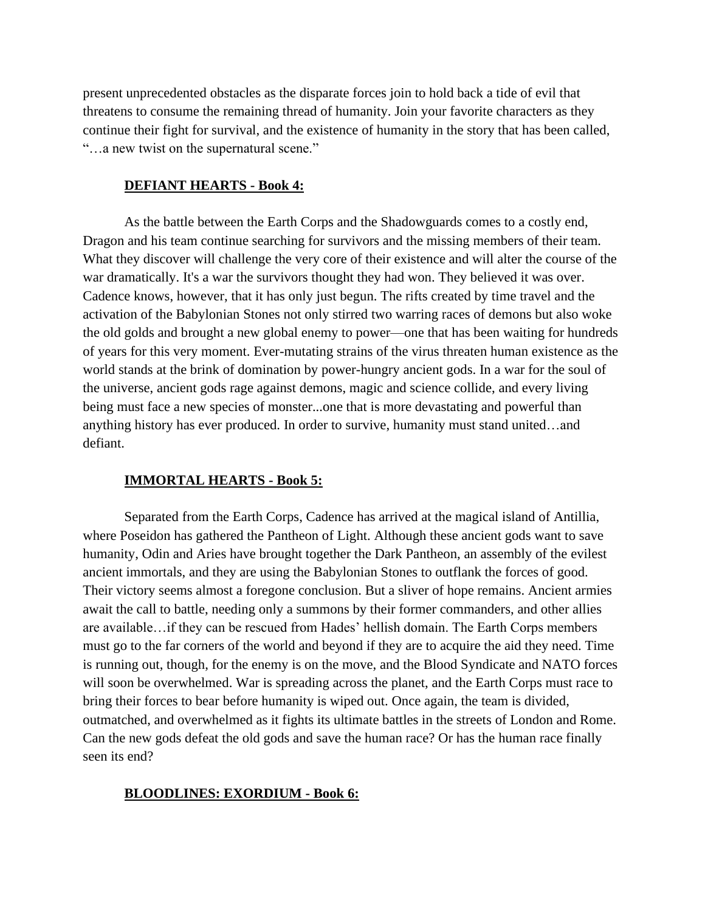present unprecedented obstacles as the disparate forces join to hold back a tide of evil that threatens to consume the remaining thread of humanity. Join your favorite characters as they continue their fight for survival, and the existence of humanity in the story that has been called, "…a new twist on the supernatural scene."

**DEFIANT HEARTS - Book 4:**

As the battle between the Earth Corps and the Shadowguards comes to a costly end, Dragon and his team continue searching for survivors and the missing members of their team. What they discover will challenge the very core of their existence and will alter the course of the war dramatically. It's a war the survivors thought they had won. They believed it was over. Cadence knows, however, that it has only just begun. The rifts created by time travel and the activation of the Babylonian Stones not only stirred two warring races of demons but also woke the old golds and brought a new global enemy to power—one that has been waiting for hundreds of years for this very moment. Ever-mutating strains of the virus threaten human existence as the world stands at the brink of domination by power-hungry ancient gods. In a war for the soul of the universe, ancient gods rage against demons, magic and science collide, and every living being must face a new species of monster...one that is more devastating and powerful than anything history has ever produced. In order to survive, humanity must stand united…and defiant.

**IMMORTAL HEARTS - Book 5:**

Separated from the Earth Corps, Cadence has arrived at the magical island of Antillia, where Poseidon has gathered the Pantheon of Light. Although these ancient gods want to save humanity, Odin and Aries have brought together the Dark Pantheon, an assembly of the evilest ancient immortals, and they are using the Babylonian Stones to outflank the forces of good. Their victory seems almost a foregone conclusion. But a sliver of hope remains. Ancient armies await the call to battle, needing only a summons by their former commanders, and other allies are available…if they can be rescued from Hades' hellish domain. The Earth Corps members must go to the far corners of the world and beyond if they are to acquire the aid they need. Time is running out, though, for the enemy is on the move, and the Blood Syndicate and NATO forces will soon be overwhelmed. War is spreading across the planet, and the Earth Corps must race to bring their forces to bear before humanity is wiped out. Once again, the team is divided, outmatched, and overwhelmed as it fights its ultimate battles in the streets of London and Rome. Can the new gods defeat the old gods and save the human race? Or has the human race finally seen its end?

**BLOODLINES: EXORDIUM - Book 6:**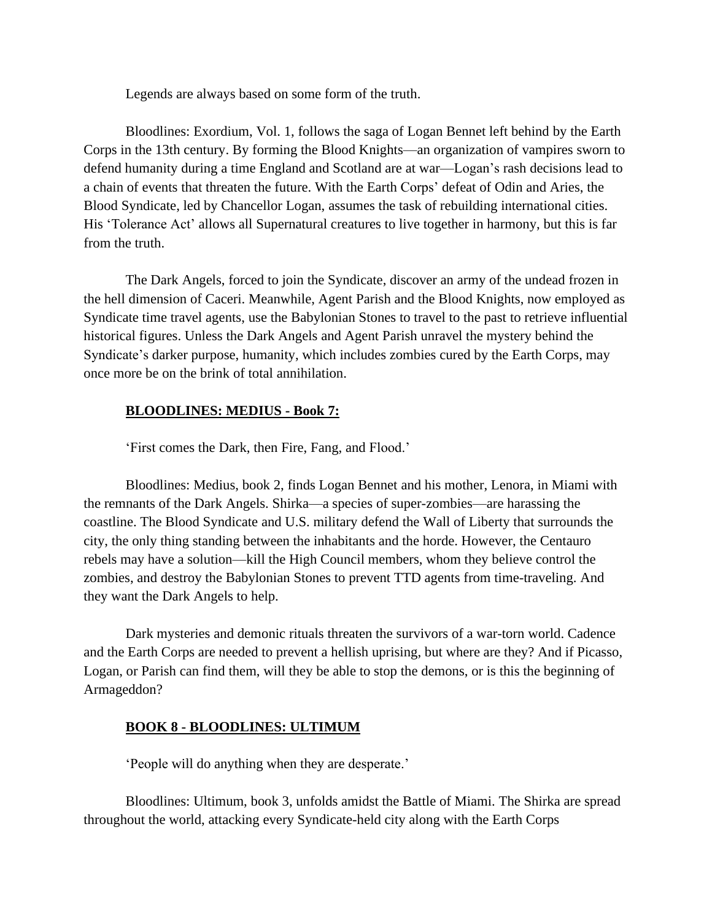Legends are always based on some form of the truth.

Bloodlines: Exordium, Vol. 1, follows the saga of Logan Bennet left behind by the Earth Corps in the 13th century. By forming the Blood Knights—an organization of vampires sworn to defend humanity during a time England and Scotland are at war—Logan's rash decisions lead to a chain of events that threaten the future. With the Earth Corps' defeat of Odin and Aries, the Blood Syndicate, led by Chancellor Logan, assumes the task of rebuilding international cities. His 'Tolerance Act' allows all Supernatural creatures to live together in harmony, but this is far from the truth.

The Dark Angels, forced to join the Syndicate, discover an army of the undead frozen in the hell dimension of Caceri. Meanwhile, Agent Parish and the Blood Knights, now employed as Syndicate time travel agents, use the Babylonian Stones to travel to the past to retrieve influential historical figures. Unless the Dark Angels and Agent Parish unravel the mystery behind the Syndicate's darker purpose, humanity, which includes zombies cured by the Earth Corps, may once more be on the brink of total annihilation.

## **BLOODLINES: MEDIUS - Book 7:**

'First comes the Dark, then Fire, Fang, and Flood.'

Bloodlines: Medius, book 2, finds Logan Bennet and his mother, Lenora, in Miami with the remnants of the Dark Angels. Shirka—a species of super-zombies—are harassing the coastline. The Blood Syndicate and U.S. military defend the Wall of Liberty that surrounds the city, the only thing standing between the inhabitants and the horde. However, the Centauro rebels may have a solution—kill the High Council members, whom they believe control the zombies, and destroy the Babylonian Stones to prevent TTD agents from time-traveling. And they want the Dark Angels to help.

Dark mysteries and demonic rituals threaten the survivors of a war-torn world. Cadence and the Earth Corps are needed to prevent a hellish uprising, but where are they? And if Picasso, Logan, or Parish can find them, will they be able to stop the demons, or is this the beginning of Armageddon?

## **BOOK 8 - BLOODLINES: ULTIMUM**

'People will do anything when they are desperate.'

Bloodlines: Ultimum, book 3, unfolds amidst the Battle of Miami. The Shirka are spread throughout the world, attacking every Syndicate-held city along with the Earth Corps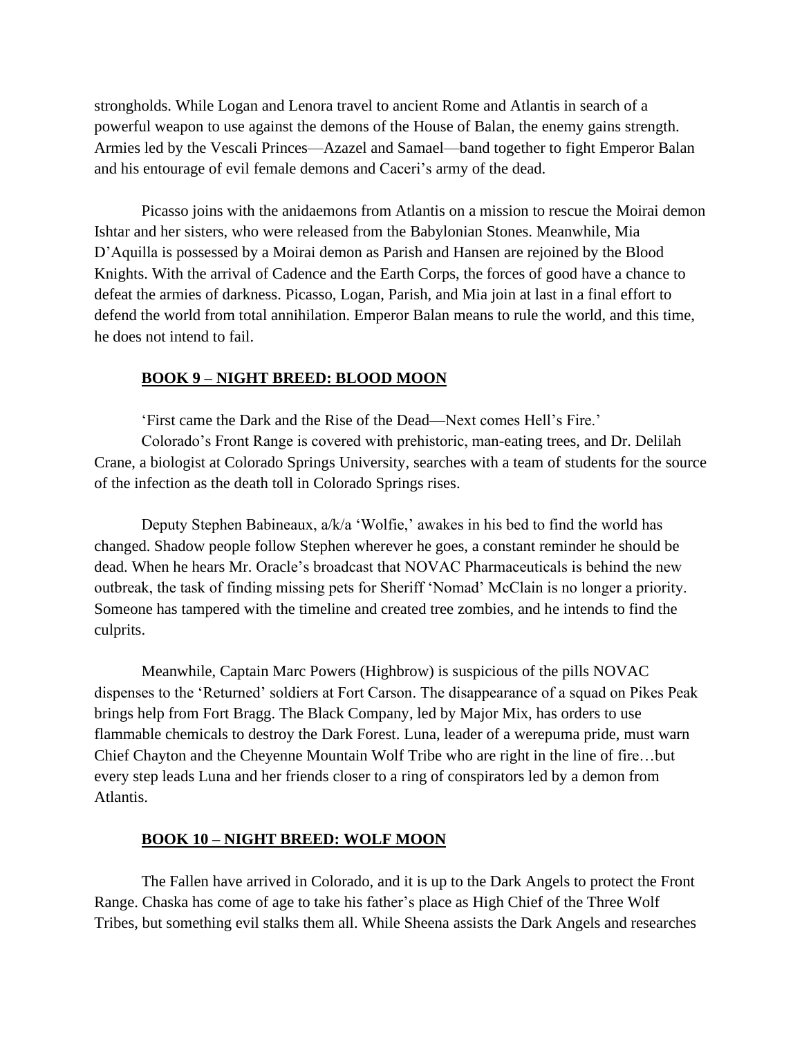strongholds. While Logan and Lenora travel to ancient Rome and Atlantis in search of a powerful weapon to use against the demons of the House of Balan, the enemy gains strength. Armies led by the Vescali Princes—Azazel and Samael—band together to fight Emperor Balan and his entourage of evil female demons and Caceri's army of the dead.

Picasso joins with the anidaemons from Atlantis on a mission to rescue the Moirai demon Ishtar and her sisters, who were released from the Babylonian Stones. Meanwhile, Mia D'Aquilla is possessed by a Moirai demon as Parish and Hansen are rejoined by the Blood Knights. With the arrival of Cadence and the Earth Corps, the forces of good have a chance to defeat the armies of darkness. Picasso, Logan, Parish, and Mia join at last in a final effort to defend the world from total annihilation. Emperor Balan means to rule the world, and this time, he does not intend to fail.

## BOOK 9 – NIGHT BREED: BLOOD MOON

'First came the Dark and the Rise of the Dead—Next comes Hell's Fire.'

Colorado's Front Range is covered with prehistoric, man-eating trees, and Dr. Delilah Crane, a biologist at Colorado Springs University, searches with a team of students for the source of the infection as the death toll in Colorado Springs rises.

Deputy Stephen Babineaux, a/k/a 'Wolfie,' awakes in his bed to find the world has changed. Shadow people follow Stephen wherever he goes, a constant reminder he should be dead. When he hears Mr. Oracle's broadcast that NOVAC Pharmaceuticals is behind the new outbreak, the task of finding missing pets for Sheriff 'Nomad' McClain is no longer a priority. Someone has tampered with the timeline and created tree zombies, and he intends to find the culprits.

Meanwhile, Captain Marc Powers (Highbrow) is suspicious of the pills NOVAC dispenses to the 'Returned' soldiers at Fort Carson. The disappearance of a squad on Pikes Peak brings help from Fort Bragg. The Black Company, led by Major Mix, has orders to use flammable chemicals to destroy the Dark Forest. Luna, leader of a werepuma pride, must warn Chief Chayton and the Cheyenne Mountain Wolf Tribe who are right in the line of fire…but every step leads Luna and her friends closer to a ring of conspirators led by a demon from Atlantis.

## BOOK 10 – NIGHT BREED: WOLF MOON

The Fallen have arrived in Colorado, and it is up to the Dark Angels to protect the Front Range. Chaska has come of age to take his father's place as High Chief of the Three Wolf Tribes, but something evil stalks them all. While Sheena assists the Dark Angels and researches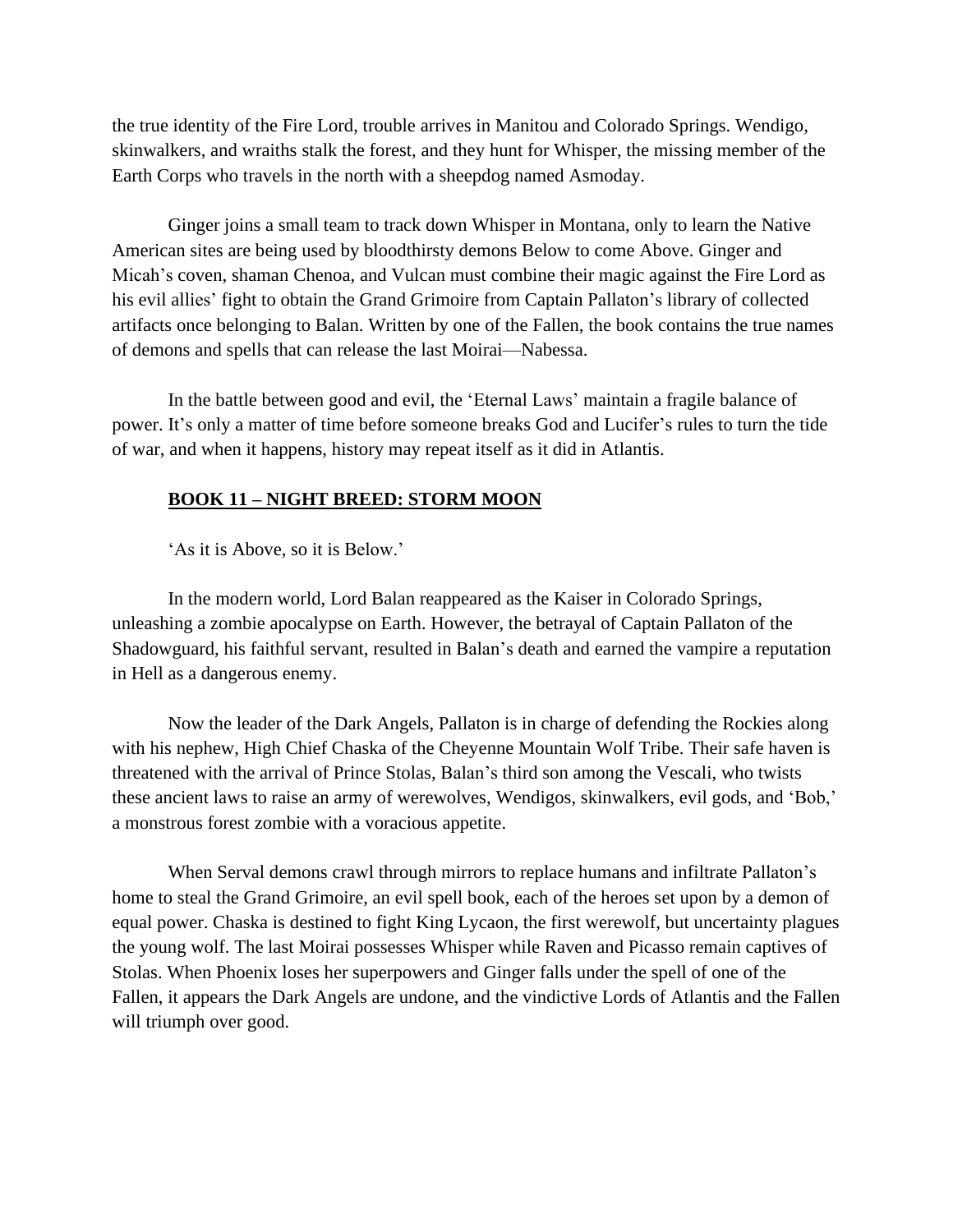the true identity of the Fire Lord, trouble arrives in Manitou and Colorado Springs. Wendigo, skinwalkers, and wraiths stalk the forest, and they hunt for Whisper, the missing member of the Earth Corps who travels in the north with a sheepdog named Asmoday.

Ginger joins a small team to track down Whisper in Montana, only to learn the Native American sites are being used by bloodthirsty demons Below to come Above. Ginger and Micah's coven, shaman Chenoa, and Vulcan must combine their magic against the Fire Lord as his evil allies' fight to obtain the Grand Grimoire from Captain Pallaton's library of collected artifacts once belonging to Balan. Written by one of the Fallen, the book contains the true names of demons and spells that can release the last Moirai—Nabessa.

In the battle between good and evil, the 'Eternal Laws' maintain a fragile balance of power. It's only a matter of time before someone breaks God and Lucifer's rules to turn the tide of war, and when it happens, history may repeat itself as it did in Atlantis.

## BOOK 11 – NIGHT BREED: STORM MOON

'As it is Above, so it is Below.'

In the modern world, Lord Balan reappeared as the Kaiser in Colorado Springs, unleashing a zombie apocalypse on Earth. However, the betrayal of Captain Pallaton of the Shadowguard, his faithful servant, resulted in Balan's death and earned the vampire a reputation in Hell as a dangerous enemy.

Now the leader of the Dark Angels, Pallaton is in charge of defending the Rockies along with his nephew, High Chief Chaska of the Cheyenne Mountain Wolf Tribe. Their safe haven is threatened with the arrival of Prince Stolas, Balan's third son among the Vescali, who twists these ancient laws to raise an army of werewolves, Wendigos, skinwalkers, evil gods, and 'Bob,' a monstrous forest zombie with a voracious appetite.

When Serval demons crawl through mirrors to replace humans and infiltrate Pallaton's home to steal the Grand Grimoire, an evil spell book, each of the heroes set upon by a demon of equal power. Chaska is destined to fight King Lycaon, the first werewolf, but uncertainty plagues the young wolf. The last Moirai possesses Whisper while Raven and Picasso remain captives of Stolas. When Phoenix loses her superpowers and Ginger falls under the spell of one of the Fallen, it appears the Dark Angels are undone, and the vindictive Lords of Atlantis and the Fallen will triumph over good.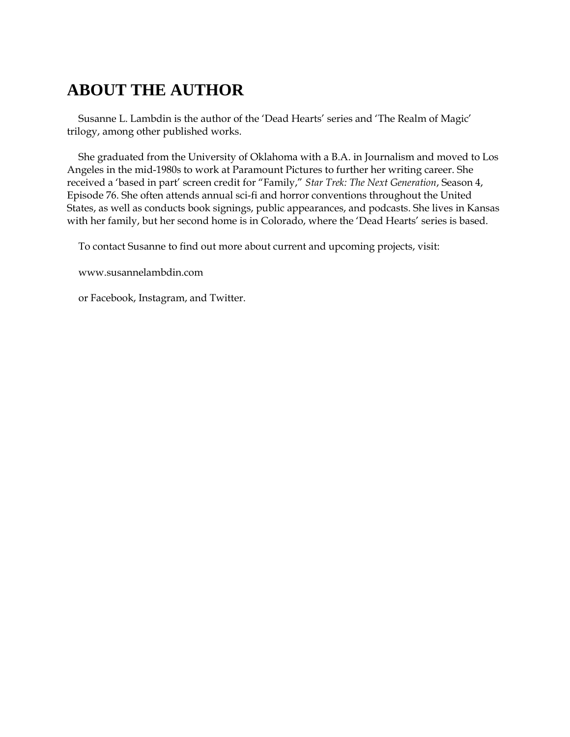# ABOUT THE AUTHOR

Susanne L. Lambdin is the author of the 'Dead Hearts' series and 'The Realm of Magic' trilogy, among other published works.

She graduated from the University of Oklahoma with a B.A. in Journalism and moved to Los Angeles in the mid-1980s to work at Paramount Pictures to further her writing career. She received a 'based in part' screen credit for "Family," *Star Trek: The Next Generation*, Season 4, Episode 76. She often attends annual sci-fi and horror conventions throughout the United States, as well as conducts book signings, public appearances, and podcasts. She lives in Kansas with her family, but her second home is in Colorado, where the 'Dead Hearts' series is based.

To contact Susanne to find out more about current and upcoming projects, visit:

www.susannelambdin.com

or Facebook, Instagram, and Twitter.